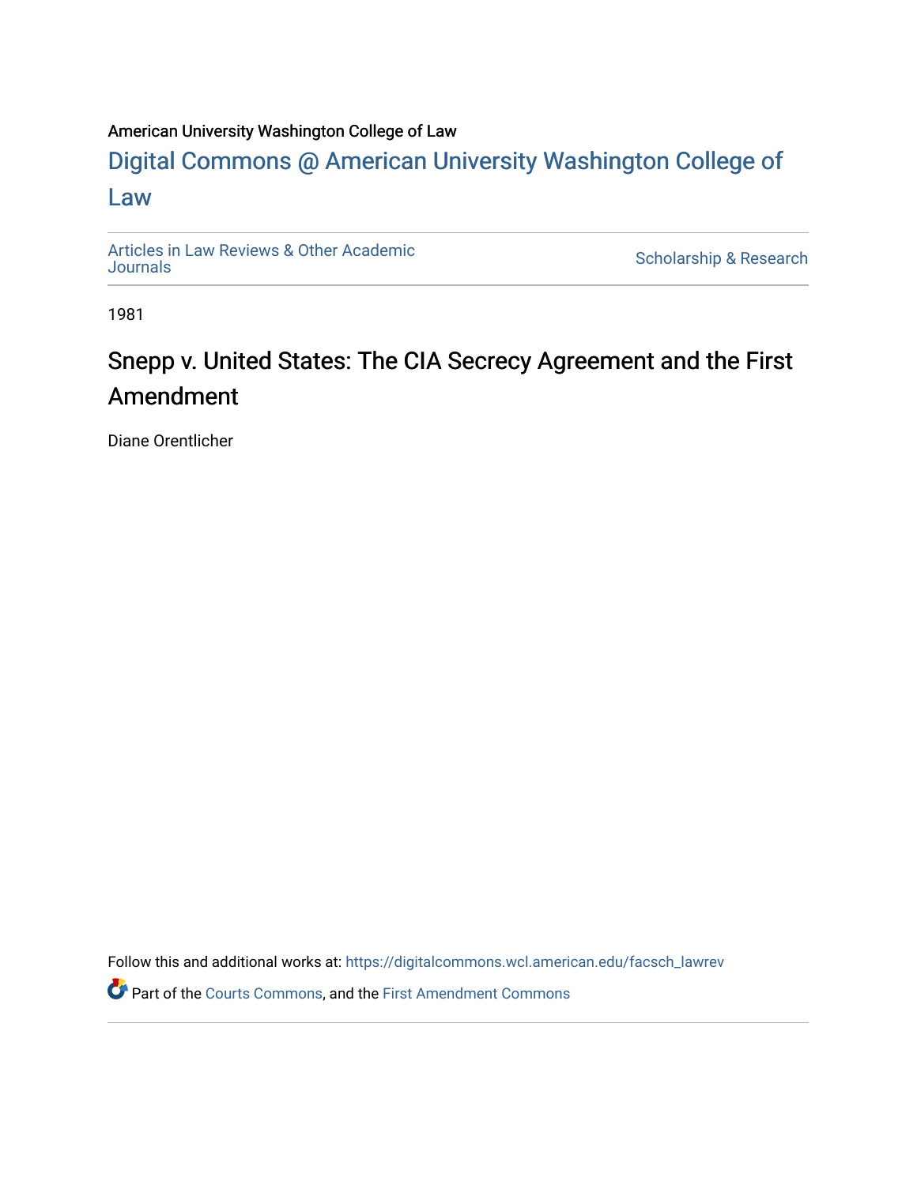American University Washington College of Law

# Digital Commons @ American University Washington College of Law

Articles in Law Reviews & Other Academic Journals

Scholarship & Research

1981

## Snepp v. United States: The CIA Secrecy Agreement and the First Amendment

Diane Orentlicher

Follow this and additional works at: https://digitalcommons.wcl.american.edu/facsch_lawrev

Part of the Courts Commons, and the First Amendment Commons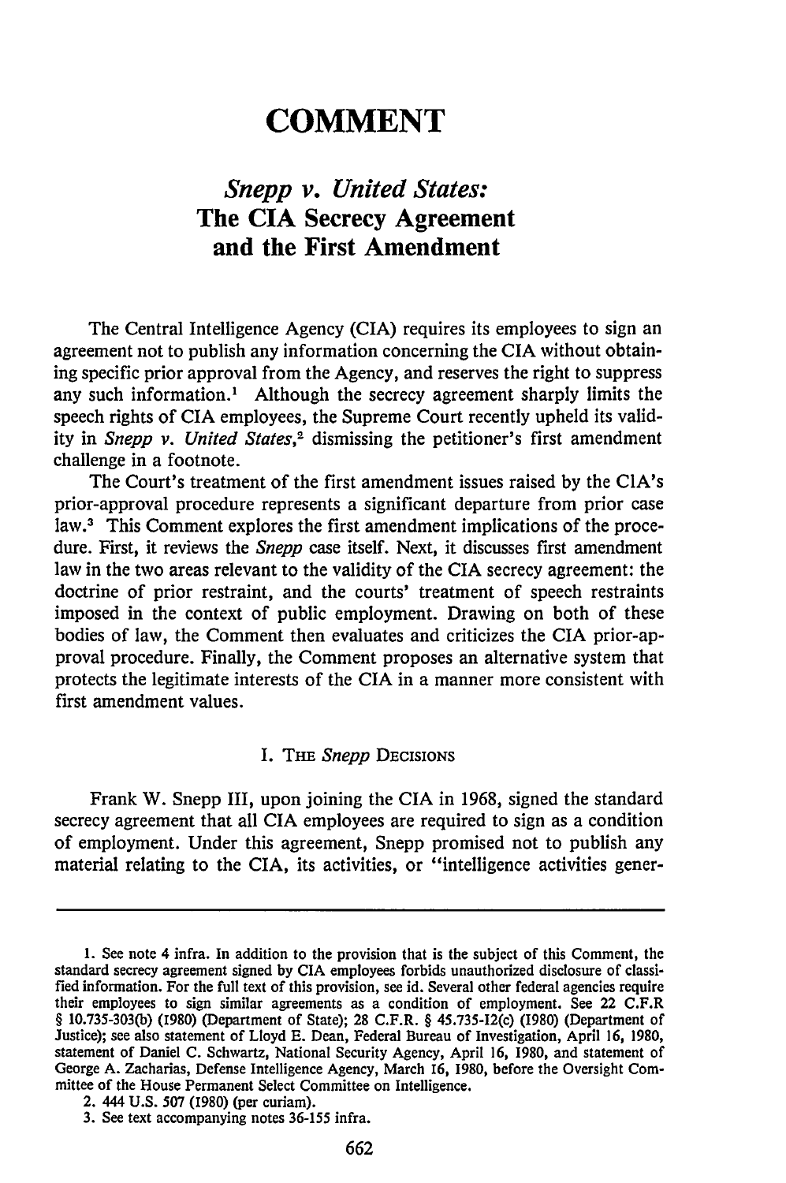# COMMENT

## *Snepp v. United States:* The CIA Secrecy Agreement and the First Amendment

The Central Intelligence Agency (CIA) requires its employees to sign an agreement not to publish any information concerning the CIA without obtaining specific prior approval from the Agency, and reserves the right to suppress any such information.[1] Although the secrecy agreement sharply limits the speech rights of CIA employees, the Supreme Court recently upheld its validity in *Snepp v. United States*,[2] dismissing the petitioner's first amendment challenge in a footnote.

The Court's treatment of the first amendment issues raised by the CIA's prior-approval procedure represents a significant departure from prior case law.[3] This Comment explores the first amendment implications of the procedure. First, it reviews the *Snepp* case itself. Next, it discusses first amendment law in the two areas relevant to the validity of the CIA secrecy agreement: the doctrine of prior restraint, and the courts' treatment of speech restraints imposed in the context of public employment. Drawing on both of these bodies of law, the Comment then evaluates and criticizes the CIA prior-approval procedure. Finally, the Comment proposes an alternative system that protects the legitimate interests of the CIA in a manner more consistent with first amendment values.

### I. The *Snepp* Decisions

Frank W. Snepp III, upon joining the CIA in 1968, signed the standard secrecy agreement that all CIA employees are required to sign as a condition of employment. Under this agreement, Snepp promised not to publish any material relating to the CIA, its activities, or "intelligence activities gener-

---

1. See note 4 infra. In addition to the provision that is the subject of this Comment, the standard secrecy agreement signed by CIA employees forbids unauthorized disclosure of classified information. For the full text of this provision, see id. Several other federal agencies require their employees to sign similar agreements as a condition of employment. See 22 C.F.R § 10.735-303(b) (1980) (Department of State); 28 C.F.R. § 45.735-12(c) (1980) (Department of Justice); see also statement of Lloyd E. Dean, Federal Bureau of Investigation, April 16, 1980, statement of Daniel C. Schwartz, National Security Agency, April 16, 1980, and statement of George A. Zacharias, Defense Intelligence Agency, March 16, 1980, before the Oversight Committee of the House Permanent Select Committee on Intelligence.

2. 444 U.S. 507 (1980) (per curiam).

3. See text accompanying notes 36-155 infra.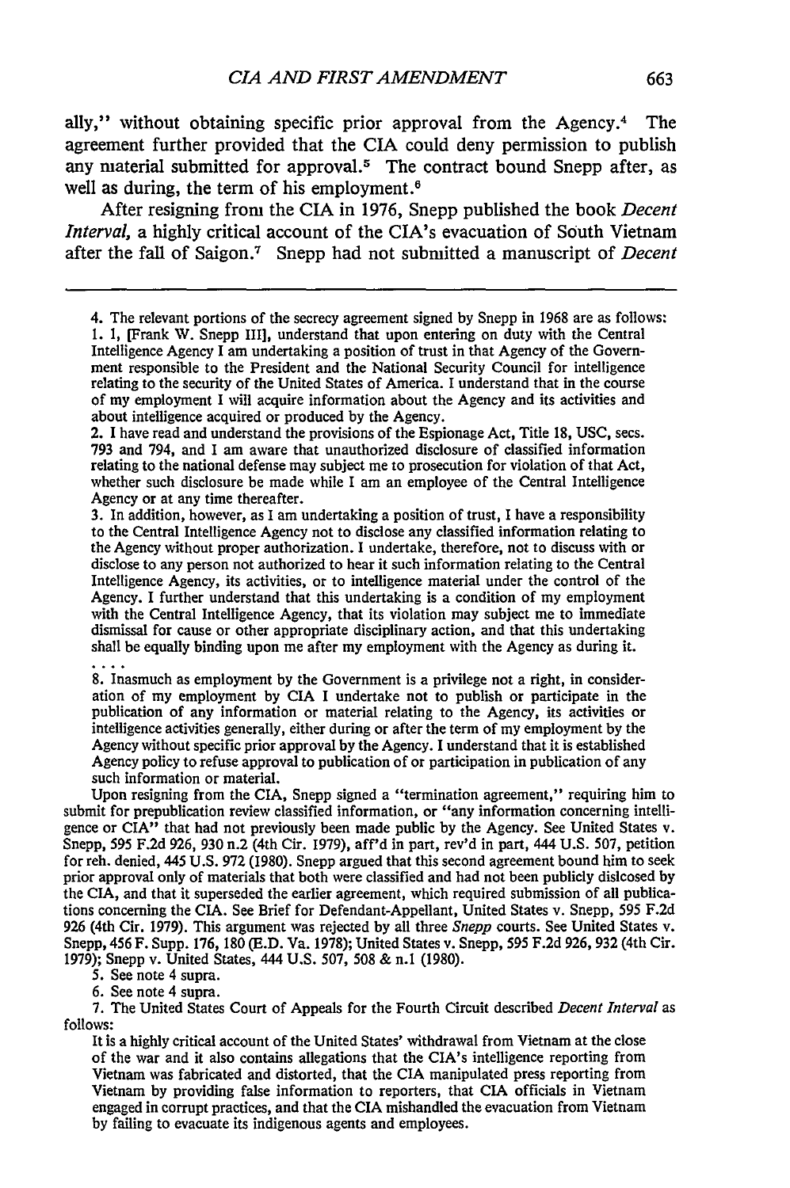ally," without obtaining specific prior approval from the Agency.[4] The agreement further provided that the CIA could deny permission to publish any material submitted for approval.[5] The contract bound Snepp after, as well as during, the term of his employment.[6]

After resigning from the CIA in 1976, Snepp published the book *Decent Interval*, a highly critical account of the CIA's evacuation of South Vietnam after the fall of Saigon.[7] Snepp had not submitted a manuscript of *Decent*

---

4. The relevant portions of the secrecy agreement signed by Snepp in 1968 are as follows:

> 1. I, [Frank W. Snepp III], understand that upon entering on duty with the Central Intelligence Agency I am undertaking a position of trust in that Agency of the Government responsible to the President and the National Security Council for intelligence relating to the security of the United States of America. I understand that in the course of my employment I will acquire information about the Agency and its activities and about intelligence acquired or produced by the Agency.
>
> 2. I have read and understand the provisions of the Espionage Act, Title 18, USC, secs. 793 and 794, and I am aware that unauthorized disclosure of classified information relating to the national defense may subject me to prosecution for violation of that Act, whether such disclosure be made while I am an employee of the Central Intelligence Agency or at any time thereafter.
>
> 3. In addition, however, as I am undertaking a position of trust, I have a responsibility to the Central Intelligence Agency not to disclose any classified information relating to the Agency without proper authorization. I undertake, therefore, not to discuss with or disclose to any person not authorized to hear it such information relating to the Central Intelligence Agency, its activities, or to intelligence material under the control of the Agency. I further understand that this undertaking is a condition of my employment with the Central Intelligence Agency, that its violation may subject me to immediate dismissal for cause or other appropriate disciplinary action, and that this undertaking shall be equally binding upon me after my employment with the Agency as during it.
>
> ....
>
> 8. Inasmuch as employment by the Government is a privilege not a right, in consideration of my employment by CIA I undertake not to publish or participate in the publication of any information or material relating to the Agency, its activities or intelligence activities generally, either during or after the term of my employment by the Agency without specific prior approval by the Agency. I understand that it is established Agency policy to refuse approval to publication of or participation in publication of any such information or material.

Upon resigning from the CIA, Snepp signed a "termination agreement," requiring him to submit for prepublication review classified information, or "any information concerning intelligence or CIA" that had not previously been made public by the Agency. See United States v. Snepp, 595 F.2d 926, 930 n.2 (4th Cir. 1979), aff'd in part, rev'd in part, 444 U.S. 507, petition for reh. denied, 445 U.S. 972 (1980). Snepp argued that this second agreement bound him to seek prior approval only of materials that both were classified and had not been publicly disclosed by the CIA, and that it superseded the earlier agreement, which required submission of all publications concerning the CIA. See Brief for Defendant-Appellant, United States v. Snepp, 595 F.2d 926 (4th Cir. 1979). This argument was rejected by all three *Snepp* courts. See United States v. Snepp, 456 F. Supp. 176, 180 (E.D. Va. 1978); United States v. Snepp, 595 F.2d 926, 932 (4th Cir. 1979); Snepp v. United States, 444 U.S. 507, 508 & n.1 (1980).

5. See note 4 supra.

6. See note 4 supra.

7. The United States Court of Appeals for the Fourth Circuit described *Decent Interval* as follows:

> It is a highly critical account of the United States' withdrawal from Vietnam at the close of the war and it also contains allegations that the CIA's intelligence reporting from Vietnam was fabricated and distorted, that the CIA manipulated press reporting from Vietnam by providing false information to reporters, that CIA officials in Vietnam engaged in corrupt practices, and that the CIA mishandled the evacuation from Vietnam by failing to evacuate its indigenous agents and employees.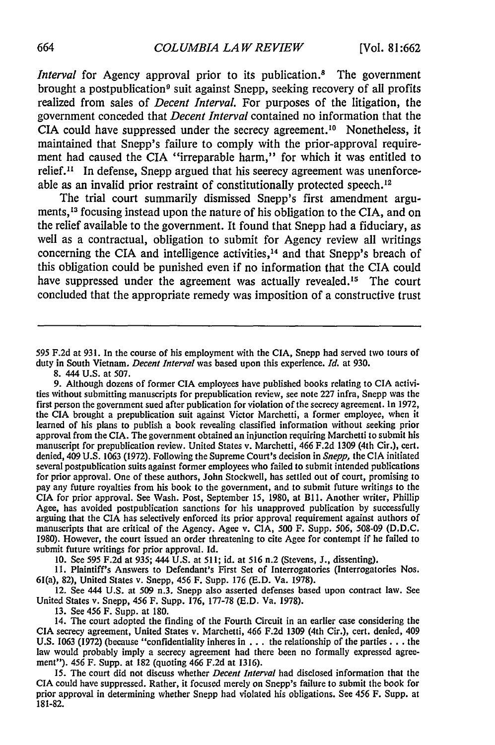*Interval* for Agency approval prior to its publication.[8] The government brought a postpublication[9] suit against Snepp, seeking recovery of all profits realized from sales of *Decent Interval.* For purposes of the litigation, the government conceded that *Decent Interval* contained no information that the CIA could have suppressed under the secrecy agreement.[10] Nonetheless, it maintained that Snepp's failure to comply with the prior-approval requirement had caused the CIA "irreparable harm," for which it was entitled to relief.[11] In defense, Snepp argued that his secrecy agreement was unenforceable as an invalid prior restraint of constitutionally protected speech.[12]

The trial court summarily dismissed Snepp's first amendment arguments,[13] focusing instead upon the nature of his obligation to the CIA, and on the relief available to the government. It found that Snepp had a fiduciary, as well as a contractual, obligation to submit for Agency review all writings concerning the CIA and intelligence activities,[14] and that Snepp's breach of this obligation could be punished even if no information that the CIA could have suppressed under the agreement was actually revealed.[15] The court concluded that the appropriate remedy was imposition of a constructive trust

---

595 F.2d at 931. In the course of his employment with the CIA, Snepp had served two tours of duty in South Vietnam. *Decent Interval* was based upon this experience. *Id.* at 930.

8. 444 U.S. at 507.

9. Although dozens of former CIA employees have published books relating to CIA activities without submitting manuscripts for prepublication review, see note 227 infra, Snepp was the first person the government sued after publication for violation of the secrecy agreement. In 1972, the CIA brought a prepublication suit against Victor Marchetti, a former employee, when it learned of his plans to publish a book revealing classified information without seeking prior approval from the CIA. The government obtained an injunction requiring Marchetti to submit his manuscript for prepublication review. United States v. Marchetti, 466 F.2d 1309 (4th Cir.), cert. denied, 409 U.S. 1063 (1972). Following the Supreme Court's decision in *Snepp,* the CIA initiated several postpublication suits against former employees who failed to submit intended publications for prior approval. One of these authors, John Stockwell, has settled out of court, promising to pay any future royalties from his book to the government, and to submit future writings to the CIA for prior approval. See Wash. Post, September 15, 1980, at B11. Another writer, Phillip Agee, has avoided postpublication sanctions for his unapproved publication by successfully arguing that the CIA has selectively enforced its prior approval requirement against authors of manuscripts that are critical of the Agency. Agee v. CIA, 500 F. Supp. 506, 508-09 (D.D.C. 1980). However, the court issued an order threatening to cite Agee for contempt if he failed to submit future writings for prior approval. Id.

10. See 595 F.2d at 935; 444 U.S. at 511; id. at 516 n.2 (Stevens, J., dissenting).

11. Plaintiff's Answers to Defendant's First Set of Interrogatories (Interrogatories Nos. 61(a), 82), United States v. Snepp, 456 F. Supp. 176 (E.D. Va. 1978).

12. See 444 U.S. at 509 n.3. Snepp also asserted defenses based upon contract law. See United States v. Snepp, 456 F. Supp. 176, 177-78 (E.D. Va. 1978).

13. See 456 F. Supp. at 180.

14. The court adopted the finding of the Fourth Circuit in an earlier case considering the CIA secrecy agreement, United States v. Marchetti, 466 F.2d 1309 (4th Cir.), cert. denied, 409 U.S. 1063 (1972) (because "confidentiality inheres in . . . the relationship of the parties . . . the law would probably imply a secrecy agreement had there been no formally expressed agreement"). 456 F. Supp. at 182 (quoting 466 F.2d at 1316).

15. The court did not discuss whether *Decent Interval* had disclosed information that the CIA could have suppressed. Rather, it focused merely on Snepp's failure to submit the book for prior approval in determining whether Snepp had violated his obligations. See 456 F. Supp. at 181-82.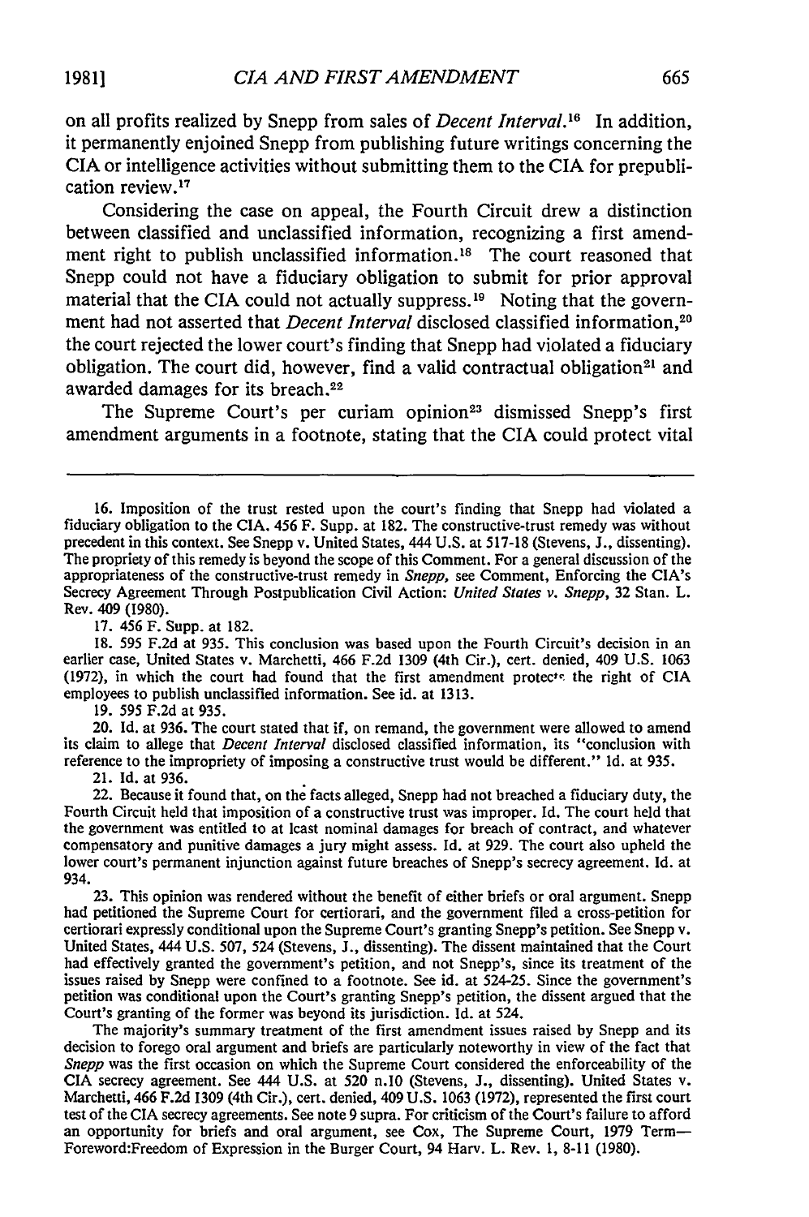on all profits realized by Snepp from sales of *Decent Interval*.[16] In addition, it permanently enjoined Snepp from publishing future writings concerning the CIA or intelligence activities without submitting them to the CIA for prepublication review.[17]

Considering the case on appeal, the Fourth Circuit drew a distinction between classified and unclassified information, recognizing a first amendment right to publish unclassified information.[18] The court reasoned that Snepp could not have a fiduciary obligation to submit for prior approval material that the CIA could not actually suppress.[19] Noting that the government had not asserted that *Decent Interval* disclosed classified information,[20] the court rejected the lower court's finding that Snepp had violated a fiduciary obligation. The court did, however, find a valid contractual obligation[21] and awarded damages for its breach.[22]

The Supreme Court's per curiam opinion[23] dismissed Snepp's first amendment arguments in a footnote, stating that the CIA could protect vital

---

16. Imposition of the trust rested upon the court's finding that Snepp had violated a fiduciary obligation to the CIA. 456 F. Supp. at 182. The constructive-trust remedy was without precedent in this context. See Snepp v. United States, 444 U.S. at 517-18 (Stevens, J., dissenting). The propriety of this remedy is beyond the scope of this Comment. For a general discussion of the appropriateness of the constructive-trust remedy in *Snepp*, see Comment, Enforcing the CIA's Secrecy Agreement Through Postpublication Civil Action: *United States v. Snepp*, 32 Stan. L. Rev. 409 (1980).

17. 456 F. Supp. at 182.

18. 595 F.2d at 935. This conclusion was based upon the Fourth Circuit's decision in an earlier case, United States v. Marchetti, 466 F.2d 1309 (4th Cir.), cert. denied, 409 U.S. 1063 (1972), in which the court had found that the first amendment protects the right of CIA employees to publish unclassified information. See id. at 1313.

19. 595 F.2d at 935.

20. Id. at 936. The court stated that if, on remand, the government were allowed to amend its claim to allege that *Decent Interval* disclosed classified information, its "conclusion with reference to the impropriety of imposing a constructive trust would be different." Id. at 935.

21. Id. at 936.

22. Because it found that, on the facts alleged, Snepp had not breached a fiduciary duty, the Fourth Circuit held that imposition of a constructive trust was improper. Id. The court held that the government was entitled to at least nominal damages for breach of contract, and whatever compensatory and punitive damages a jury might assess. Id. at 929. The court also upheld the lower court's permanent injunction against future breaches of Snepp's secrecy agreement. Id. at 934.

23. This opinion was rendered without the benefit of either briefs or oral argument. Snepp had petitioned the Supreme Court for certiorari, and the government filed a cross-petition for certiorari expressly conditional upon the Supreme Court's granting Snepp's petition. See Snepp v. United States, 444 U.S. 507, 524 (Stevens, J., dissenting). The dissent maintained that the Court had effectively granted the government's petition, and not Snepp's, since its treatment of the issues raised by Snepp were confined to a footnote. See id. at 524-25. Since the government's petition was conditional upon the Court's granting Snepp's petition, the dissent argued that the Court's granting of the former was beyond its jurisdiction. Id. at 524.

The majority's summary treatment of the first amendment issues raised by Snepp and its decision to forego oral argument and briefs are particularly noteworthy in view of the fact that *Snepp* was the first occasion on which the Supreme Court considered the enforceability of the CIA secrecy agreement. See 444 U.S. at 520 n.10 (Stevens, J., dissenting). United States v. Marchetti, 466 F.2d 1309 (4th Cir.), cert. denied, 409 U.S. 1063 (1972), represented the first court test of the CIA secrecy agreements. See note 9 supra. For criticism of the Court's failure to afford an opportunity for briefs and oral argument, see Cox, The Supreme Court, 1979 Term—Foreword:Freedom of Expression in the Burger Court, 94 Harv. L. Rev. 1, 8-11 (1980).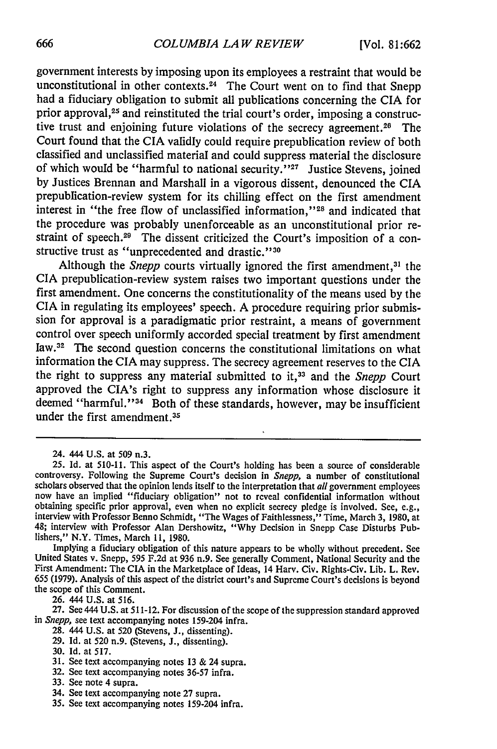government interests by imposing upon its employees a restraint that would be unconstitutional in other contexts.[24] The Court went on to find that Snepp had a fiduciary obligation to submit all publications concerning the CIA for prior approval,[25] and reinstituted the trial court's order, imposing a constructive trust and enjoining future violations of the secrecy agreement.[26] The Court found that the CIA validly could require prepublication review of both classified and unclassified material and could suppress material the disclosure of which would be "harmful to national security."[27] Justice Stevens, joined by Justices Brennan and Marshall in a vigorous dissent, denounced the CIA prepublication-review system for its chilling effect on the first amendment interest in "the free flow of unclassified information,"[28] and indicated that the procedure was probably unenforceable as an unconstitutional prior restraint of speech.[29] The dissent criticized the Court's imposition of a constructive trust as "unprecedented and drastic."[30]

Although the *Snepp* courts virtually ignored the first amendment,[31] the CIA prepublication-review system raises two important questions under the first amendment. One concerns the constitutionality of the means used by the CIA in regulating its employees' speech. A procedure requiring prior submission for approval is a paradigmatic prior restraint, a means of government control over speech uniformly accorded special treatment by first amendment law.[32] The second question concerns the constitutional limitations on what information the CIA may suppress. The secrecy agreement reserves to the CIA the right to suppress any material submitted to it,[33] and the *Snepp* Court approved the CIA's right to suppress any information whose disclosure it deemed "harmful."[34] Both of these standards, however, may be insufficient under the first amendment.[35]

---

24. 444 U.S. at 509 n.3.

25. Id. at 510-11. This aspect of the Court's holding has been a source of considerable controversy. Following the Supreme Court's decision in *Snepp*, a number of constitutional scholars observed that the opinion lends itself to the interpretation that *all* government employees now have an implied "fiduciary obligation" not to reveal confidential information without obtaining specific prior approval, even when no explicit secrecy pledge is involved. See, e.g., interview with Professor Benno Schmidt, "The Wages of Faithlessness," Time, March 3, 1980, at 48; interview with Professor Alan Dershowitz, "Why Decision in Snepp Case Disturbs Publishers," N.Y. Times, March 11, 1980.

Implying a fiduciary obligation of this nature appears to be wholly without precedent. See United States v. Snepp, 595 F.2d at 936 n.9. See generally Comment, National Security and the First Amendment: The CIA in the Marketplace of Ideas, 14 Harv. Civ. Rights-Civ. Lib. L. Rev. 655 (1979). Analysis of this aspect of the district court's and Supreme Court's decisions is beyond the scope of this Comment.

26. 444 U.S. at 516.

27. See 444 U.S. at 511-12. For discussion of the scope of the suppression standard approved in *Snepp*, see text accompanying notes 159-204 infra.

28. 444 U.S. at 520 (Stevens, J., dissenting).

29. Id. at 520 n.9. (Stevens, J., dissenting).

30. Id. at 517.

31. See text accompanying notes 13 & 24 supra.

32. See text accompanying notes 36-57 infra.

33. See note 4 supra.

34. See text accompanying note 27 supra.

35. See text accompanying notes 159-204 infra.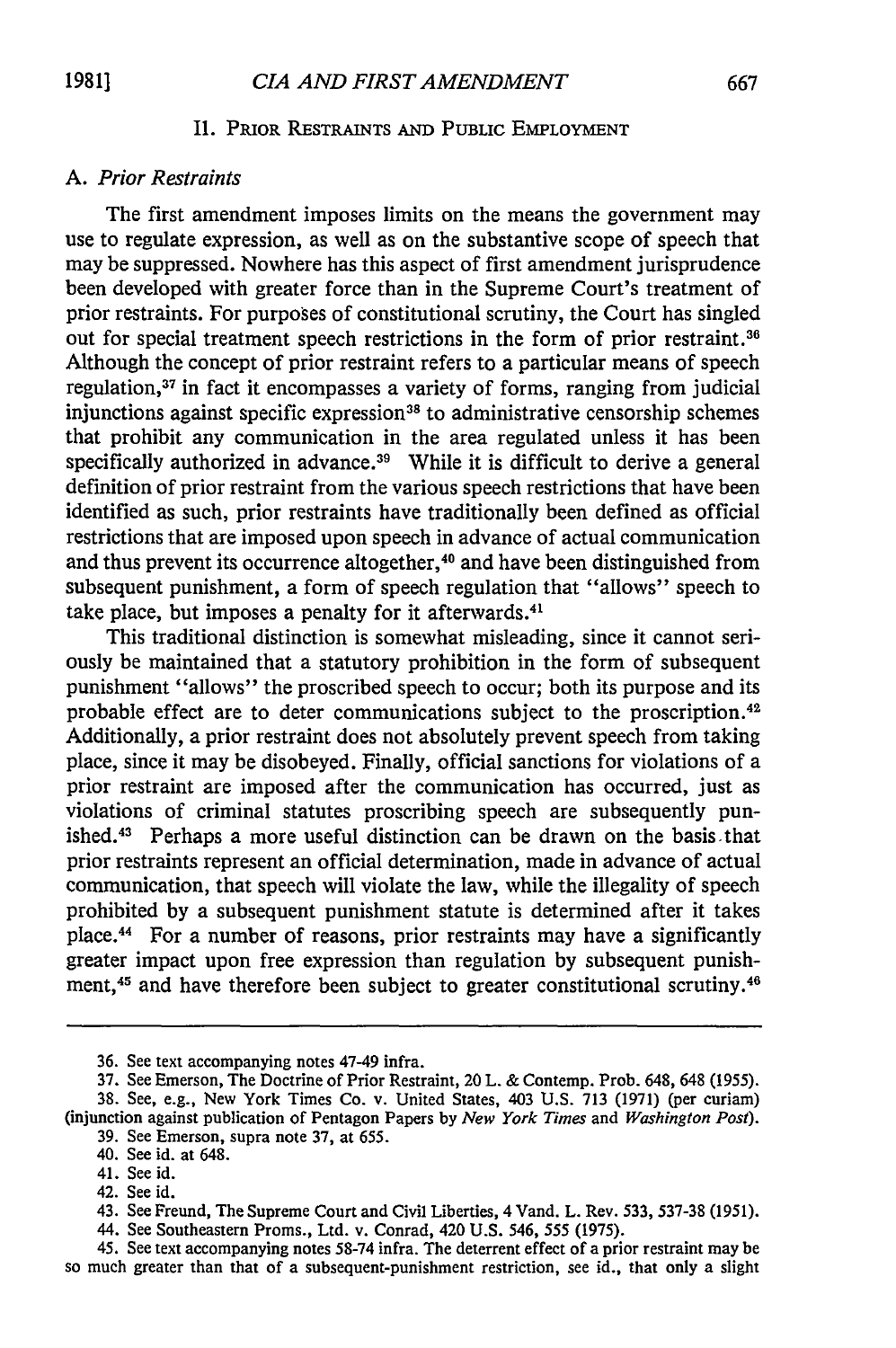## II. Prior Restraints and Public Employment

### A. *Prior Restraints*

The first amendment imposes limits on the means the government may use to regulate expression, as well as on the substantive scope of speech that may be suppressed. Nowhere has this aspect of first amendment jurisprudence been developed with greater force than in the Supreme Court's treatment of prior restraints. For purposes of constitutional scrutiny, the Court has singled out for special treatment speech restrictions in the form of prior restraint.[36] Although the concept of prior restraint refers to a particular means of speech regulation,[37] in fact it encompasses a variety of forms, ranging from judicial injunctions against specific expression[38] to administrative censorship schemes that prohibit any communication in the area regulated unless it has been specifically authorized in advance.[39] While it is difficult to derive a general definition of prior restraint from the various speech restrictions that have been identified as such, prior restraints have traditionally been defined as official restrictions that are imposed upon speech in advance of actual communication and thus prevent its occurrence altogether,[40] and have been distinguished from subsequent punishment, a form of speech regulation that "allows" speech to take place, but imposes a penalty for it afterwards.[41]

This traditional distinction is somewhat misleading, since it cannot seriously be maintained that a statutory prohibition in the form of subsequent punishment "allows" the proscribed speech to occur; both its purpose and its probable effect are to deter communications subject to the proscription.[42] Additionally, a prior restraint does not absolutely prevent speech from taking place, since it may be disobeyed. Finally, official sanctions for violations of a prior restraint are imposed after the communication has occurred, just as violations of criminal statutes proscribing speech are subsequently punished.[43] Perhaps a more useful distinction can be drawn on the basis that prior restraints represent an official determination, made in advance of actual communication, that speech will violate the law, while the illegality of speech prohibited by a subsequent punishment statute is determined after it takes place.[44] For a number of reasons, prior restraints may have a significantly greater impact upon free expression than regulation by subsequent punishment,[45] and have therefore been subject to greater constitutional scrutiny.[46]

---

36. See text accompanying notes 47-49 infra.

37. See Emerson, The Doctrine of Prior Restraint, 20 L. & Contemp. Prob. 648, 648 (1955).

38. See, e.g., New York Times Co. v. United States, 403 U.S. 713 (1971) (per curiam) (injunction against publication of Pentagon Papers by *New York Times* and *Washington Post*).

39. See Emerson, supra note 37, at 655.

40. See id. at 648.

41. See id.

42. See id.

43. See Freund, The Supreme Court and Civil Liberties, 4 Vand. L. Rev. 533, 537-38 (1951).

44. See Southeastern Proms., Ltd. v. Conrad, 420 U.S. 546, 555 (1975).

45. See text accompanying notes 58-74 infra. The deterrent effect of a prior restraint may be so much greater than that of a subsequent-punishment restriction, see id., that only a slight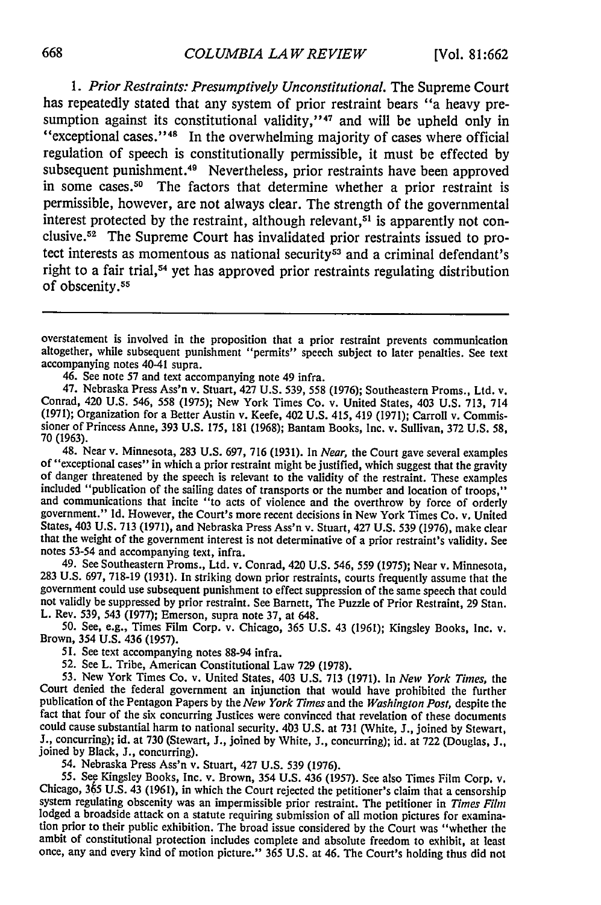1. *Prior Restraints: Presumptively Unconstitutional.* The Supreme Court has repeatedly stated that any system of prior restraint bears "a heavy presumption against its constitutional validity,"[47] and will be upheld only in "exceptional cases."[48] In the overwhelming majority of cases where official regulation of speech is constitutionally permissible, it must be effected by subsequent punishment.[49] Nevertheless, prior restraints have been approved in some cases.[50] The factors that determine whether a prior restraint is permissible, however, are not always clear. The strength of the governmental interest protected by the restraint, although relevant,[51] is apparently not conclusive.[52] The Supreme Court has invalidated prior restraints issued to protect interests as momentous as national security[53] and a criminal defendant's right to a fair trial,[54] yet has approved prior restraints regulating distribution of obscenity.[55]

---

overstatement is involved in the proposition that a prior restraint prevents communication altogether, while subsequent punishment "permits" speech subject to later penalties. See text accompanying notes 40-41 supra.

46. See note 57 and text accompanying note 49 infra.

47. Nebraska Press Ass'n v. Stuart, 427 U.S. 539, 558 (1976); Southeastern Proms., Ltd. v. Conrad, 420 U.S. 546, 558 (1975); New York Times Co. v. United States, 403 U.S. 713, 714 (1971); Organization for a Better Austin v. Keefe, 402 U.S. 415, 419 (1971); Carroll v. Commissioner of Princess Anne, 393 U.S. 175, 181 (1968); Bantam Books, Inc. v. Sullivan, 372 U.S. 58, 70 (1963).

48. Near v. Minnesota, 283 U.S. 697, 716 (1931). In *Near,* the Court gave several examples of "exceptional cases" in which a prior restraint might be justified, which suggest that the gravity of danger threatened by the speech is relevant to the validity of the restraint. These examples included "publication of the sailing dates of transports or the number and location of troops," and communications that incite "to acts of violence and the overthrow by force of orderly government." Id. However, the Court's more recent decisions in New York Times Co. v. United States, 403 U.S. 713 (1971), and Nebraska Press Ass'n v. Stuart, 427 U.S. 539 (1976), make clear that the weight of the government interest is not determinative of a prior restraint's validity. See notes 53-54 and accompanying text, infra.

49. See Southeastern Proms., Ltd. v. Conrad, 420 U.S. 546, 559 (1975); Near v. Minnesota, 283 U.S. 697, 718-19 (1931). In striking down prior restraints, courts frequently assume that the government could use subsequent punishment to effect suppression of the same speech that could not validly be suppressed by prior restraint. See Barnett, The Puzzle of Prior Restraint, 29 Stan. L. Rev. 539, 543 (1977); Emerson, supra note 37, at 648.

50. See, e.g., Times Film Corp. v. Chicago, 365 U.S. 43 (1961); Kingsley Books, Inc. v. Brown, 354 U.S. 436 (1957).

51. See text accompanying notes 88-94 infra.

52. See L. Tribe, American Constitutional Law 729 (1978).

53. New York Times Co. v. United States, 403 U.S. 713 (1971). In *New York Times,* the Court denied the federal government an injunction that would have prohibited the further publication of the Pentagon Papers by the *New York Times* and the *Washington Post,* despite the fact that four of the six concurring Justices were convinced that revelation of these documents could cause substantial harm to national security. 403 U.S. at 731 (White, J., joined by Stewart, J., concurring); id. at 730 (Stewart, J., joined by White, J., concurring); id. at 722 (Douglas, J., joined by Black, J., concurring).

54. Nebraska Press Ass'n v. Stuart, 427 U.S. 539 (1976).

55. See Kingsley Books, Inc. v. Brown, 354 U.S. 436 (1957). See also Times Film Corp. v. Chicago, 365 U.S. 43 (1961), in which the Court rejected the petitioner's claim that a censorship system regulating obscenity was an impermissible prior restraint. The petitioner in *Times Film* lodged a broadside attack on a statute requiring submission of all motion pictures for examination prior to their public exhibition. The broad issue considered by the Court was "whether the ambit of constitutional protection includes complete and absolute freedom to exhibit, at least once, any and every kind of motion picture." 365 U.S. at 46. The Court's holding thus did not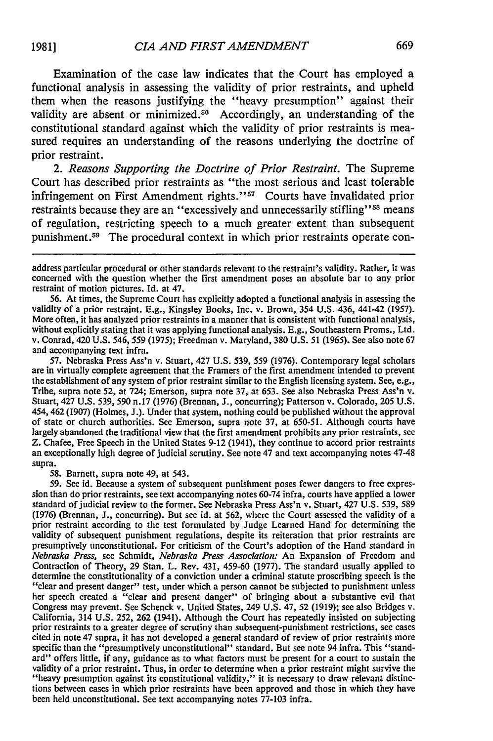Examination of the case law indicates that the Court has employed a functional analysis in assessing the validity of prior restraints, and upheld them when the reasons justifying the "heavy presumption" against their validity are absent or minimized.[56] Accordingly, an understanding of the constitutional standard against which the validity of prior restraints is measured requires an understanding of the reasons underlying the doctrine of prior restraint.

2. *Reasons Supporting the Doctrine of Prior Restraint.* The Supreme Court has described prior restraints as "the most serious and least tolerable infringement on First Amendment rights."[57] Courts have invalidated prior restraints because they are an "excessively and unnecessarily stifling"[58] means of regulation, restricting speech to a much greater extent than subsequent punishment.[59] The procedural context in which prior restraints operate con-

---

address particular procedural or other standards relevant to the restraint's validity. Rather, it was concerned with the question whether the first amendment poses an absolute bar to any prior restraint of motion pictures. Id. at 47.

56. At times, the Supreme Court has explicitly adopted a functional analysis in assessing the validity of a prior restraint. E.g., Kingsley Books, Inc. v. Brown, 354 U.S. 436, 441-42 (1957). More often, it has analyzed prior restraints in a manner that is consistent with functional analysis, without explicitly stating that it was applying functional analysis. E.g., Southeastern Proms., Ltd. v. Conrad, 420 U.S. 546, 559 (1975); Freedman v. Maryland, 380 U.S. 51 (1965). See also note 67 and accompanying text infra.

57. Nebraska Press Ass'n v. Stuart, 427 U.S. 539, 559 (1976). Contemporary legal scholars are in virtually complete agreement that the Framers of the first amendment intended to prevent the establishment of any system of prior restraint similar to the English licensing system. See, e.g., Tribe, supra note 52, at 724; Emerson, supra note 37, at 653. See also Nebraska Press Ass'n v. Stuart, 427 U.S. 539, 590 n.17 (1976) (Brennan, J., concurring); Patterson v. Colorado, 205 U.S. 454, 462 (1907) (Holmes, J.). Under that system, nothing could be published without the approval of state or church authorities. See Emerson, supra note 37, at 650-51. Although courts have largely abandoned the traditional view that the first amendment prohibits any prior restraints, see Z. Chafee, Free Speech in the United States 9-12 (1941), they continue to accord prior restraints an exceptionally high degree of judicial scrutiny. See note 47 and text accompanying notes 47-48 supra.

58. Barnett, supra note 49, at 543.

59. See id. Because a system of subsequent punishment poses fewer dangers to free expression than do prior restraints, see text accompanying notes 60-74 infra, courts have applied a lower standard of judicial review to the former. See Nebraska Press Ass'n v. Stuart, 427 U.S. 539, 589 (1976) (Brennan, J., concurring). But see id. at 562, where the Court assessed the validity of a prior restraint according to the test formulated by Judge Learned Hand for determining the validity of subsequent punishment regulations, despite its reiteration that prior restraints are presumptively unconstitutional. For criticism of the Court's adoption of the Hand standard in *Nebraska Press*, see Schmidt, *Nebraska Press Association:* An Expansion of Freedom and Contraction of Theory, 29 Stan. L. Rev. 431, 459-60 (1977). The standard usually applied to determine the constitutionality of a conviction under a criminal statute proscribing speech is the "clear and present danger" test, under which a person cannot be subjected to punishment unless her speech created a "clear and present danger" of bringing about a substantive evil that Congress may prevent. See Schenck v. United States, 249 U.S. 47, 52 (1919); see also Bridges v. California, 314 U.S. 252, 262 (1941). Although the Court has repeatedly insisted on subjecting prior restraints to a greater degree of scrutiny than subsequent-punishment restrictions, see cases cited in note 47 supra, it has not developed a general standard of review of prior restraints more specific than the "presumptively unconstitutional" standard. But see note 94 infra. This "standard" offers little, if any, guidance as to what factors must be present for a court to sustain the validity of a prior restraint. Thus, in order to determine when a prior restraint might survive the "heavy presumption against its constitutional validity," it is necessary to draw relevant distinctions between cases in which prior restraints have been approved and those in which they have been held unconstitutional. See text accompanying notes 77-103 infra.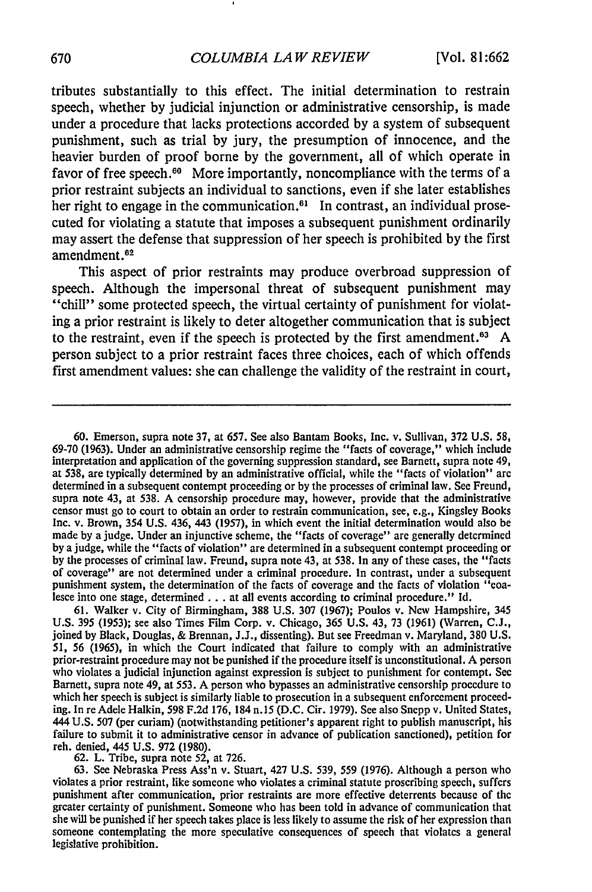tributes substantially to this effect. The initial determination to restrain speech, whether by judicial injunction or administrative censorship, is made under a procedure that lacks protections accorded by a system of subsequent punishment, such as trial by jury, the presumption of innocence, and the heavier burden of proof borne by the government, all of which operate in favor of free speech.[60] More importantly, noncompliance with the terms of a prior restraint subjects an individual to sanctions, even if she later establishes her right to engage in the communication.[61] In contrast, an individual prosecuted for violating a statute that imposes a subsequent punishment ordinarily may assert the defense that suppression of her speech is prohibited by the first amendment.[62]

This aspect of prior restraints may produce overbroad suppression of speech. Although the impersonal threat of subsequent punishment may "chill" some protected speech, the virtual certainty of punishment for violating a prior restraint is likely to deter altogether communication that is subject to the restraint, even if the speech is protected by the first amendment.[63] A person subject to a prior restraint faces three choices, each of which offends first amendment values: she can challenge the validity of the restraint in court,

---

60. Emerson, supra note 37, at 657. See also Bantam Books, Inc. v. Sullivan, 372 U.S. 58, 69-70 (1963). Under an administrative censorship regime the "facts of coverage," which include interpretation and application of the governing suppression standard, see Barnett, supra note 49, at 538, are typically determined by an administrative official, while the "facts of violation" are determined in a subsequent contempt proceeding or by the processes of criminal law. See Freund, supra note 43, at 538. A censorship procedure may, however, provide that the administrative censor must go to court to obtain an order to restrain communication, see, e.g., Kingsley Books Inc. v. Brown, 354 U.S. 436, 443 (1957), in which event the initial determination would also be made by a judge. Under an injunctive scheme, the "facts of coverage" are generally determined by a judge, while the "facts of violation" are determined in a subsequent contempt proceeding or by the processes of criminal law. Freund, supra note 43, at 538. In any of these cases, the "facts of coverage" are not determined under a criminal procedure. In contrast, under a subsequent punishment system, the determination of the facts of coverage and the facts of violation "coalesce into one stage, determined . . . at all events according to criminal procedure." Id.

61. Walker v. City of Birmingham, 388 U.S. 307 (1967); Poulos v. New Hampshire, 345 U.S. 395 (1953); see also Times Film Corp. v. Chicago, 365 U.S. 43, 73 (1961) (Warren, C.J., joined by Black, Douglas, & Brennan, J.J., dissenting). But see Freedman v. Maryland, 380 U.S. 51, 56 (1965), in which the Court indicated that failure to comply with an administrative prior-restraint procedure may not be punished if the procedure itself is unconstitutional. A person who violates a judicial injunction against expression is subject to punishment for contempt. See Barnett, supra note 49, at 553. A person who bypasses an administrative censorship procedure to which her speech is subject is similarly liable to prosecution in a subsequent enforcement proceeding. In re Adele Halkin, 598 F.2d 176, 184 n.15 (D.C. Cir. 1979). See also Snepp v. United States, 444 U.S. 507 (per curiam) (notwithstanding petitioner's apparent right to publish manuscript, his failure to submit it to administrative censor in advance of publication sanctioned), petition for reh. denied, 445 U.S. 972 (1980).

62. L. Tribe, supra note 52, at 726.

63. See Nebraska Press Ass'n v. Stuart, 427 U.S. 539, 559 (1976). Although a person who violates a prior restraint, like someone who violates a criminal statute proscribing speech, suffers punishment after communication, prior restraints are more effective deterrents because of the greater certainty of punishment. Someone who has been told in advance of communication that she will be punished if her speech takes place is less likely to assume the risk of her expression than someone contemplating the more speculative consequences of speech that violates a general legislative prohibition.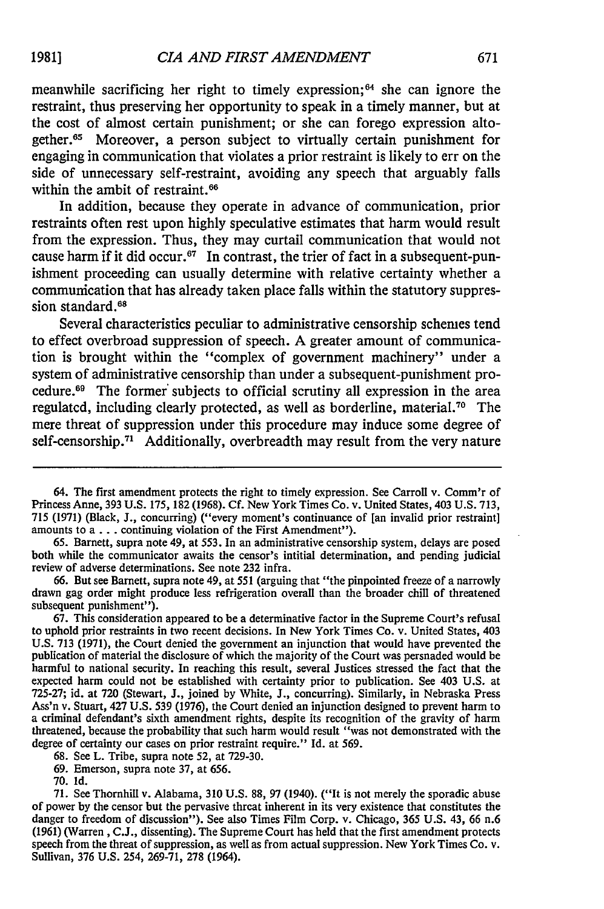meanwhile sacrificing her right to timely expression;[64] she can ignore the restraint, thus preserving her opportunity to speak in a timely manner, but at the cost of almost certain punishment; or she can forego expression altogether.[65] Moreover, a person subject to virtually certain punishment for engaging in communication that violates a prior restraint is likely to err on the side of unnecessary self-restraint, avoiding any speech that arguably falls within the ambit of restraint.[66]

In addition, because they operate in advance of communication, prior restraints often rest upon highly speculative estimates that harm would result from the expression. Thus, they may curtail communication that would not cause harm if it did occur.[67] In contrast, the trier of fact in a subsequent-punishment proceeding can usually determine with relative certainty whether a communication that has already taken place falls within the statutory suppression standard.[68]

Several characteristics peculiar to administrative censorship schemes tend to effect overbroad suppression of speech. A greater amount of communication is brought within the "complex of government machinery" under a system of administrative censorship than under a subsequent-punishment procedure.[69] The former subjects to official scrutiny all expression in the area regulated, including clearly protected, as well as borderline, material.[70] The mere threat of suppression under this procedure may induce some degree of self-censorship.[71] Additionally, overbreadth may result from the very nature

---

64. The first amendment protects the right to timely expression. See Carroll v. Comm'r of Princess Anne, 393 U.S. 175, 182 (1968). Cf. New York Times Co. v. United States, 403 U.S. 713, 715 (1971) (Black, J., concurring) ("every moment's continuance of [an invalid prior restraint] amounts to a . . . continuing violation of the First Amendment").

65. Barnett, supra note 49, at 553. In an administrative censorship system, delays are posed both while the communicator awaits the censor's intitial determination, and pending judicial review of adverse determinations. See note 232 infra.

66. But see Barnett, supra note 49, at 551 (arguing that "the pinpointed freeze of a narrowly drawn gag order might produce less refrigeration overall than the broader chill of threatened subsequent punishment").

67. This consideration appeared to be a determinative factor in the Supreme Court's refusal to uphold prior restraints in two recent decisions. In New York Times Co. v. United States, 403 U.S. 713 (1971), the Court denied the government an injunction that would have prevented the publication of material the disclosure of which the majority of the Court was persuaded would be harmful to national security. In reaching this result, several Justices stressed the fact that the expected harm could not be established with certainty prior to publication. See 403 U.S. at 725-27; id. at 720 (Stewart, J., joined by White, J., concurring). Similarly, in Nebraska Press Ass'n v. Stuart, 427 U.S. 539 (1976), the Court denied an injunction designed to prevent harm to a criminal defendant's sixth amendment rights, despite its recognition of the gravity of harm threatened, because the probability that such harm would result "was not demonstrated with the degree of certainty our cases on prior restraint require." Id. at 569.

68. See L. Tribe, supra note 52, at 729-30.

69. Emerson, supra note 37, at 656.

70. Id.

71. See Thornhill v. Alabama, 310 U.S. 88, 97 (1940). ("It is not merely the sporadic abuse of power by the censor but the pervasive threat inherent in its very existence that constitutes the danger to freedom of discussion"). See also Times Film Corp. v. Chicago, 365 U.S. 43, 66 n.6 (1961) (Warren , C.J., dissenting). The Supreme Court has held that the first amendment protects speech from the threat of suppression, as well as from actual suppression. New York Times Co. v. Sullivan, 376 U.S. 254, 269-71, 278 (1964).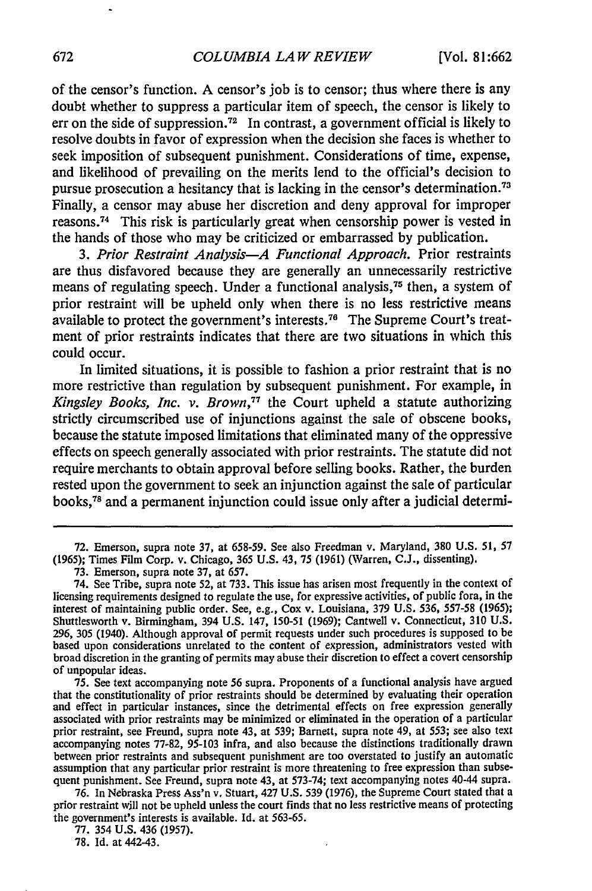of the censor's function. A censor's job is to censor; thus where there is any doubt whether to suppress a particular item of speech, the censor is likely to err on the side of suppression.[72] In contrast, a government official is likely to resolve doubts in favor of expression when the decision she faces is whether to seek imposition of subsequent punishment. Considerations of time, expense, and likelihood of prevailing on the merits lend to the official's decision to pursue prosecution a hesitancy that is lacking in the censor's determination.[73] Finally, a censor may abuse her discretion and deny approval for improper reasons.[74] This risk is particularly great when censorship power is vested in the hands of those who may be criticized or embarrassed by publication.

3. *Prior Restraint Analysis—A Functional Approach.* Prior restraints are thus disfavored because they are generally an unnecessarily restrictive means of regulating speech. Under a functional analysis,[75] then, a system of prior restraint will be upheld only when there is no less restrictive means available to protect the government's interests.[76] The Supreme Court's treatment of prior restraints indicates that there are two situations in which this could occur.

In limited situations, it is possible to fashion a prior restraint that is no more restrictive than regulation by subsequent punishment. For example, in *Kingsley Books, Inc. v. Brown*,[77] the Court upheld a statute authorizing strictly circumscribed use of injunctions against the sale of obscene books, because the statute imposed limitations that eliminated many of the oppressive effects on speech generally associated with prior restraints. The statute did not require merchants to obtain approval before selling books. Rather, the burden rested upon the government to seek an injunction against the sale of particular books,[78] and a permanent injunction could issue only after a judicial determi-

---

72. Emerson, supra note 37, at 658-59. See also Freedman v. Maryland, 380 U.S. 51, 57 (1965); Times Film Corp. v. Chicago, 365 U.S. 43, 75 (1961) (Warren, C.J., dissenting).

73. Emerson, supra note 37, at 657.

74. See Tribe, supra note 52, at 733. This issue has arisen most frequently in the context of licensing requirements designed to regulate the use, for expressive activities, of public fora, in the interest of maintaining public order. See, e.g., Cox v. Louisiana, 379 U.S. 536, 557-58 (1965); Shuttlesworth v. Birmingham, 394 U.S. 147, 150-51 (1969); Cantwell v. Connecticut, 310 U.S. 296, 305 (1940). Although approval of permit requests under such procedures is supposed to be based upon considerations unrelated to the content of expression, administrators vested with broad discretion in the granting of permits may abuse their discretion to effect a covert censorship of unpopular ideas.

75. See text accompanying note 56 supra. Proponents of a functional analysis have argued that the constitutionality of prior restraints should be determined by evaluating their operation and effect in particular instances, since the detrimental effects on free expression generally associated with prior restraints may be minimized or eliminated in the operation of a particular prior restraint, see Freund, supra note 43, at 539; Barnett, supra note 49, at 553; see also text accompanying notes 77-82, 95-103 infra, and also because the distinctions traditionally drawn between prior restraints and subsequent punishment are too overstated to justify an automatic assumption that any particular prior restraint is more threatening to free expression than subsequent punishment. See Freund, supra note 43, at 573-74; text accompanying notes 40-44 supra.

76. In Nebraska Press Ass'n v. Stuart, 427 U.S. 539 (1976), the Supreme Court stated that a prior restraint will not be upheld unless the court finds that no less restrictive means of protecting the government's interests is available. Id. at 563-65.

77. 354 U.S. 436 (1957).

78. Id. at 442-43.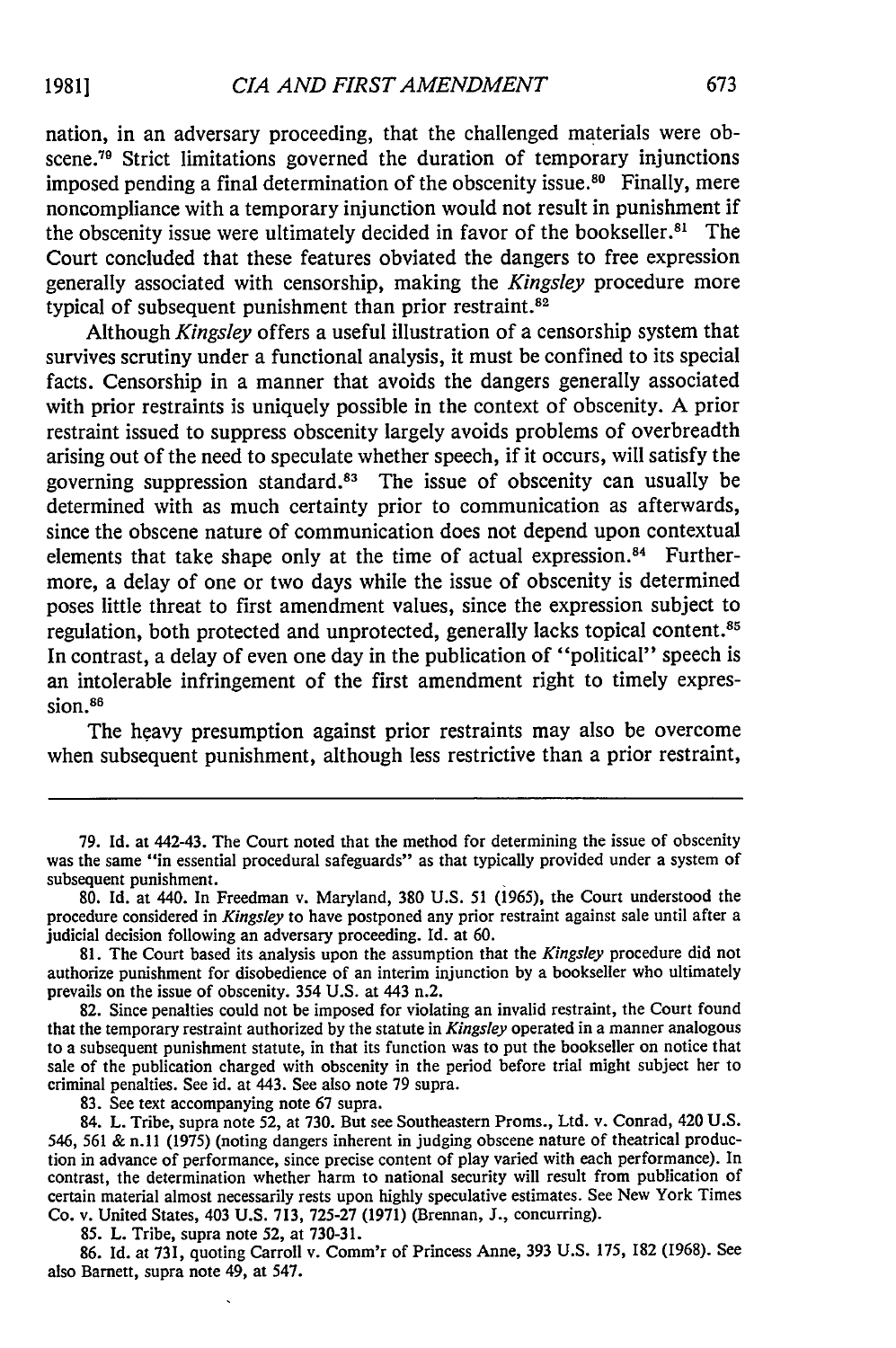nation, in an adversary proceeding, that the challenged materials were obscene.[79] Strict limitations governed the duration of temporary injunctions imposed pending a final determination of the obscenity issue.[80] Finally, mere noncompliance with a temporary injunction would not result in punishment if the obscenity issue were ultimately decided in favor of the bookseller.[81] The Court concluded that these features obviated the dangers to free expression generally associated with censorship, making the *Kingsley* procedure more typical of subsequent punishment than prior restraint.[82]

Although *Kingsley* offers a useful illustration of a censorship system that survives scrutiny under a functional analysis, it must be confined to its special facts. Censorship in a manner that avoids the dangers generally associated with prior restraints is uniquely possible in the context of obscenity. A prior restraint issued to suppress obscenity largely avoids problems of overbreadth arising out of the need to speculate whether speech, if it occurs, will satisfy the governing suppression standard.[83] The issue of obscenity can usually be determined with as much certainty prior to communication as afterwards, since the obscene nature of communication does not depend upon contextual elements that take shape only at the time of actual expression.[84] Furthermore, a delay of one or two days while the issue of obscenity is determined poses little threat to first amendment values, since the expression subject to regulation, both protected and unprotected, generally lacks topical content.[85] In contrast, a delay of even one day in the publication of "political" speech is an intolerable infringement of the first amendment right to timely expression.[86]

The heavy presumption against prior restraints may also be overcome when subsequent punishment, although less restrictive than a prior restraint,

---

79. Id. at 442-43. The Court noted that the method for determining the issue of obscenity was the same "in essential procedural safeguards" as that typically provided under a system of subsequent punishment.

80. Id. at 440. In Freedman v. Maryland, 380 U.S. 51 (1965), the Court understood the procedure considered in *Kingsley* to have postponed any prior restraint against sale until after a judicial decision following an adversary proceeding. Id. at 60.

81. The Court based its analysis upon the assumption that the *Kingsley* procedure did not authorize punishment for disobedience of an interim injunction by a bookseller who ultimately prevails on the issue of obscenity. 354 U.S. at 443 n.2.

82. Since penalties could not be imposed for violating an invalid restraint, the Court found that the temporary restraint authorized by the statute in *Kingsley* operated in a manner analogous to a subsequent punishment statute, in that its function was to put the bookseller on notice that sale of the publication charged with obscenity in the period before trial might subject her to criminal penalties. See id. at 443. See also note 79 supra.

83. See text accompanying note 67 supra.

84. L. Tribe, supra note 52, at 730. But see Southeastern Proms., Ltd. v. Conrad, 420 U.S. 546, 561 & n.11 (1975) (noting dangers inherent in judging obscene nature of theatrical production in advance of performance, since precise content of play varied with each performance). In contrast, the determination whether harm to national security will result from publication of certain material almost necessarily rests upon highly speculative estimates. See New York Times Co. v. United States, 403 U.S. 713, 725-27 (1971) (Brennan, J., concurring).

85. L. Tribe, supra note 52, at 730-31.

86. Id. at 731, quoting Carroll v. Comm'r of Princess Anne, 393 U.S. 175, 182 (1968). See also Barnett, supra note 49, at 547.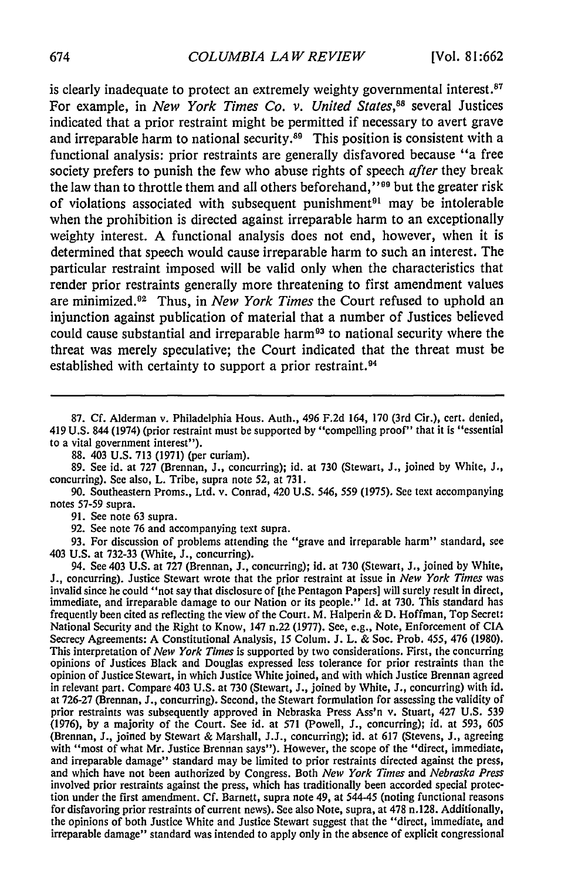is clearly inadequate to protect an extremely weighty governmental interest.[87] For example, in *New York Times Co. v. United States*,[88] several Justices indicated that a prior restraint might be permitted if necessary to avert grave and irreparable harm to national security.[89] This position is consistent with a functional analysis: prior restraints are generally disfavored because "a free society prefers to punish the few who abuse rights of speech *after* they break the law than to throttle them and all others beforehand,"[90] but the greater risk of violations associated with subsequent punishment[91] may be intolerable when the prohibition is directed against irreparable harm to an exceptionally weighty interest. A functional analysis does not end, however, when it is determined that speech would cause irreparable harm to such an interest. The particular restraint imposed will be valid only when the characteristics that render prior restraints generally more threatening to first amendment values are minimized.[92] Thus, in *New York Times* the Court refused to uphold an injunction against publication of material that a number of Justices believed could cause substantial and irreparable harm[93] to national security where the threat was merely speculative; the Court indicated that the threat must be established with certainty to support a prior restraint.[94]

---

87. Cf. Alderman v. Philadelphia Hous. Auth., 496 F.2d 164, 170 (3rd Cir.), cert. denied, 419 U.S. 844 (1974) (prior restraint must be supported by "compelling proof" that it is "essential to a vital government interest").

88. 403 U.S. 713 (1971) (per curiam).

89. See id. at 727 (Brennan, J., concurring); id. at 730 (Stewart, J., joined by White, J., concurring). See also, L. Tribe, supra note 52, at 731.

90. Southeastern Proms., Ltd. v. Conrad, 420 U.S. 546, 559 (1975). See text accompanying notes 57-59 supra.

91. See note 63 supra.

92. See note 76 and accompanying text supra.

93. For discussion of problems attending the "grave and irreparable harm" standard, see 403 U.S. at 732-33 (White, J., concurring).

94. See 403 U.S. at 727 (Brennan, J., concurring); id. at 730 (Stewart, J., joined by White, J., concurring). Justice Stewart wrote that the prior restraint at issue in *New York Times* was invalid since he could "not say that disclosure of [the Pentagon Papers] will surely result in direct, immediate, and irreparable damage to our Nation or its people." Id. at 730. This standard has frequently been cited as reflecting the view of the Court. M. Halperin & D. Hoffman, Top Secret: National Security and the Right to Know, 147 n.22 (1977). See, e.g., Note, Enforcement of CIA Secrecy Agreements: A Constitutional Analysis, 15 Colum. J. L. & Soc. Prob. 455, 476 (1980). This interpretation of *New York Times* is supported by two considerations. First, the concurring opinions of Justices Black and Douglas expressed less tolerance for prior restraints than the opinion of Justice Stewart, in which Justice White joined, and with which Justice Brennan agreed in relevant part. Compare 403 U.S. at 730 (Stewart, J., joined by White, J., concurring) with id. at 726-27 (Brennan, J., concurring). Second, the Stewart formulation for assessing the validity of prior restraints was subsequently approved in Nebraska Press Ass'n v. Stuart, 427 U.S. 539 (1976), by a majority of the Court. See id. at 571 (Powell, J., concurring); id. at 593, 605 (Brennan, J., joined by Stewart & Marshall, J.J., concurring); id. at 617 (Stevens, J., agreeing with "most of what Mr. Justice Brennan says"). However, the scope of the "direct, immediate, and irreparable damage" standard may be limited to prior restraints directed against the press, and which have not been authorized by Congress. Both *New York Times* and *Nebraska Press* involved prior restraints against the press, which has traditionally been accorded special protection under the first amendment. Cf. Barnett, supra note 49, at 544-45 (noting functional reasons for disfavoring prior restraints of current news). See also Note, supra, at 478 n.128. Additionally, the opinions of both Justice White and Justice Stewart suggest that the "direct, immediate, and irreparable damage" standard was intended to apply only in the absence of explicit congressional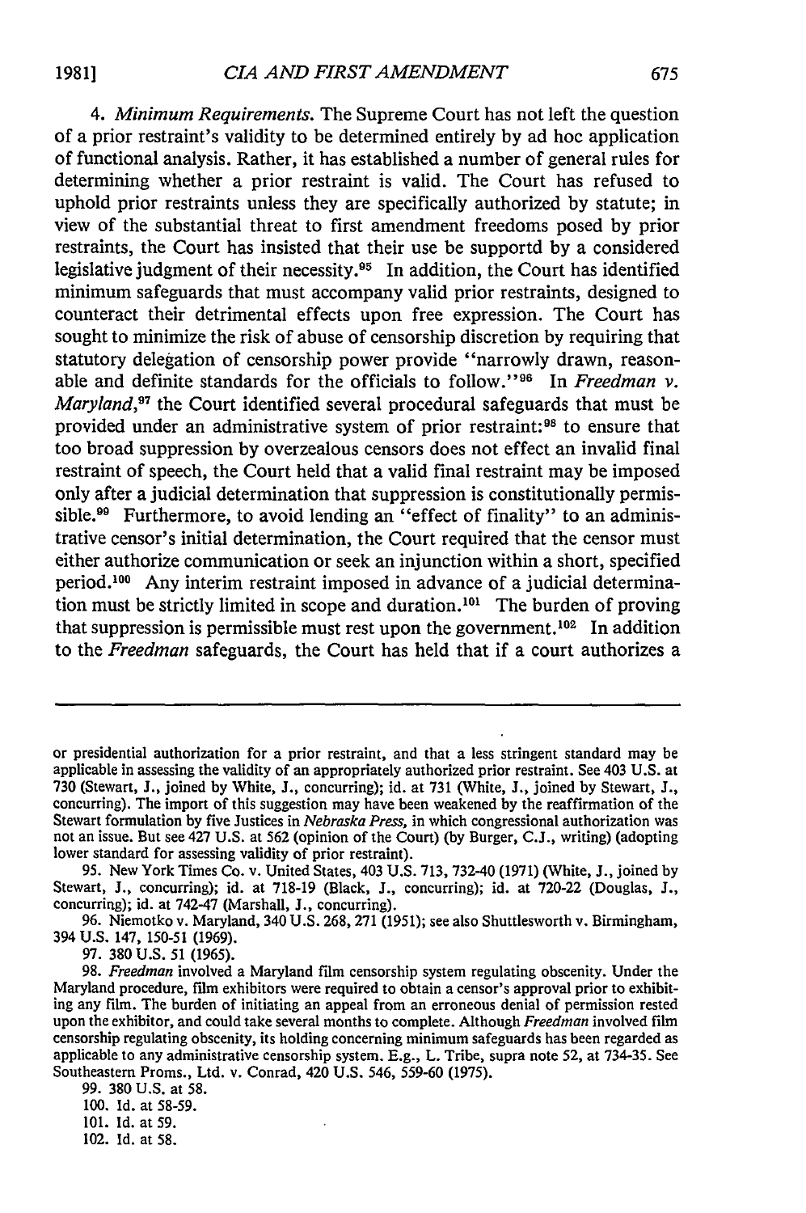4. *Minimum Requirements.* The Supreme Court has not left the question of a prior restraint's validity to be determined entirely by ad hoc application of functional analysis. Rather, it has established a number of general rules for determining whether a prior restraint is valid. The Court has refused to uphold prior restraints unless they are specifically authorized by statute; in view of the substantial threat to first amendment freedoms posed by prior restraints, the Court has insisted that their use be supportd by a considered legislative judgment of their necessity.[95] In addition, the Court has identified minimum safeguards that must accompany valid prior restraints, designed to counteract their detrimental effects upon free expression. The Court has sought to minimize the risk of abuse of censorship discretion by requiring that statutory delegation of censorship power provide "narrowly drawn, reasonable and definite standards for the officials to follow."[96] In *Freedman v. Maryland*,[97] the Court identified several procedural safeguards that must be provided under an administrative system of prior restraint:[98] to ensure that too broad suppression by overzealous censors does not effect an invalid final restraint of speech, the Court held that a valid final restraint may be imposed only after a judicial determination that suppression is constitutionally permissible.[99] Furthermore, to avoid lending an "effect of finality" to an administrative censor's initial determination, the Court required that the censor must either authorize communication or seek an injunction within a short, specified period.[100] Any interim restraint imposed in advance of a judicial determination must be strictly limited in scope and duration.[101] The burden of proving that suppression is permissible must rest upon the government.[102] In addition to the *Freedman* safeguards, the Court has held that if a court authorizes a

---

or presidential authorization for a prior restraint, and that a less stringent standard may be applicable in assessing the validity of an appropriately authorized prior restraint. See 403 U.S. at 730 (Stewart, J., joined by White, J., concurring); id. at 731 (White, J., joined by Stewart, J., concurring). The import of this suggestion may have been weakened by the reaffirmation of the Stewart formulation by five Justices in *Nebraska Press*, in which congressional authorization was not an issue. But see 427 U.S. at 562 (opinion of the Court) (by Burger, C.J., writing) (adopting lower standard for assessing validity of prior restraint).

95. New York Times Co. v. United States, 403 U.S. 713, 732-40 (1971) (White, J., joined by Stewart, J., concurring); id. at 718-19 (Black, J., concurring); id. at 720-22 (Douglas, J., concurring); id. at 742-47 (Marshall, J., concurring).

96. Niemotko v. Maryland, 340 U.S. 268, 271 (1951); see also Shuttlesworth v. Birmingham, 394 U.S. 147, 150-51 (1969).

97. 380 U.S. 51 (1965).

98. *Freedman* involved a Maryland film censorship system regulating obscenity. Under the Maryland procedure, film exhibitors were required to obtain a censor's approval prior to exhibiting any film. The burden of initiating an appeal from an erroneous denial of permission rested upon the exhibitor, and could take several months to complete. Although *Freedman* involved film censorship regulating obscenity, its holding concerning minimum safeguards has been regarded as applicable to any administrative censorship system. E.g., L. Tribe, supra note 52, at 734-35. See Southeastern Proms., Ltd. v. Conrad, 420 U.S. 546, 559-60 (1975).

99. 380 U.S. at 58.

100. Id. at 58-59.

101. Id. at 59.

102. Id. at 58.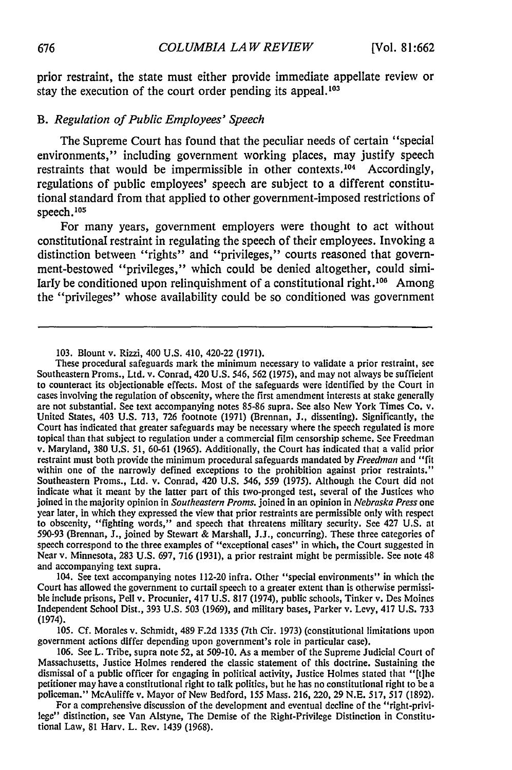prior restraint, the state must either provide immediate appellate review or stay the execution of the court order pending its appeal.[103]

### B. *Regulation of Public Employees' Speech*

The Supreme Court has found that the peculiar needs of certain "special environments," including government working places, may justify speech restraints that would be impermissible in other contexts.[104] Accordingly, regulations of public employees' speech are subject to a different constitutional standard from that applied to other government-imposed restrictions of speech.[105]

For many years, government employers were thought to act without constitutional restraint in regulating the speech of their employees. Invoking a distinction between "rights" and "privileges," courts reasoned that government-bestowed "privileges," which could be denied altogether, could similarly be conditioned upon relinquishment of a constitutional right.[106] Among the "privileges" whose availability could be so conditioned was government

---

103. Blount v. Rizzi, 400 U.S. 410, 420-22 (1971).

These procedural safeguards mark the minimum necessary to validate a prior restraint, see Southeastern Proms., Ltd. v. Conrad, 420 U.S. 546, 562 (1975), and may not always be sufficient to counteract its objectionable effects. Most of the safeguards were identified by the Court in cases involving the regulation of obscenity, where the first amendment interests at stake generally are not substantial. See text accompanying notes 85-86 supra. See also New York Times Co. v. United States, 403 U.S. 713, 726 footnote (1971) (Brennan, J., dissenting). Significantly, the Court has indicated that greater safeguards may be necessary where the speech regulated is more topical than that subject to regulation under a commercial film censorship scheme. See Freedman v. Maryland, 380 U.S. 51, 60-61 (1965). Additionally, the Court has indicated that a valid prior restraint must both provide the minimum procedural safeguards mandated by *Freedman* and "fit within one of the narrowly defined exceptions to the prohibition against prior restraints." Southeastern Proms., Ltd. v. Conrad, 420 U.S. 546, 559 (1975). Although the Court did not indicate what it meant by the latter part of this two-pronged test, several of the Justices who joined in the majority opinion in *Southeastern Proms.* joined in an opinion in *Nebraska Press* one year later, in which they expressed the view that prior restraints are permissible only with respect to obscenity, "fighting words," and speech that threatens military security. See 427 U.S. at 590-93 (Brennan, J., joined by Stewart & Marshall, J.J., concurring). These three categories of speech correspond to the three examples of "exceptional cases" in which, the Court suggested in Near v. Minnesota, 283 U.S. 697, 716 (1931), a prior restraint might be permissible. See note 48 and accompanying text supra.

104. See text accompanying notes 112-20 infra. Other "special environments" in which the Court has allowed the government to curtail speech to a greater extent than is otherwise permissible include prisons, Pell v. Procunier, 417 U.S. 817 (1974), public schools, Tinker v. Des Moines Independent School Dist., 393 U.S. 503 (1969), and military bases, Parker v. Levy, 417 U.S. 733 (1974).

105. Cf. Morales v. Schmidt, 489 F.2d 1335 (7th Cir. 1973) (constitutional limitations upon government actions differ depending upon government's role in particular case).

106. See L. Tribe, supra note 52, at 509-10. As a member of the Supreme Judicial Court of Massachusetts, Justice Holmes rendered the classic statement of this doctrine. Sustaining the dismissal of a public officer for engaging in political activity, Justice Holmes stated that "[t]he petitioner may have a constitutional right to talk politics, but he has no constitutional right to be a policeman." McAuliffe v. Mayor of New Bedford, 155 Mass. 216, 220, 29 N.E. 517, 517 (1892).

For a comprehensive discussion of the development and eventual decline of the "right-privilege" distinction, see Van Alstyne, The Demise of the Right-Privilege Distinction in Constitutional Law, 81 Harv. L. Rev. 1439 (1968).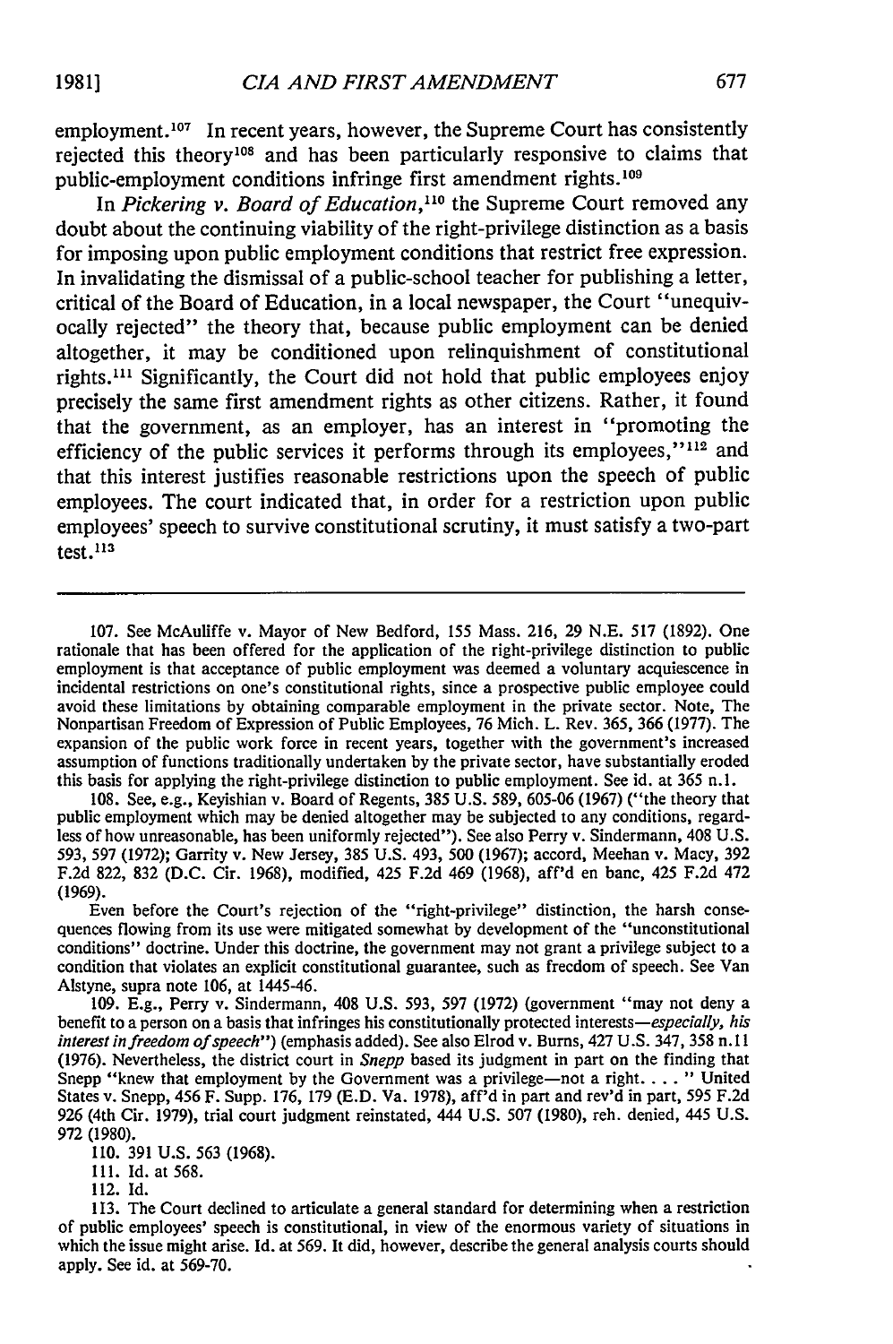employment.[107] In recent years, however, the Supreme Court has consistently rejected this theory[108] and has been particularly responsive to claims that public-employment conditions infringe first amendment rights.[109]

In *Pickering v. Board of Education*,[110] the Supreme Court removed any doubt about the continuing viability of the right-privilege distinction as a basis for imposing upon public employment conditions that restrict free expression. In invalidating the dismissal of a public-school teacher for publishing a letter, critical of the Board of Education, in a local newspaper, the Court "unequivocally rejected" the theory that, because public employment can be denied altogether, it may be conditioned upon relinquishment of constitutional rights.[111] Significantly, the Court did not hold that public employees enjoy precisely the same first amendment rights as other citizens. Rather, it found that the government, as an employer, has an interest in "promoting the efficiency of the public services it performs through its employees,"[112] and that this interest justifies reasonable restrictions upon the speech of public employees. The court indicated that, in order for a restriction upon public employees' speech to survive constitutional scrutiny, it must satisfy a two-part test.[113]

---

107. See McAuliffe v. Mayor of New Bedford, 155 Mass. 216, 29 N.E. 517 (1892). One rationale that has been offered for the application of the right-privilege distinction to public employment is that acceptance of public employment was deemed a voluntary acquiescence in incidental restrictions on one's constitutional rights, since a prospective public employee could avoid these limitations by obtaining comparable employment in the private sector. Note, The Nonpartisan Freedom of Expression of Public Employees, 76 Mich. L. Rev. 365, 366 (1977). The expansion of the public work force in recent years, together with the government's increased assumption of functions traditionally undertaken by the private sector, have substantially eroded this basis for applying the right-privilege distinction to public employment. See id. at 365 n.1.

108. See, e.g., Keyishian v. Board of Regents, 385 U.S. 589, 605-06 (1967) ("the theory that public employment which may be denied altogether may be subjected to any conditions, regardless of how unreasonable, has been uniformly rejected"). See also Perry v. Sindermann, 408 U.S. 593, 597 (1972); Garrity v. New Jersey, 385 U.S. 493, 500 (1967); accord, Meehan v. Macy, 392 F.2d 822, 832 (D.C. Cir. 1968), modified, 425 F.2d 469 (1968), aff'd en banc, 425 F.2d 472 (1969).

Even before the Court's rejection of the "right-privilege" distinction, the harsh consequences flowing from its use were mitigated somewhat by development of the "unconstitutional conditions" doctrine. Under this doctrine, the government may not grant a privilege subject to a condition that violates an explicit constitutional guarantee, such as freedom of speech. See Van Alstyne, supra note 106, at 1445-46.

109. E.g., Perry v. Sindermann, 408 U.S. 593, 597 (1972) (government "may not deny a benefit to a person on a basis that infringes his constitutionally protected interests—*especially, his interest in freedom of speech*") (emphasis added). See also Elrod v. Burns, 427 U.S. 347, 358 n.11 (1976). Nevertheless, the district court in *Snepp* based its judgment in part on the finding that Snepp "knew that employment by the Government was a privilege—not a right. . . . " United States v. Snepp, 456 F. Supp. 176, 179 (E.D. Va. 1978), aff'd in part and rev'd in part, 595 F.2d 926 (4th Cir. 1979), trial court judgment reinstated, 444 U.S. 507 (1980), reh. denied, 445 U.S. 972 (1980).

110. 391 U.S. 563 (1968).

111. Id. at 568.

112. Id.

113. The Court declined to articulate a general standard for determining when a restriction of public employees' speech is constitutional, in view of the enormous variety of situations in which the issue might arise. Id. at 569. It did, however, describe the general analysis courts should apply. See id. at 569-70.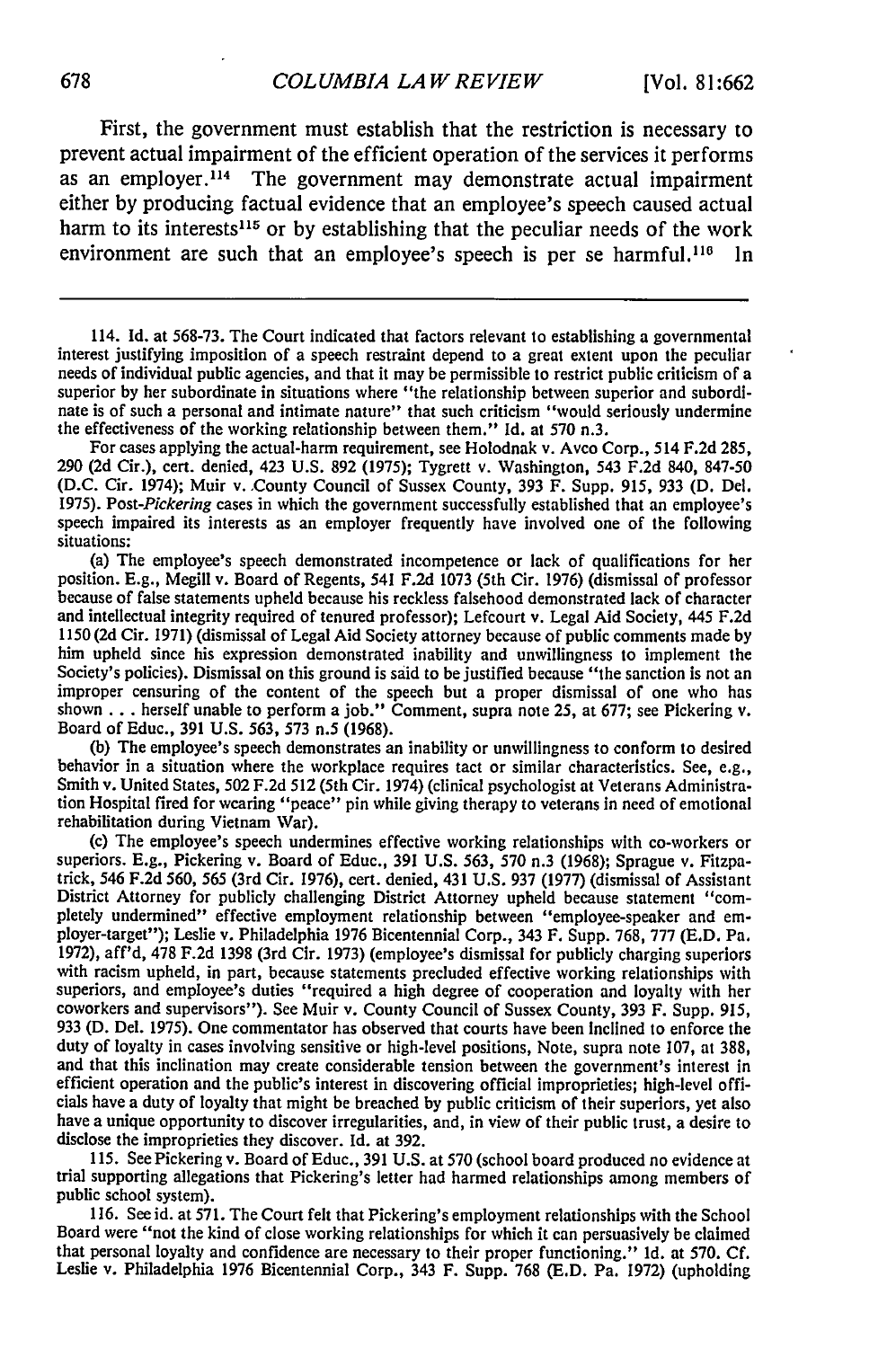First, the government must establish that the restriction is necessary to prevent actual impairment of the efficient operation of the services it performs as an employer.[114] The government may demonstrate actual impairment either by producing factual evidence that an employee's speech caused actual harm to its interests[115] or by establishing that the peculiar needs of the work environment are such that an employee's speech is per se harmful.[116] In

---

114. Id. at 568-73. The Court indicated that factors relevant to establishing a governmental interest justifying imposition of a speech restraint depend to a great extent upon the peculiar needs of individual public agencies, and that it may be permissible to restrict public criticism of a superior by her subordinate in situations where "the relationship between superior and subordinate is of such a personal and intimate nature" that such criticism "would seriously undermine the effectiveness of the working relationship between them." Id. at 570 n.3.

For cases applying the actual-harm requirement, see Holodnak v. Avco Corp., 514 F.2d 285, 290 (2d Cir.), cert. denied, 423 U.S. 892 (1975); Tygrett v. Washington, 543 F.2d 840, 847-50 (D.C. Cir. 1974); Muir v. County Council of Sussex County, 393 F. Supp. 915, 933 (D. Del. 1975). Post-*Pickering* cases in which the government successfully established that an employee's speech impaired its interests as an employer frequently have involved one of the following situations:

(a) The employee's speech demonstrated incompetence or lack of qualifications for her position. E.g., Megill v. Board of Regents, 541 F.2d 1073 (5th Cir. 1976) (dismissal of professor because of false statements upheld because his reckless falsehood demonstrated lack of character and intellectual integrity required of tenured professor); Lefcourt v. Legal Aid Society, 445 F.2d 1150 (2d Cir. 1971) (dismissal of Legal Aid Society attorney because of public comments made by him upheld since his expression demonstrated inability and unwillingness to implement the Society's policies). Dismissal on this ground is said to be justified because "the sanction is not an improper censuring of the content of the speech but a proper dismissal of one who has shown . . . herself unable to perform a job." Comment, supra note 25, at 677; see Pickering v. Board of Educ., 391 U.S. 563, 573 n.5 (1968).

(b) The employee's speech demonstrates an inability or unwillingness to conform to desired behavior in a situation where the workplace requires tact or similar characteristics. See, e.g., Smith v. United States, 502 F.2d 512 (5th Cir. 1974) (clinical psychologist at Veterans Administration Hospital fired for wearing "peace" pin while giving therapy to veterans in need of emotional rehabilitation during Vietnam War).

(c) The employee's speech undermines effective working relationships with co-workers or superiors. E.g., Pickering v. Board of Educ., 391 U.S. 563, 570 n.3 (1968); Sprague v. Fitzpatrick, 546 F.2d 560, 565 (3rd Cir. 1976), cert. denied, 431 U.S. 937 (1977) (dismissal of Assistant District Attorney for publicly challenging District Attorney upheld because statement "completely undermined" effective employment relationship between "employee-speaker and employer-target"); Leslie v. Philadelphia 1976 Bicentennial Corp., 343 F. Supp. 768, 777 (E.D. Pa. 1972), aff'd, 478 F.2d 1398 (3rd Cir. 1973) (employee's dismissal for publicly charging superiors with racism upheld, in part, because statements precluded effective working relationships with superiors, and employee's duties "required a high degree of cooperation and loyalty with her coworkers and supervisors"). See Muir v. County Council of Sussex County, 393 F. Supp. 915, 933 (D. Del. 1975). One commentator has observed that courts have been inclined to enforce the duty of loyalty in cases involving sensitive or high-level positions, Note, supra note 107, at 388, and that this inclination may create considerable tension between the government's interest in efficient operation and the public's interest in discovering official improprieties; high-level officials have a duty of loyalty that might be breached by public criticism of their superiors, yet also have a unique opportunity to discover irregularities, and, in view of their public trust, a desire to disclose the improprieties they discover. Id. at 392.

115. See Pickering v. Board of Educ., 391 U.S. at 570 (school board produced no evidence at trial supporting allegations that Pickering's letter had harmed relationships among members of public school system).

116. See id. at 571. The Court felt that Pickering's employment relationships with the School Board were "not the kind of close working relationships for which it can persuasively be claimed that personal loyalty and confidence are necessary to their proper functioning." Id. at 570. Cf. Leslie v. Philadelphia 1976 Bicentennial Corp., 343 F. Supp. 768 (E.D. Pa. 1972) (upholding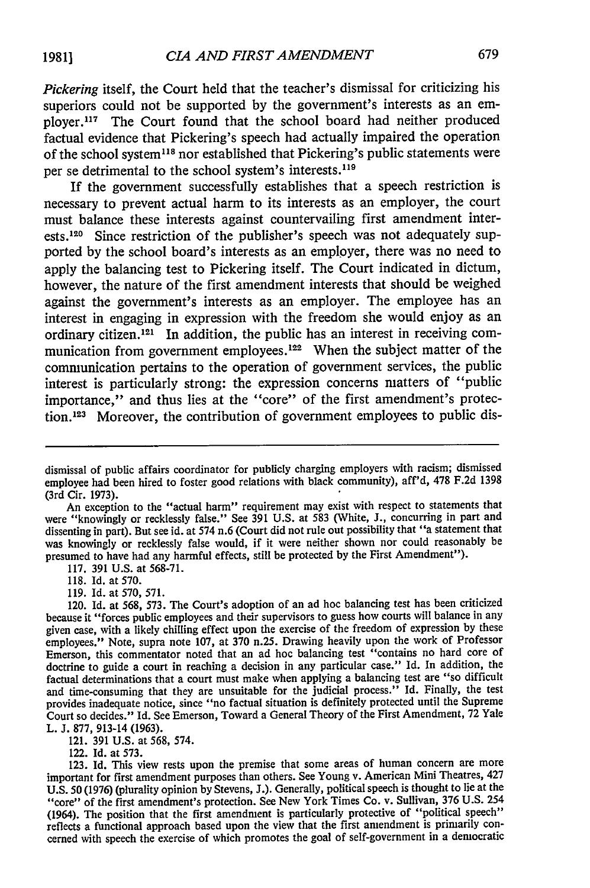*Pickering* itself, the Court held that the teacher's dismissal for criticizing his superiors could not be supported by the government's interests as an employer.[117] The Court found that the school board had neither produced factual evidence that Pickering's speech had actually impaired the operation of the school system[118] nor established that Pickering's public statements were per se detrimental to the school system's interests.[119]

If the government successfully establishes that a speech restriction is necessary to prevent actual harm to its interests as an employer, the court must balance these interests against countervailing first amendment interests.[120] Since restriction of the publisher's speech was not adequately supported by the school board's interests as an employer, there was no need to apply the balancing test to Pickering itself. The Court indicated in dictum, however, the nature of the first amendment interests that should be weighed against the government's interests as an employer. The employee has an interest in engaging in expression with the freedom she would enjoy as an ordinary citizen.[121] In addition, the public has an interest in receiving communication from government employees.[122] When the subject matter of the communication pertains to the operation of government services, the public interest is particularly strong: the expression concerns matters of "public importance," and thus lies at the "core" of the first amendment's protection.[123] Moreover, the contribution of government employees to public dis-

---

dismissal of public affairs coordinator for publicly charging employers with racism; dismissed employee had been hired to foster good relations with black community), aff'd, 478 F.2d 1398 (3rd Cir. 1973).

An exception to the "actual harm" requirement may exist with respect to statements that were "knowingly or recklessly false." See 391 U.S. at 583 (White, J., concurring in part and dissenting in part). But see id. at 574 n.6 (Court did not rule out possibility that "a statement that was knowingly or recklessly false would, if it were neither shown nor could reasonably be presumed to have had any harmful effects, still be protected by the First Amendment").

117. 391 U.S. at 568-71.

118. Id. at 570.

119. Id. at 570, 571.

120. Id. at 568, 573. The Court's adoption of an ad hoc balancing test has been criticized because it "forces public employees and their supervisors to guess how courts will balance in any given case, with a likely chilling effect upon the exercise of the freedom of expression by these employees." Note, supra note 107, at 370 n.25. Drawing heavily upon the work of Professor Emerson, this commentator noted that an ad hoc balancing test "contains no hard core of doctrine to guide a court in reaching a decision in any particular case." Id. In addition, the factual determinations that a court must make when applying a balancing test are "so difficult and time-consuming that they are unsuitable for the judicial process." Id. Finally, the test provides inadequate notice, since "no factual situation is definitely protected until the Supreme Court so decides." Id. See Emerson, Toward a General Theory of the First Amendment, 72 Yale L. J. 877, 913-14 (1963).

121. 391 U.S. at 568, 574.

122. Id. at 573.

123. Id. This view rests upon the premise that some areas of human concern are more important for first amendment purposes than others. See Young v. American Mini Theatres, 427 U.S. 50 (1976) (plurality opinion by Stevens, J.). Generally, political speech is thought to lie at the "core" of the first amendment's protection. See New York Times Co. v. Sullivan, 376 U.S. 254 (1964). The position that the first amendment is particularly protective of "political speech" reflects a functional approach based upon the view that the first amendment is primarily concerned with speech the exercise of which promotes the goal of self-government in a democratic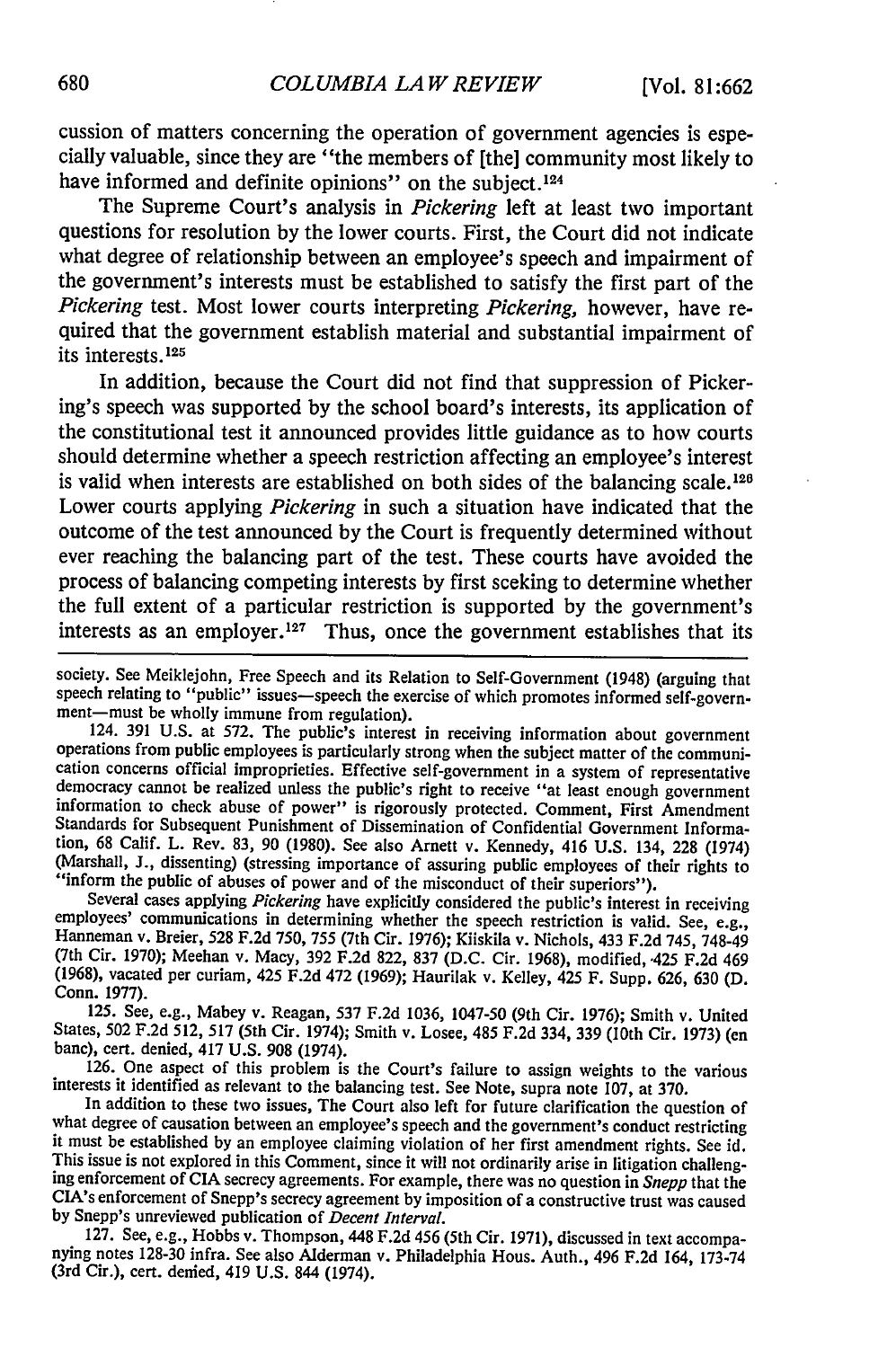cussion of matters concerning the operation of government agencies is especially valuable, since they are "the members of [the] community most likely to have informed and definite opinions" on the subject.[124]

The Supreme Court's analysis in *Pickering* left at least two important questions for resolution by the lower courts. First, the Court did not indicate what degree of relationship between an employee's speech and impairment of the government's interests must be established to satisfy the first part of the *Pickering* test. Most lower courts interpreting *Pickering*, however, have required that the government establish material and substantial impairment of its interests.[125]

In addition, because the Court did not find that suppression of Pickering's speech was supported by the school board's interests, its application of the constitutional test it announced provides little guidance as to how courts should determine whether a speech restriction affecting an employee's interest is valid when interests are established on both sides of the balancing scale.[126] Lower courts applying *Pickering* in such a situation have indicated that the outcome of the test announced by the Court is frequently determined without ever reaching the balancing part of the test. These courts have avoided the process of balancing competing interests by first seeking to determine whether the full extent of a particular restriction is supported by the government's interests as an employer.[127] Thus, once the government establishes that its

---

society. See Meiklejohn, Free Speech and its Relation to Self-Government (1948) (arguing that speech relating to "public" issues—speech the exercise of which promotes informed self-government—must be wholly immune from regulation).

124. 391 U.S. at 572. The public's interest in receiving information about government operations from public employees is particularly strong when the subject matter of the communication concerns official improprieties. Effective self-government in a system of representative democracy cannot be realized unless the public's right to receive "at least enough government information to check abuse of power" is rigorously protected. Comment, First Amendment Standards for Subsequent Punishment of Dissemination of Confidential Government Information, 68 Calif. L. Rev. 83, 90 (1980). See also Arnett v. Kennedy, 416 U.S. 134, 228 (1974) (Marshall, J., dissenting) (stressing importance of assuring public employees of their rights to "inform the public of abuses of power and of the misconduct of their superiors").

Several cases applying *Pickering* have explicitly considered the public's interest in receiving employees' communications in determining whether the speech restriction is valid. See, e.g., Hanneman v. Breier, 528 F.2d 750, 755 (7th Cir. 1976); Kiiskila v. Nichols, 433 F.2d 745, 748-49 (7th Cir. 1970); Meehan v. Macy, 392 F.2d 822, 837 (D.C. Cir. 1968), modified, 425 F.2d 469 (1968), vacated per curiam, 425 F.2d 472 (1969); Haurilak v. Kelley, 425 F. Supp. 626, 630 (D. Conn. 1977).

125. See, e.g., Mabey v. Reagan, 537 F.2d 1036, 1047-50 (9th Cir. 1976); Smith v. United States, 502 F.2d 512, 517 (5th Cir. 1974); Smith v. Losee, 485 F.2d 334, 339 (10th Cir. 1973) (en banc), cert. denied, 417 U.S. 908 (1974).

126. One aspect of this problem is the Court's failure to assign weights to the various interests it identified as relevant to the balancing test. See Note, supra note 107, at 370.

In addition to these two issues, The Court also left for future clarification the question of what degree of causation between an employee's speech and the government's conduct restricting it must be established by an employee claiming violation of her first amendment rights. See id. This issue is not explored in this Comment, since it will not ordinarily arise in litigation challenging enforcement of CIA secrecy agreements. For example, there was no question in *Snepp* that the CIA's enforcement of Snepp's secrecy agreement by imposition of a constructive trust was caused by Snepp's unreviewed publication of *Decent Interval*.

127. See, e.g., Hobbs v. Thompson, 448 F.2d 456 (5th Cir. 1971), discussed in text accompanying notes 128-30 infra. See also Alderman v. Philadelphia Hous. Auth., 496 F.2d 164, 173-74 (3rd Cir.), cert. denied, 419 U.S. 844 (1974).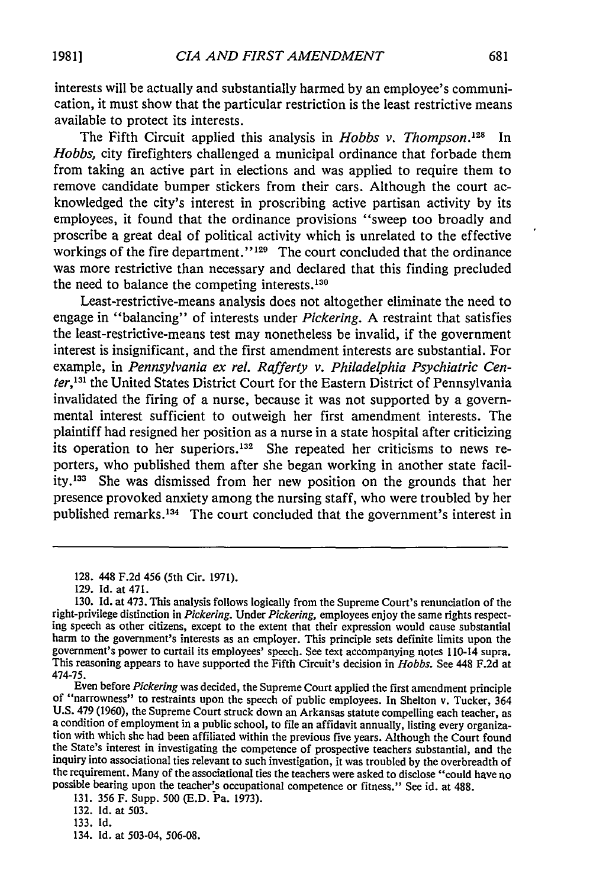interests will be actually and substantially harmed by an employee's communication, it must show that the particular restriction is the least restrictive means available to protect its interests.

The Fifth Circuit applied this analysis in *Hobbs v. Thompson*.[128] In *Hobbs*, city firefighters challenged a municipal ordinance that forbade them from taking an active part in elections and was applied to require them to remove candidate bumper stickers from their cars. Although the court acknowledged the city's interest in proscribing active partisan activity by its employees, it found that the ordinance provisions "sweep too broadly and proscribe a great deal of political activity which is unrelated to the effective workings of the fire department."[129] The court concluded that the ordinance was more restrictive than necessary and declared that this finding precluded the need to balance the competing interests.[130]

Least-restrictive-means analysis does not altogether eliminate the need to engage in "balancing" of interests under *Pickering*. A restraint that satisfies the least-restrictive-means test may nonetheless be invalid, if the government interest is insignificant, and the first amendment interests are substantial. For example, in *Pennsylvania ex rel. Rafferty v. Philadelphia Psychiatric Center*,[131] the United States District Court for the Eastern District of Pennsylvania invalidated the firing of a nurse, because it was not supported by a governmental interest sufficient to outweigh her first amendment interests. The plaintiff had resigned her position as a nurse in a state hospital after criticizing its operation to her superiors.[132] She repeated her criticisms to news reporters, who published them after she began working in another state facility.[133] She was dismissed from her new position on the grounds that her presence provoked anxiety among the nursing staff, who were troubled by her published remarks.[134] The court concluded that the government's interest in

---

128. 448 F.2d 456 (5th Cir. 1971).

129. Id. at 471.

130. Id. at 473. This analysis follows logically from the Supreme Court's renunciation of the right-privilege distinction in *Pickering*. Under *Pickering*, employees enjoy the same rights respecting speech as other citizens, except to the extent that their expression would cause substantial harm to the government's interests as an employer. This principle sets definite limits upon the government's power to curtail its employees' speech. See text accompanying notes 110-14 supra. This reasoning appears to have supported the Fifth Circuit's decision in *Hobbs*. See 448 F.2d at 474-75.

Even before *Pickering* was decided, the Supreme Court applied the first amendment principle of "narrowness" to restraints upon the speech of public employees. In Shelton v. Tucker, 364 U.S. 479 (1960), the Supreme Court struck down an Arkansas statute compelling each teacher, as a condition of employment in a public school, to file an affidavit annually, listing every organization with which she had been affiliated within the previous five years. Although the Court found the State's interest in investigating the competence of prospective teachers substantial, and the inquiry into associational ties relevant to such investigation, it was troubled by the overbreadth of the requirement. Many of the associational ties the teachers were asked to disclose "could have no possible bearing upon the teacher's occupational competence or fitness." See id. at 488.

131. 356 F. Supp. 500 (E.D. Pa. 1973).

132. Id. at 503.

133. Id.

134. Id. at 503-04, 506-08.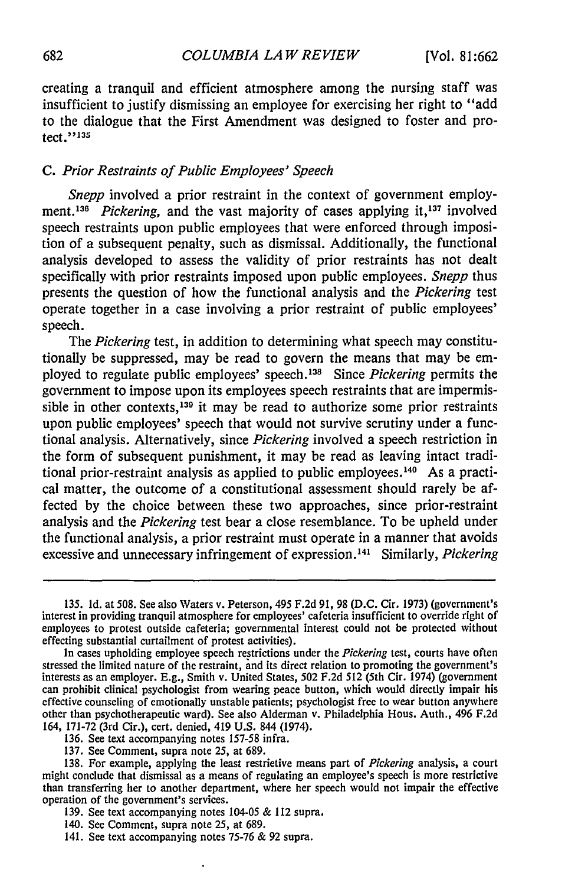creating a tranquil and efficient atmosphere among the nursing staff was insufficient to justify dismissing an employee for exercising her right to "add to the dialogue that the First Amendment was designed to foster and protect."[135]

### C. *Prior Restraints of Public Employees' Speech*

*Snepp* involved a prior restraint in the context of government employment.[136] *Pickering*, and the vast majority of cases applying it,[137] involved speech restraints upon public employees that were enforced through imposition of a subsequent penalty, such as dismissal. Additionally, the functional analysis developed to assess the validity of prior restraints has not dealt specifically with prior restraints imposed upon public employees. *Snepp* thus presents the question of how the functional analysis and the *Pickering* test operate together in a case involving a prior restraint of public employees' speech.

The *Pickering* test, in addition to determining what speech may constitutionally be suppressed, may be read to govern the means that may be employed to regulate public employees' speech.[138] Since *Pickering* permits the government to impose upon its employees speech restraints that are impermissible in other contexts,[139] it may be read to authorize some prior restraints upon public employees' speech that would not survive scrutiny under a functional analysis. Alternatively, since *Pickering* involved a speech restriction in the form of subsequent punishment, it may be read as leaving intact traditional prior-restraint analysis as applied to public employees.[140] As a practical matter, the outcome of a constitutional assessment should rarely be affected by the choice between these two approaches, since prior-restraint analysis and the *Pickering* test bear a close resemblance. To be upheld under the functional analysis, a prior restraint must operate in a manner that avoids excessive and unnecessary infringement of expression.[141] Similarly, *Pickering*

---

135. Id. at 508. See also Waters v. Peterson, 495 F.2d 91, 98 (D.C. Cir. 1973) (government's interest in providing tranquil atmosphere for employees' cafeteria insufficient to override right of employees to protest outside cafeteria; governmental interest could not be protected without effecting substantial curtailment of protest activities).

In cases upholding employee speech restrictions under the *Pickering* test, courts have often stressed the limited nature of the restraint, and its direct relation to promoting the government's interests as an employer. E.g., Smith v. United States, 502 F.2d 512 (5th Cir. 1974) (government can prohibit clinical psychologist from wearing peace button, which would directly impair his effective counseling of emotionally unstable patients; psychologist free to wear button anywhere other than psychotherapeutic ward). See also Alderman v. Philadelphia Hous. Auth., 496 F.2d 164, 171-72 (3rd Cir.), cert. denied, 419 U.S. 844 (1974).

136. See text accompanying notes 157-58 infra.

137. See Comment, supra note 25, at 689.

138. For example, applying the least restrictive means part of *Pickering* analysis, a court might conclude that dismissal as a means of regulating an employee's speech is more restrictive than transferring her to another department, where her speech would not impair the effective operation of the government's services.

139. See text accompanying notes 104-05 & 112 supra.

140. See Comment, supra note 25, at 689.

141. See text accompanying notes 75-76 & 92 supra.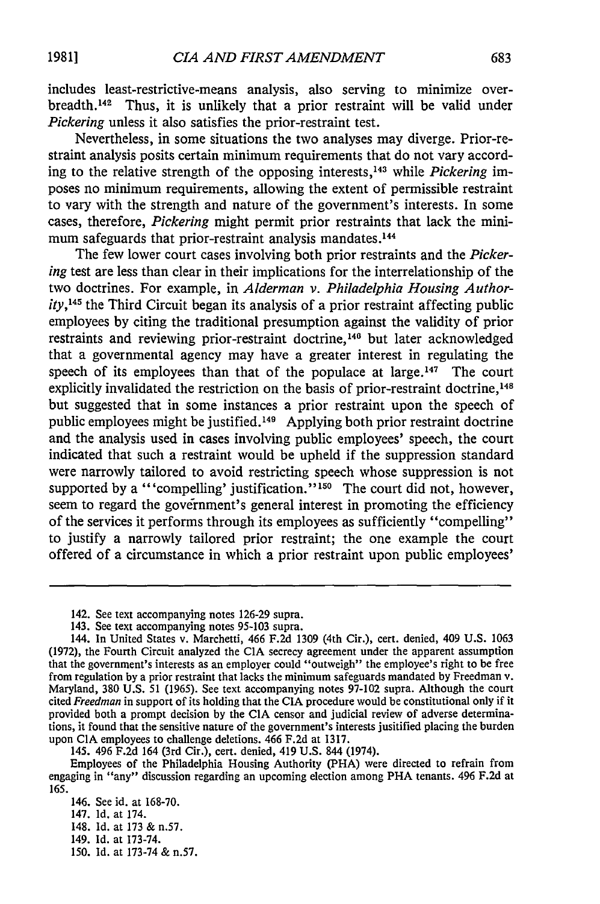includes least-restrictive-means analysis, also serving to minimize overbreadth.[142] Thus, it is unlikely that a prior restraint will be valid under *Pickering* unless it also satisfies the prior-restraint test.

Nevertheless, in some situations the two analyses may diverge. Prior-restraint analysis posits certain minimum requirements that do not vary according to the relative strength of the opposing interests,[143] while *Pickering* imposes no minimum requirements, allowing the extent of permissible restraint to vary with the strength and nature of the government's interests. In some cases, therefore, *Pickering* might permit prior restraints that lack the minimum safeguards that prior-restraint analysis mandates.[144]

The few lower court cases involving both prior restraints and the *Pickering* test are less than clear in their implications for the interrelationship of the two doctrines. For example, in *Alderman v. Philadelphia Housing Authority*,[145] the Third Circuit began its analysis of a prior restraint affecting public employees by citing the traditional presumption against the validity of prior restraints and reviewing prior-restraint doctrine,[146] but later acknowledged that a governmental agency may have a greater interest in regulating the speech of its employees than that of the populace at large.[147] The court explicitly invalidated the restriction on the basis of prior-restraint doctrine,[148] but suggested that in some instances a prior restraint upon the speech of public employees might be justified.[149] Applying both prior restraint doctrine and the analysis used in cases involving public employees' speech, the court indicated that such a restraint would be upheld if the suppression standard were narrowly tailored to avoid restricting speech whose suppression is not supported by a "'compelling' justification."[150] The court did not, however, seem to regard the government's general interest in promoting the efficiency of the services it performs through its employees as sufficiently "compelling" to justify a narrowly tailored prior restraint; the one example the court offered of a circumstance in which a prior restraint upon public employees'

---

142. See text accompanying notes 126-29 supra.

143. See text accompanying notes 95-103 supra.

144. In United States v. Marchetti, 466 F.2d 1309 (4th Cir.), cert. denied, 409 U.S. 1063 (1972), the Fourth Circuit analyzed the CIA secrecy agreement under the apparent assumption that the government's interests as an employer could "outweigh" the employee's right to be free from regulation by a prior restraint that lacks the minimum safeguards mandated by Freedman v. Maryland, 380 U.S. 51 (1965). See text accompanying notes 97-102 supra. Although the court cited *Freedman* in support of its holding that the CIA procedure would be constitutional only if it provided both a prompt decision by the CIA censor and judicial review of adverse determinations, it found that the sensitive nature of the government's interests jusitified placing the burden upon CIA employees to challenge deletions. 466 F.2d at 1317.

145. 496 F.2d 164 (3rd Cir.), cert. denied, 419 U.S. 844 (1974).

Employees of the Philadelphia Housing Authority (PHA) were directed to refrain from engaging in "any" discussion regarding an upcoming election among PHA tenants. 496 F.2d at 165.

146. See id. at 168-70.

147. Id. at 174.

148. Id. at 173 & n.57.

149. Id. at 173-74.

150. Id. at 173-74 & n.57.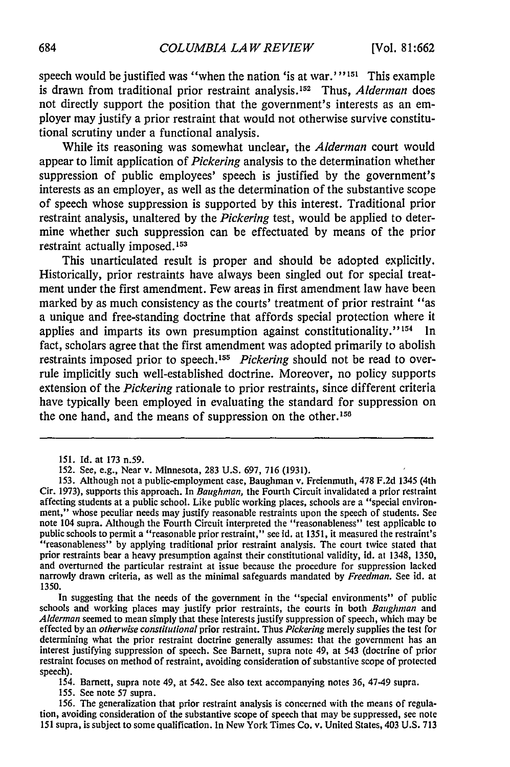speech would be justified was "when the nation 'is at war.'"[151] This example is drawn from traditional prior restraint analysis.[152] Thus, *Alderman* does not directly support the position that the government's interests as an employer may justify a prior restraint that would not otherwise survive constitutional scrutiny under a functional analysis.

While its reasoning was somewhat unclear, the *Alderman* court would appear to limit application of *Pickering* analysis to the determination whether suppression of public employees' speech is justified by the government's interests as an employer, as well as the determination of the substantive scope of speech whose suppression is supported by this interest. Traditional prior restraint analysis, unaltered by the *Pickering* test, would be applied to determine whether such suppression can be effectuated by means of the prior restraint actually imposed.[153]

This unarticulated result is proper and should be adopted explicitly. Historically, prior restraints have always been singled out for special treatment under the first amendment. Few areas in first amendment law have been marked by as much consistency as the courts' treatment of prior restraint "as a unique and free-standing doctrine that affords special protection where it applies and imparts its own presumption against constitutionality."[154] In fact, scholars agree that the first amendment was adopted primarily to abolish restraints imposed prior to speech.[155] *Pickering* should not be read to overrule implicitly such well-established doctrine. Moreover, no policy supports extension of the *Pickering* rationale to prior restraints, since different criteria have typically been employed in evaluating the standard for suppression on the one hand, and the means of suppression on the other.[156]

---

151. Id. at 173 n.59.

152. See, e.g., Near v. Minnesota, 283 U.S. 697, 716 (1931).

153. Although not a public-employment case, Baughman v. Freienmuth, 478 F.2d 1345 (4th Cir. 1973), supports this approach. In *Baughman*, the Fourth Circuit invalidated a prior restraint affecting students at a public school. Like public working places, schools are a "special environment," whose peculiar needs may justify reasonable restraints upon the speech of students. See note 104 supra. Although the Fourth Circuit interpreted the "reasonableness" test applicable to public schools to permit a "reasonable prior restraint," see id. at 1351, it measured the restraint's "reasonableness" by applying traditional prior restraint analysis. The court twice stated that prior restraints bear a heavy presumption against their constitutional validity, id. at 1348, 1350, and overturned the particular restraint at issue because the procedure for suppression lacked narrowly drawn criteria, as well as the minimal safeguards mandated by *Freedman*. See id. at 1350.

In suggesting that the needs of the government in the "special environments" of public schools and working places may justify prior restraints, the courts in both *Baughman* and *Alderman* seemed to mean simply that these interests justify suppression of speech, which may be effected by an *otherwise constitutional* prior restraint. Thus *Pickering* merely supplies the test for determining what the prior restraint doctrine generally assumes: that the government has an interest justifying suppression of speech. See Barnett, supra note 49, at 543 (doctrine of prior restraint focuses on method of restraint, avoiding consideration of substantive scope of protected speech).

154. Barnett, supra note 49, at 542. See also text accompanying notes 36, 47-49 supra.

155. See note 57 supra.

156. The generalization that prior restraint analysis is concerned with the means of regulation, avoiding consideration of the substantive scope of speech that may be suppressed, see note 151 supra, is subject to some qualification. In New York Times Co. v. United States, 403 U.S. 713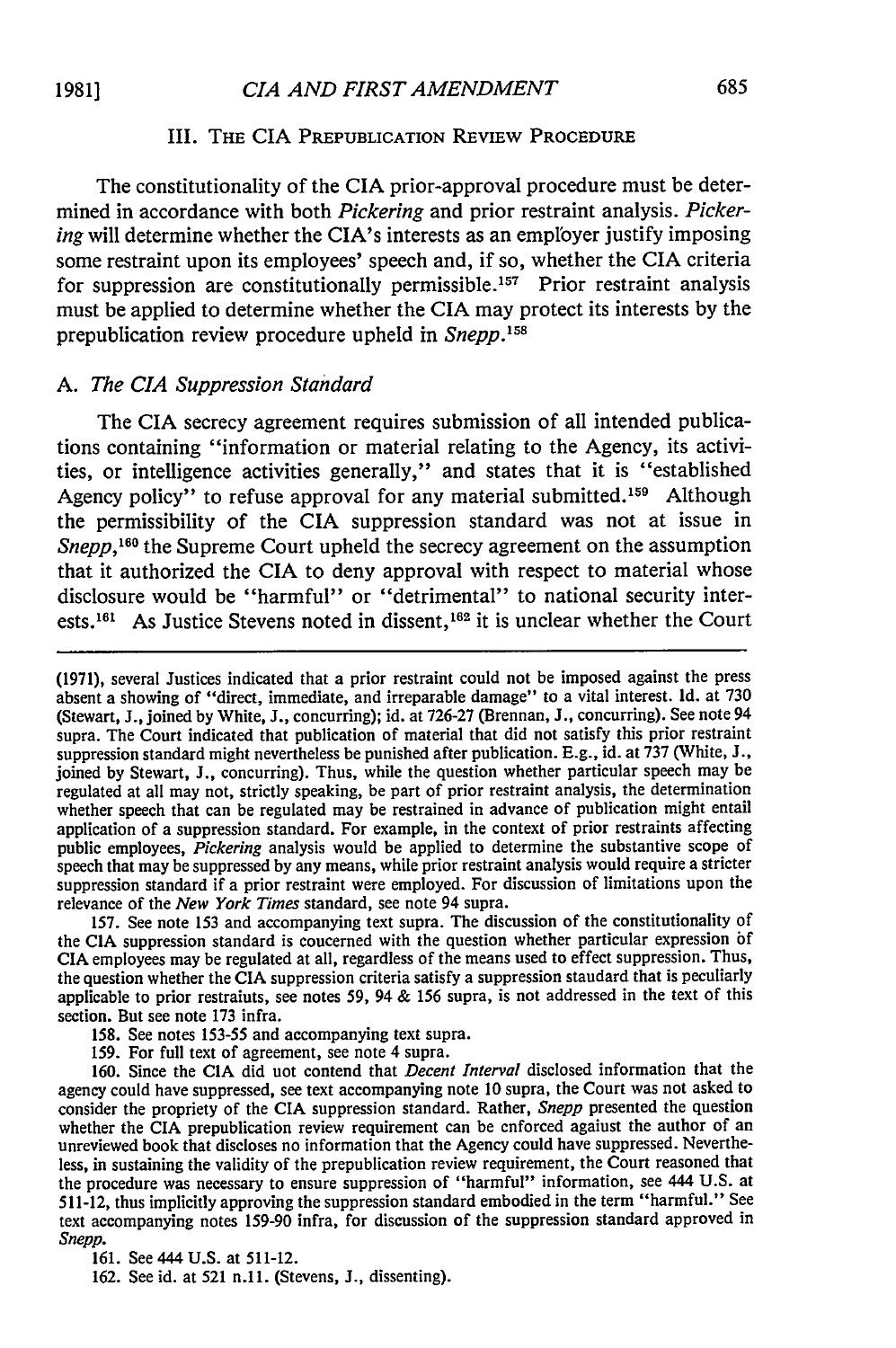## III. The CIA Prepublication Review Procedure

The constitutionality of the CIA prior-approval procedure must be determined in accordance with both *Pickering* and prior restraint analysis. *Pickering* will determine whether the CIA's interests as an employer justify imposing some restraint upon its employees' speech and, if so, whether the CIA criteria for suppression are constitutionally permissible.[157] Prior restraint analysis must be applied to determine whether the CIA may protect its interests by the prepublication review procedure upheld in *Snepp*.[158]

### A. The CIA Suppression Standard

The CIA secrecy agreement requires submission of all intended publications containing "information or material relating to the Agency, its activities, or intelligence activities generally," and states that it is "established Agency policy" to refuse approval for any material submitted.[159] Although the permissibility of the CIA suppression standard was not at issue in *Snepp*,[160] the Supreme Court upheld the secrecy agreement on the assumption that it authorized the CIA to deny approval with respect to material whose disclosure would be "harmful" or "detrimental" to national security interests.[161] As Justice Stevens noted in dissent,[162] it is unclear whether the Court

---

(1971), several Justices indicated that a prior restraint could not be imposed against the press absent a showing of "direct, immediate, and irreparable damage" to a vital interest. Id. at 730 (Stewart, J., joined by White, J., concurring); id. at 726-27 (Brennan, J., concurring). See note 94 supra. The Court indicated that publication of material that did not satisfy this prior restraint suppression standard might nevertheless be punished after publication. E.g., id. at 737 (White, J., joined by Stewart, J., concurring). Thus, while the question whether particular speech may be regulated at all may not, strictly speaking, be part of prior restraint analysis, the determination whether speech that can be regulated may be restrained in advance of publication might entail application of a suppression standard. For example, in the context of prior restraints affecting public employees, *Pickering* analysis would be applied to determine the substantive scope of speech that may be suppressed by any means, while prior restraint analysis would require a stricter suppression standard if a prior restraint were employed. For discussion of limitations upon the relevance of the *New York Times* standard, see note 94 supra.

157. See note 153 and accompanying text supra. The discussion of the constitutionality of the CIA suppression standard is concerned with the question whether particular expression of CIA employees may be regulated at all, regardless of the means used to effect suppression. Thus, the question whether the CIA suppression criteria satisfy a suppression standard that is peculiarly applicable to prior restraints, see notes 59, 94 & 156 supra, is not addressed in the text of this section. But see note 173 infra.

158. See notes 153-55 and accompanying text supra.

159. For full text of agreement, see note 4 supra.

160. Since the CIA did not contend that *Decent Interval* disclosed information that the agency could have suppressed, see text accompanying note 10 supra, the Court was not asked to consider the propriety of the CIA suppression standard. Rather, *Snepp* presented the question whether the CIA prepublication review requirement can be enforced against the author of an unreviewed book that discloses no information that the Agency could have suppressed. Nevertheless, in sustaining the validity of the prepublication review requirement, the Court reasoned that the procedure was necessary to ensure suppression of "harmful" information, see 444 U.S. at 511-12, thus implicitly approving the suppression standard embodied in the term "harmful." See text accompanying notes 159-90 infra, for discussion of the suppression standard approved in *Snepp*.

161. See 444 U.S. at 511-12.

162. See id. at 521 n.11. (Stevens, J., dissenting).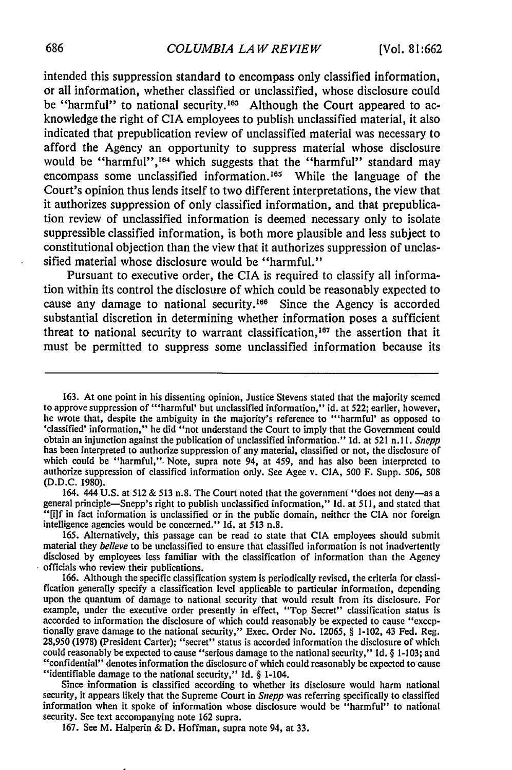intended this suppression standard to encompass only classified information, or all information, whether classified or unclassified, whose disclosure could be "harmful" to national security.[163] Although the Court appeared to acknowledge the right of CIA employees to publish unclassified material, it also indicated that prepublication review of unclassified material was necessary to afford the Agency an opportunity to suppress material whose disclosure would be "harmful",[164] which suggests that the "harmful" standard may encompass some unclassified information.[165] While the language of the Court's opinion thus lends itself to two different interpretations, the view that it authorizes suppression of only classified information, and that prepublication review of unclassified information is deemed necessary only to isolate suppressible classified information, is both more plausible and less subject to constitutional objection than the view that it authorizes suppression of unclassified material whose disclosure would be "harmful."

Pursuant to executive order, the CIA is required to classify all information within its control the disclosure of which could be reasonably expected to cause any damage to national security.[166] Since the Agency is accorded substantial discretion in determining whether information poses a sufficient threat to national security to warrant classification,[167] the assertion that it must be permitted to suppress some unclassified information because its

---

163. At one point in his dissenting opinion, Justice Stevens stated that the majority seemed to approve suppression of "'harmful' but unclassified information," id. at 522; earlier, however, he wrote that, despite the ambiguity in the majority's reference to "'harmful' as opposed to 'classified' information," he did "not understand the Court to imply that the Government could obtain an injunction against the publication of unclassified information." Id. at 521 n.11. *Snepp* has been interpreted to authorize suppression of any material, classified or not, the disclosure of which could be "harmful," Note, supra note 94, at 459, and has also been interpreted to authorize suppression of classified information only. See Agee v. CIA, 500 F. Supp. 506, 508 (D.D.C. 1980).

164. 444 U.S. at 512 & 513 n.8. The Court noted that the government "does not deny—as a general principle—Snepp's right to publish unclassified information," Id. at 511, and stated that "[i]f in fact information is unclassified or in the public domain, neither the CIA nor foreign intelligence agencies would be concerned." Id. at 513 n.8.

165. Alternatively, this passage can be read to state that CIA employees should submit material they *believe* to be unclassified to ensure that classified information is not inadvertently disclosed by employees less familiar with the classification of information than the Agency officials who review their publications.

166. Although the specific classification system is periodically revised, the criteria for classification generally specify a classification level applicable to particular information, depending upon the quantum of damage to national security that would result from its disclosure. For example, under the executive order presently in effect, "Top Secret" classification status is accorded to information the disclosure of which could reasonably be expected to cause "exceptionally grave damage to the national security," Exec. Order No. 12065, § 1-102, 43 Fed. Reg. 28,950 (1978) (President Carter); "secret" status is accorded information the disclosure of which could reasonably be expected to cause "serious damage to the national security," Id. § 1-103; and "confidential" denotes information the disclosure of which could reasonably be expected to cause "identifiable damage to the national security," Id. § 1-104.

Since information is classified according to whether its disclosure would harm national security, it appears likely that the Supreme Court in *Snepp* was referring specifically to classified information when it spoke of information whose disclosure would be "harmful" to national security. See text accompanying note 162 supra.

167. See M. Halperin & D. Hoffman, supra note 94, at 33.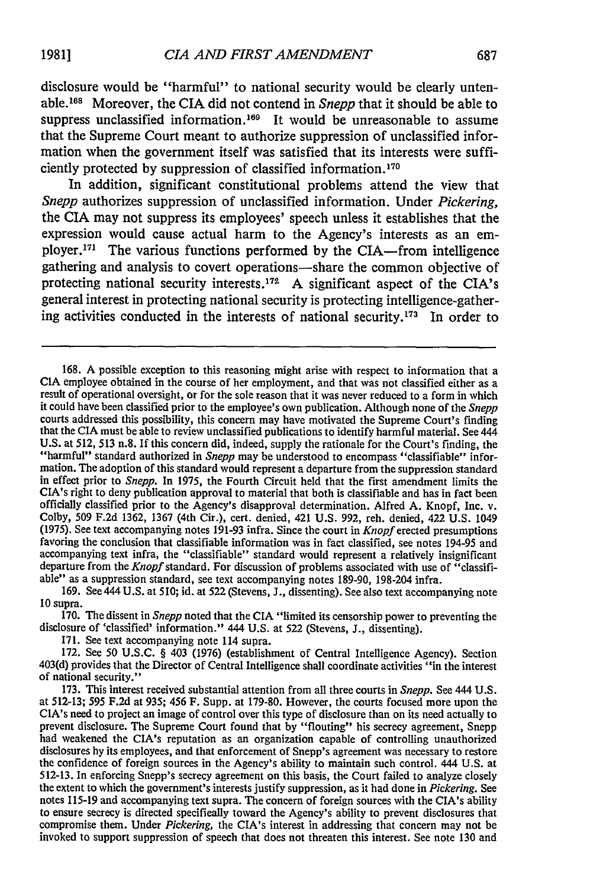disclosure would be "harmful" to national security would be clearly untenable.[168] Moreover, the CIA did not contend in *Snepp* that it should be able to suppress unclassified information.[169] It would be unreasonable to assume that the Supreme Court meant to authorize suppression of unclassified information when the government itself was satisfied that its interests were sufficiently protected by suppression of classified information.[170]

In addition, significant constitutional problems attend the view that *Snepp* authorizes suppression of unclassified information. Under *Pickering*, the CIA may not suppress its employees' speech unless it establishes that the expression would cause actual harm to the Agency's interests as an employer.[171] The various functions performed by the CIA—from intelligence gathering and analysis to covert operations—share the common objective of protecting national security interests.[172] A significant aspect of the CIA's general interest in protecting national security is protecting intelligence-gathering activities conducted in the interests of national security.[173] In order to

---

168. A possible exception to this reasoning might arise with respect to information that a CIA employee obtained in the course of her employment, and that was not classified either as a result of operational oversight, or for the sole reason that it was never reduced to a form in which it could have been classified prior to the employee's own publication. Although none of the *Snepp* courts addressed this possibility, this concern may have motivated the Supreme Court's finding that the CIA must be able to review unclassified publications to identify harmful material. See 444 U.S. at 512, 513 n.8. If this concern did, indeed, supply the rationale for the Court's finding, the "harmful" standard authorized in *Snepp* may be understood to encompass "classifiable" information. The adoption of this standard would represent a departure from the suppression standard in effect prior to *Snepp*. In 1975, the Fourth Circuit held that the first amendment limits the CIA's right to deny publication approval to material that both is classifiable and has in fact been officially classified prior to the Agency's disapproval determination. Alfred A. Knopf, Inc. v. Colby, 509 F.2d 1362, 1367 (4th Cir.), cert. denied, 421 U.S. 992, reh. denied, 422 U.S. 1049 (1975). See text accompanying notes 191-93 infra. Since the court in *Knopf* erected presumptions favoring the conclusion that classifiable information was in fact classified, see notes 194-95 and accompanying text infra, the "classifiable" standard would represent a relatively insignificant departure from the *Knopf* standard. For discussion of problems associated with use of "classifiable" as a suppression standard, see text accompanying notes 189-90, 198-204 infra.

169. See 444 U.S. at 510; id. at 522 (Stevens, J., dissenting). See also text accompanying note 10 supra.

170. The dissent in *Snepp* noted that the CIA "limited its censorship power to preventing the disclosure of 'classified' information." 444 U.S. at 522 (Stevens, J., dissenting).

171. See text accompanying note 114 supra.

172. See 50 U.S.C. § 403 (1976) (establishment of Central Intelligence Agency). Section 403(d) provides that the Director of Central Intelligence shall coordinate activities "in the interest of national security."

173. This interest received substantial attention from all three courts in *Snepp*. See 444 U.S. at 512-13; 595 F.2d at 935; 456 F. Supp. at 179-80. However, the courts focused more upon the CIA's need to project an image of control over this type of disclosure than on its need actually to prevent disclosure. The Supreme Court found that by "flouting" his secrecy agreement, Snepp had weakened the CIA's reputation as an organization capable of controlling unauthorized disclosures by its employees, and that enforcement of Snepp's agreement was necessary to restore the confidence of foreign sources in the Agency's ability to maintain such control. 444 U.S. at 512-13. In enforcing Snepp's secrecy agreement on this basis, the Court failed to analyze closely the extent to which the government's interests justify suppression, as it had done in *Pickering*. See notes 115-19 and accompanying text supra. The concern of foreign sources with the CIA's ability to ensure secrecy is directed specifically toward the Agency's ability to prevent disclosures that compromise them. Under *Pickering*, the CIA's interest in addressing that concern may not be invoked to support suppression of speech that does not threaten this interest. See note 130 and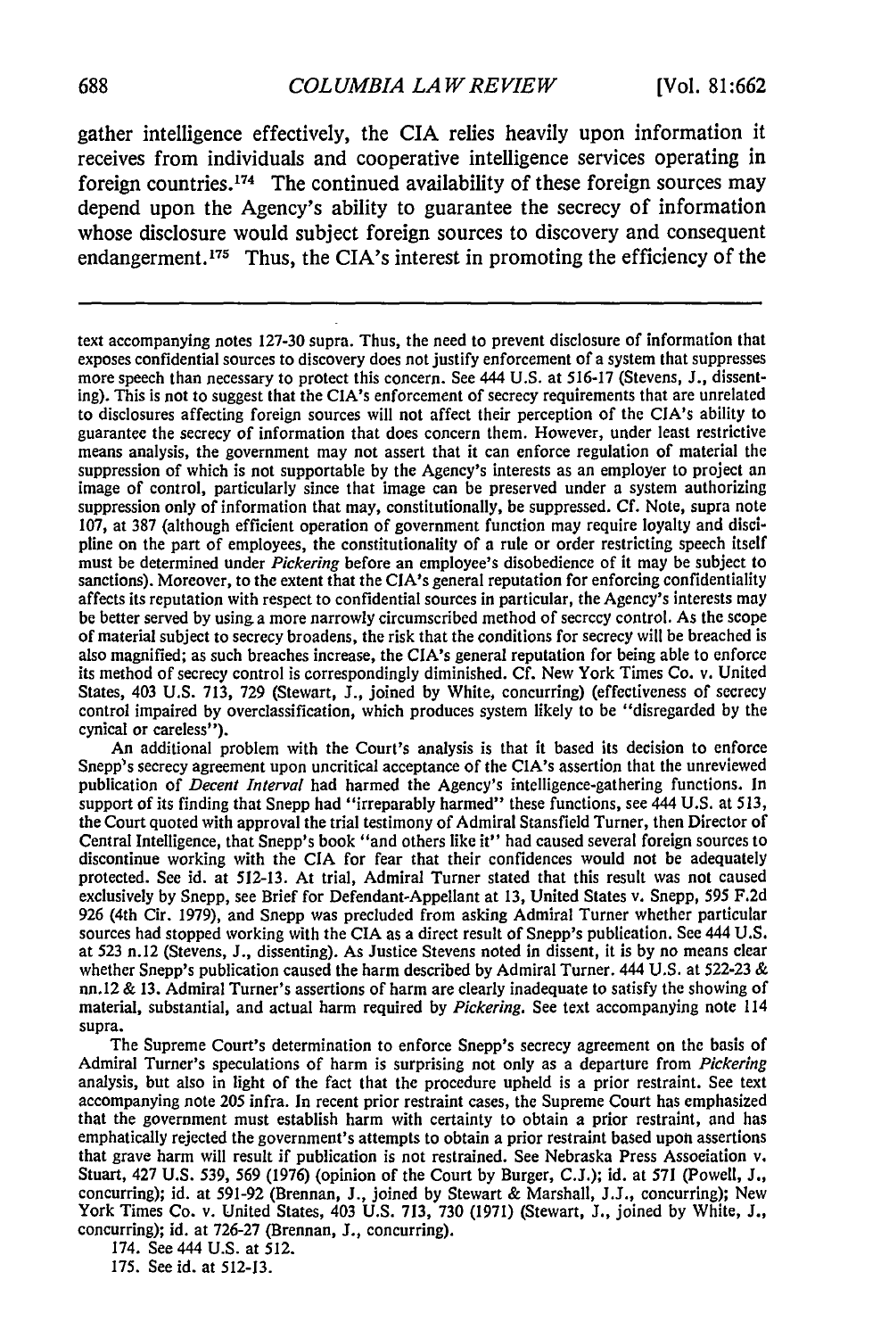gather intelligence effectively, the CIA relies heavily upon information it receives from individuals and cooperative intelligence services operating in foreign countries.[174] The continued availability of these foreign sources may depend upon the Agency's ability to guarantee the secrecy of information whose disclosure would subject foreign sources to discovery and consequent endangerment.[175] Thus, the CIA's interest in promoting the efficiency of the

---

text accompanying notes 127-30 supra. Thus, the need to prevent disclosure of information that exposes confidential sources to discovery does not justify enforcement of a system that suppresses more speech than necessary to protect this concern. See 444 U.S. at 516-17 (Stevens, J., dissenting). This is not to suggest that the CIA's enforcement of secrecy requirements that are unrelated to disclosures affecting foreign sources will not affect their perception of the CIA's ability to guarantee the secrecy of information that does concern them. However, under least restrictive means analysis, the government may not assert that it can enforce regulation of material the suppression of which is not supportable by the Agency's interests as an employer to project an image of control, particularly since that image can be preserved under a system authorizing suppression only of information that may, constitutionally, be suppressed. Cf. Note, supra note 107, at 387 (although efficient operation of government function may require loyalty and discipline on the part of employees, the constitutionality of a rule or order restricting speech itself must be determined under *Pickering* before an employee's disobedience of it may be subject to sanctions). Moreover, to the extent that the CIA's general reputation for enforcing confidentiality affects its reputation with respect to confidential sources in particular, the Agency's interests may be better served by using a more narrowly circumscribed method of secrecy control. As the scope of material subject to secrecy broadens, the risk that the conditions for secrecy will be breached is also magnified; as such breaches increase, the CIA's general reputation for being able to enforce its method of secrecy control is correspondingly diminished. Cf. New York Times Co. v. United States, 403 U.S. 713, 729 (Stewart, J., joined by White, concurring) (effectiveness of secrecy control impaired by overclassification, which produces system likely to be "disregarded by the cynical or careless").

An additional problem with the Court's analysis is that it based its decision to enforce Snepp's secrecy agreement upon uncritical acceptance of the CIA's assertion that the unreviewed publication of *Decent Interval* had harmed the Agency's intelligence-gathering functions. In support of its finding that Snepp had "irreparably harmed" these functions, see 444 U.S. at 513, the Court quoted with approval the trial testimony of Admiral Stansfield Turner, then Director of Central Intelligence, that Snepp's book "and others like it" had caused several foreign sources to discontinue working with the CIA for fear that their confidences would not be adequately protected. See id. at 512-13. At trial, Admiral Turner stated that this result was not caused exclusively by Snepp, see Brief for Defendant-Appellant at 13, United States v. Snepp, 595 F.2d 926 (4th Cir. 1979), and Snepp was precluded from asking Admiral Turner whether particular sources had stopped working with the CIA as a direct result of Snepp's publication. See 444 U.S. at 523 n.12 (Stevens, J., dissenting). As Justice Stevens noted in dissent, it is by no means clear whether Snepp's publication caused the harm described by Admiral Turner. 444 U.S. at 522-23 & nn.12 & 13. Admiral Turner's assertions of harm are clearly inadequate to satisfy the showing of material, substantial, and actual harm required by *Pickering*. See text accompanying note 114 supra.

The Supreme Court's determination to enforce Snepp's secrecy agreement on the basis of Admiral Turner's speculations of harm is surprising not only as a departure from *Pickering* analysis, but also in light of the fact that the procedure upheld is a prior restraint. See text accompanying note 205 infra. In recent prior restraint cases, the Supreme Court has emphasized that the government must establish harm with certainty to obtain a prior restraint, and has emphatically rejected the government's attempts to obtain a prior restraint based upon assertions that grave harm will result if publication is not restrained. See Nebraska Press Association v. Stuart, 427 U.S. 539, 569 (1976) (opinion of the Court by Burger, C.J.); id. at 571 (Powell, J., concurring); id. at 591-92 (Brennan, J., joined by Stewart & Marshall, J.J., concurring); New York Times Co. v. United States, 403 U.S. 713, 730 (1971) (Stewart, J., joined by White, J., concurring); id. at 726-27 (Brennan, J., concurring).

174. See 444 U.S. at 512.

175. See id. at 512-13.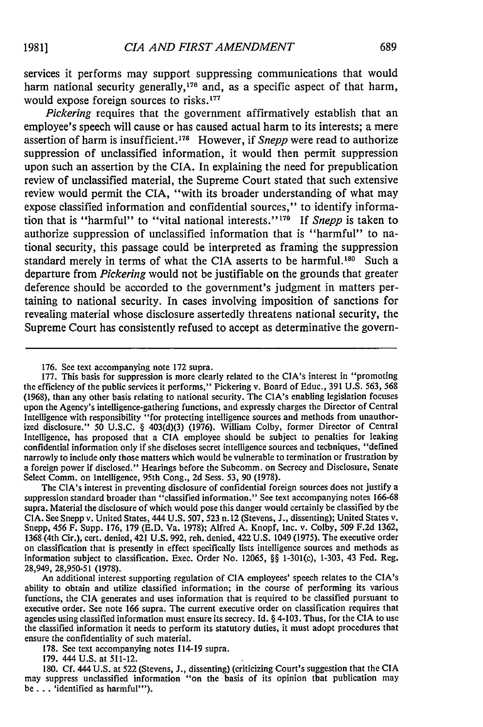services it performs may support suppressing communications that would harm national security generally,[176] and, as a specific aspect of that harm, would expose foreign sources to risks.[177]

*Pickering* requires that the government affirmatively establish that an employee's speech will cause or has caused actual harm to its interests; a mere assertion of harm is insufficient.[178] However, if *Snepp* were read to authorize suppression of unclassified information, it would then permit suppression upon such an assertion by the CIA. In explaining the need for prepublication review of unclassified material, the Supreme Court stated that such extensive review would permit the CIA, "with its broader understanding of what may expose classified information and confidential sources," to identify information that is "harmful" to "vital national interests."[179] If *Snepp* is taken to authorize suppression of unclassified information that is "harmful" to national security, this passage could be interpreted as framing the suppression standard merely in terms of what the CIA asserts to be harmful.[180] Such a departure from *Pickering* would not be justifiable on the grounds that greater deference should be accorded to the government's judgment in matters pertaining to national security. In cases involving imposition of sanctions for revealing material whose disclosure assertedly threatens national security, the Supreme Court has consistently refused to accept as determinative the govern-

---

176. See text accompanying note 172 supra.

177. This basis for suppression is more clearly related to the CIA's interest in "promoting the efficiency of the public services it performs," Pickering v. Board of Educ., 391 U.S. 563, 568 (1968), than any other basis relating to national security. The CIA's enabling legislation focuses upon the Agency's intelligence-gathering functions, and expressly charges the Director of Central Intelligence with responsibility "for protecting intelligence sources and methods from unauthorized disclosure." 50 U.S.C. § 403(d)(3) (1976). William Colby, former Director of Central Intelligence, has proposed that a CIA employee should be subject to penalties for leaking confidential information only if she discloses secret intelligence sources and techniques, "defined narrowly to include only those matters which would be vulnerable to termination or frustration by a foreign power if disclosed." Hearings before the Subcomm. on Secrecy and Disclosure, Senate Select Comm. on Intelligence, 95th Cong., 2d Sess. 53, 90 (1978).

The CIA's interest in preventing disclosure of confidential foreign sources does not justify a suppression standard broader than "classified information." See text accompanying notes 166-68 supra. Material the disclosure of which would pose this danger would certainly be classified by the CIA. See Snepp v. United States, 444 U.S. 507, 523 n.12 (Stevens, J., dissenting); United States v. Snepp, 456 F. Supp. 176, 179 (E.D. Va. 1978); Alfred A. Knopf, Inc. v. Colby, 509 F.2d 1362, 1368 (4th Cir.), cert. denied, 421 U.S. 992, reh. denied, 422 U.S. 1049 (1975). The executive order on classification that is presently in effect specifically lists intelligence sources and methods as information subject to classification. Exec. Order No. 12065, §§ 1-301(c), 1-303, 43 Fed. Reg. 28,949, 28,950-51 (1978).

An additional interest supporting regulation of CIA employees' speech relates to the CIA's ability to obtain and utilize classified information; in the course of performing its various functions, the CIA generates and uses information that is required to be classified pursuant to executive order. See note 166 supra. The current executive order on classification requires that agencies using classified information must ensure its secrecy. Id. § 4-103. Thus, for the CIA to use the classified information it needs to perform its statutory duties, it must adopt procedures that ensure the confidentiality of such material.

178. See text accompanying notes 114-19 supra.

179. 444 U.S. at 511-12.

180. Cf. 444 U.S. at 522 (Stevens, J., dissenting) (criticizing Court's suggestion that the CIA may suppress unclassified information "on the basis of its opinion that publication may be . . . 'identified as harmful'").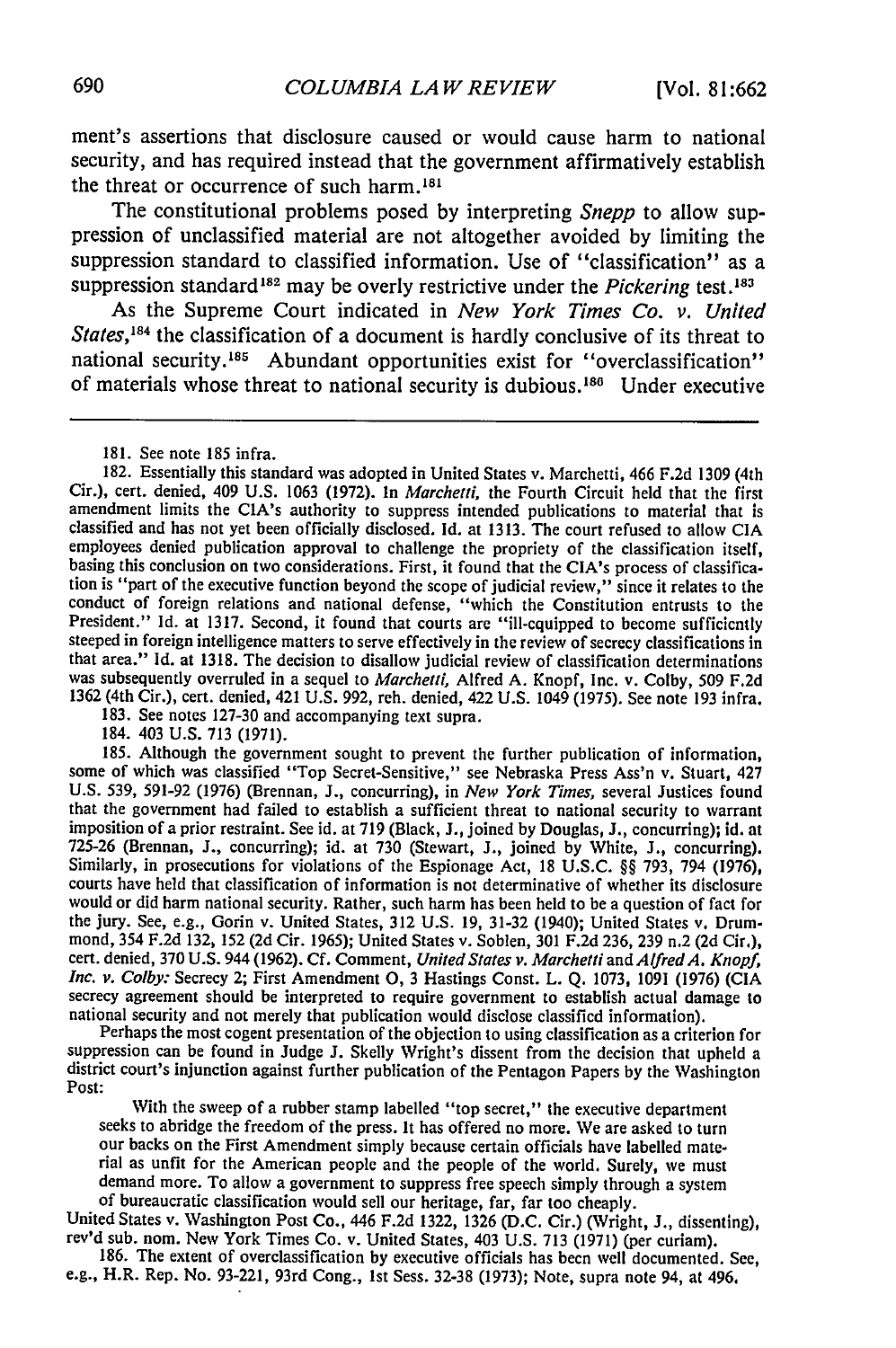ment's assertions that disclosure caused or would cause harm to national security, and has required instead that the government affirmatively establish the threat or occurrence of such harm.[181]

The constitutional problems posed by interpreting *Snepp* to allow suppression of unclassified material are not altogether avoided by limiting the suppression standard to classified information. Use of "classification" as a suppression standard[182] may be overly restrictive under the *Pickering* test.[183]

As the Supreme Court indicated in *New York Times Co. v. United States*,[184] the classification of a document is hardly conclusive of its threat to national security.[185] Abundant opportunities exist for "overclassification" of materials whose threat to national security is dubious.[186] Under executive

---

181. See note 185 infra.

182. Essentially this standard was adopted in United States v. Marchetti, 466 F.2d 1309 (4th Cir.), cert. denied, 409 U.S. 1063 (1972). In *Marchetti*, the Fourth Circuit held that the first amendment limits the CIA's authority to suppress intended publications to material that is classified and has not yet been officially disclosed. Id. at 1313. The court refused to allow CIA employees denied publication approval to challenge the propriety of the classification itself, basing this conclusion on two considerations. First, it found that the CIA's process of classification is "part of the executive function beyond the scope of judicial review," since it relates to the conduct of foreign relations and national defense, "which the Constitution entrusts to the President." Id. at 1317. Second, it found that courts are "ill-equipped to become sufficiently steeped in foreign intelligence matters to serve effectively in the review of secrecy classifications in that area." Id. at 1318. The decision to disallow judicial review of classification determinations was subsequently overruled in a sequel to *Marchetti*, Alfred A. Knopf, Inc. v. Colby, 509 F.2d 1362 (4th Cir.), cert. denied, 421 U.S. 992, reh. denied, 422 U.S. 1049 (1975). See note 193 infra.

183. See notes 127-30 and accompanying text supra.

184. 403 U.S. 713 (1971).

185. Although the government sought to prevent the further publication of information, some of which was classified "Top Secret-Sensitive," see Nebraska Press Ass'n v. Stuart, 427 U.S. 539, 591-92 (1976) (Brennan, J., concurring), in *New York Times*, several Justices found that the government had failed to establish a sufficient threat to national security to warrant imposition of a prior restraint. See id. at 719 (Black, J., joined by Douglas, J., concurring); id. at 725-26 (Brennan, J., concurring); id. at 730 (Stewart, J., joined by White, J., concurring). Similarly, in prosecutions for violations of the Espionage Act, 18 U.S.C. §§ 793, 794 (1976), courts have held that classification of information is not determinative of whether its disclosure would or did harm national security. Rather, such harm has been held to be a question of fact for the jury. See, e.g., Gorin v. United States, 312 U.S. 19, 31-32 (1940); United States v. Drummond, 354 F.2d 132, 152 (2d Cir. 1965); United States v. Soblen, 301 F.2d 236, 239 n.2 (2d Cir.), cert. denied, 370 U.S. 944 (1962). Cf. Comment, *United States v. Marchetti* and *Alfred A. Knopf, Inc. v. Colby:* Secrecy 2; First Amendment 0, 3 Hastings Const. L. Q. 1073, 1091 (1976) (CIA secrecy agreement should be interpreted to require government to establish actual damage to national security and not merely that publication would disclose classified information).

Perhaps the most cogent presentation of the objection to using classification as a criterion for suppression can be found in Judge J. Skelly Wright's dissent from the decision that upheld a district court's injunction against further publication of the Pentagon Papers by the Washington Post:

> With the sweep of a rubber stamp labelled "top secret," the executive department seeks to abridge the freedom of the press. It has offered no more. We are asked to turn our backs on the First Amendment simply because certain officials have labelled material as unfit for the American people and the people of the world. Surely, we must demand more. To allow a government to suppress free speech simply through a system of bureaucratic classification would sell our heritage, far, far too cheaply.

United States v. Washington Post Co., 446 F.2d 1322, 1326 (D.C. Cir.) (Wright, J., dissenting), rev'd sub. nom. New York Times Co. v. United States, 403 U.S. 713 (1971) (per curiam).

186. The extent of overclassification by executive officials has been well documented. See, e.g., H.R. Rep. No. 93-221, 93rd Cong., 1st Sess. 32-38 (1973); Note, supra note 94, at 496.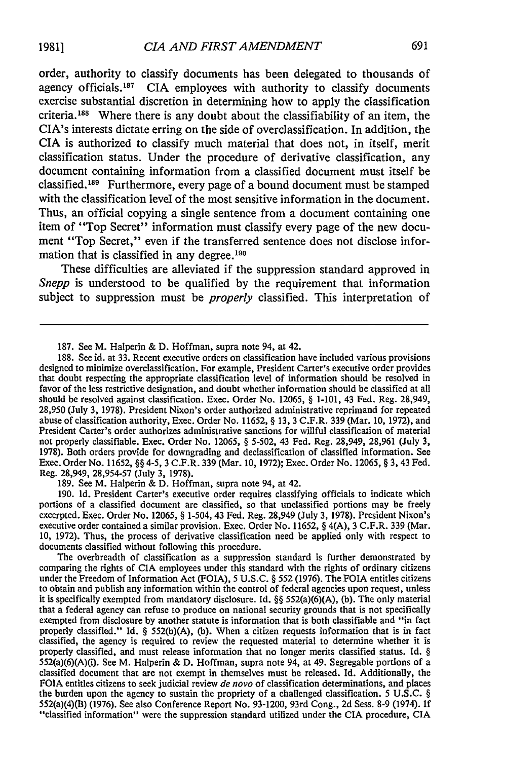order, authority to classify documents has been delegated to thousands of agency officials.[187] CIA employees with authority to classify documents exercise substantial discretion in determining how to apply the classification criteria.[188] Where there is any doubt about the classifiability of an item, the CIA's interests dictate erring on the side of overclassification. In addition, the CIA is authorized to classify much material that does not, in itself, merit classification status. Under the procedure of derivative classification, any document containing information from a classified document must itself be classified.[189] Furthermore, every page of a bound document must be stamped with the classification level of the most sensitive information in the document. Thus, an official copying a single sentence from a document containing one item of "Top Secret" information must classify every page of the new document "Top Secret," even if the transferred sentence does not disclose information that is classified in any degree.[190]

These difficulties are alleviated if the suppression standard approved in *Snepp* is understood to be qualified by the requirement that information subject to suppression must be *properly* classified. This interpretation of

---

187. See M. Halperin & D. Hoffman, supra note 94, at 42.

188. See id. at 33. Recent executive orders on classification have included various provisions designed to minimize overclassification. For example, President Carter's executive order provides that doubt respecting the appropriate classification level of information should be resolved in favor of the less restrictive designation, and doubt whether information should be classified at all should be resolved against classification. Exec. Order No. 12065, § 1-101, 43 Fed. Reg. 28,949, 28,950 (July 3, 1978). President Nixon's order authorized administrative reprimand for repeated abuse of classification authority, Exec. Order No. 11652, § 13, 3 C.F.R. 339 (Mar. 10, 1972), and President Carter's order authorizes administrative sanctions for willful classification of material not properly classifiable. Exec. Order No. 12065, § 5-502, 43 Fed. Reg. 28,949, 28,961 (July 3, 1978). Both orders provide for downgrading and declassification of classified information. See Exec. Order No. 11652, §§ 4-5, 3 C.F.R. 339 (Mar. 10, 1972); Exec. Order No. 12065, § 3, 43 Fed. Reg. 28,949, 28,954-57 (July 3, 1978).

189. See M. Halperin & D. Hoffman, supra note 94, at 42.

190. Id. President Carter's executive order requires classifying officials to indicate which portions of a classified document are classified, so that unclassified portions may be freely excerpted. Exec. Order No. 12065, § 1-504, 43 Fed. Reg. 28,949 (July 3, 1978). President Nixon's executive order contained a similar provision. Exec. Order No. 11652, § 4(A), 3 C.F.R. 339 (Mar. 10, 1972). Thus, the process of derivative classification need be applied only with respect to documents classified without following this procedure.

The overbreadth of classification as a suppression standard is further demonstrated by comparing the rights of CIA employees under this standard with the rights of ordinary citizens under the Freedom of Information Act (FOIA), 5 U.S.C. § 552 (1976). The FOIA entitles citizens to obtain and publish any information within the control of federal agencies upon request, unless it is specifically exempted from mandatory disclosure. Id. §§ 552(a)(6)(A), (b). The only material that a federal agency can refuse to produce on national security grounds that is not specifically exempted from disclosure by another statute is information that is both classifiable and "in fact properly classified." Id. § 552(b)(A), (b). When a citizen requests information that is in fact classified, the agency is required to review the requested material to determine whether it is properly classified, and must release information that no longer merits classified status. Id. § 552(a)(6)(A)(i). See M. Halperin & D. Hoffman, supra note 94, at 49. Segregable portions of a classified document that are not exempt in themselves must be released. Id. Additionally, the FOIA entitles citizens to seek judicial review *de novo* of classification determinations, and places the burden upon the agency to sustain the propriety of a challenged classification. 5 U.S.C. § 552(a)(4)(B) (1976). See also Conference Report No. 93-1200, 93rd Cong., 2d Sess. 8-9 (1974). If "classified information" were the suppression standard utilized under the CIA procedure, CIA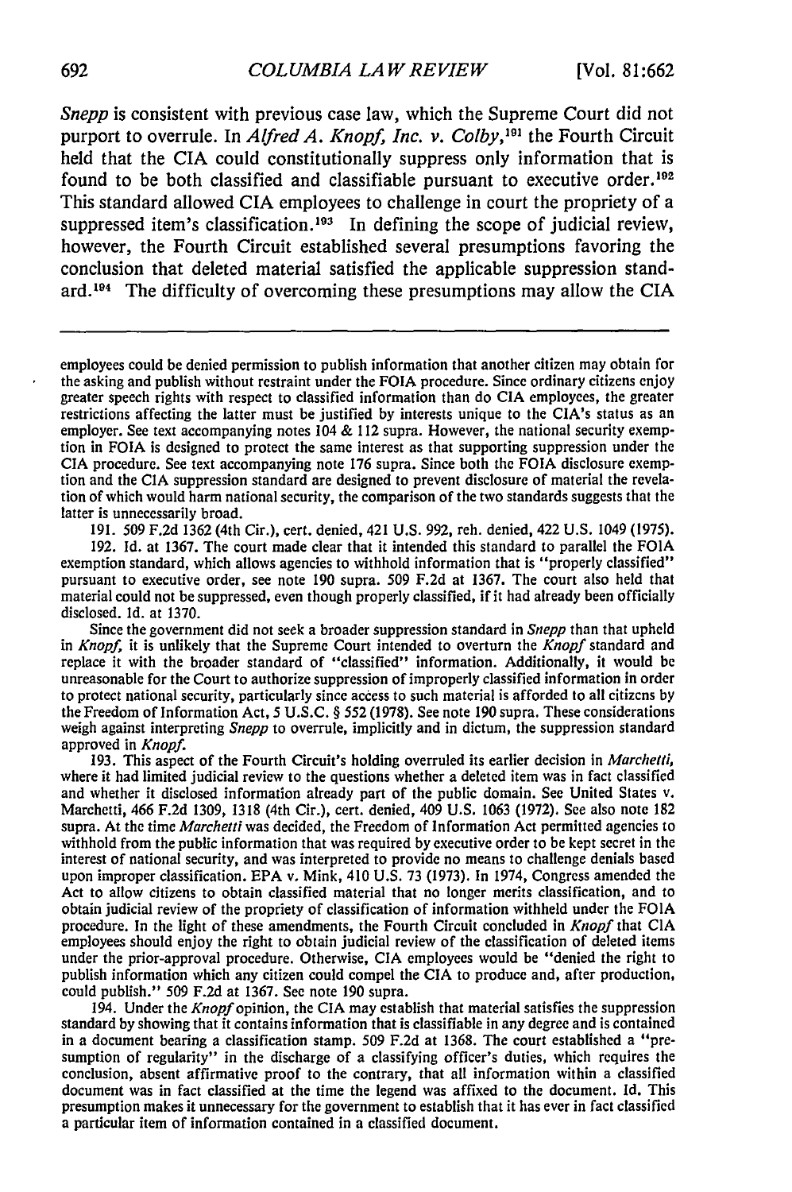*Snepp* is consistent with previous case law, which the Supreme Court did not purport to overrule. In *Alfred A. Knopf, Inc. v. Colby*,[191] the Fourth Circuit held that the CIA could constitutionally suppress only information that is found to be both classified and classifiable pursuant to executive order.[192] This standard allowed CIA employees to challenge in court the propriety of a suppressed item's classification.[193] In defining the scope of judicial review, however, the Fourth Circuit established several presumptions favoring the conclusion that deleted material satisfied the applicable suppression standard.[194] The difficulty of overcoming these presumptions may allow the CIA

---

employees could be denied permission to publish information that another citizen may obtain for the asking and publish without restraint under the FOIA procedure. Since ordinary citizens enjoy greater speech rights with respect to classified information than do CIA employees, the greater restrictions affecting the latter must be justified by interests unique to the CIA's status as an employer. See text accompanying notes 104 & 112 supra. However, the national security exemption in FOIA is designed to protect the same interest as that supporting suppression under the CIA procedure. See text accompanying note 176 supra. Since both the FOIA disclosure exemption and the CIA suppression standard are designed to prevent disclosure of material the revelation of which would harm national security, the comparison of the two standards suggests that the latter is unnecessarily broad.

191. 509 F.2d 1362 (4th Cir.), cert. denied, 421 U.S. 992, reh. denied, 422 U.S. 1049 (1975).

192. Id. at 1367. The court made clear that it intended this standard to parallel the FOIA exemption standard, which allows agencies to withhold information that is "properly classified" pursuant to executive order, see note 190 supra. 509 F.2d at 1367. The court also held that material could not be suppressed, even though properly classified, if it had already been officially disclosed. Id. at 1370.

Since the government did not seek a broader suppression standard in *Snepp* than that upheld in *Knopf*, it is unlikely that the Supreme Court intended to overturn the *Knopf* standard and replace it with the broader standard of "classified" information. Additionally, it would be unreasonable for the Court to authorize suppression of improperly classified information in order to protect national security, particularly since access to such material is afforded to all citizens by the Freedom of Information Act, 5 U.S.C. § 552 (1978). See note 190 supra. These considerations weigh against interpreting *Snepp* to overrule, implicitly and in dictum, the suppression standard approved in *Knopf*.

193. This aspect of the Fourth Circuit's holding overruled its earlier decision in *Marchetti*, where it had limited judicial review to the questions whether a deleted item was in fact classified and whether it disclosed information already part of the public domain. See United States v. Marchetti, 466 F.2d 1309, 1318 (4th Cir.), cert. denied, 409 U.S. 1063 (1972). See also note 182 supra. At the time *Marchetti* was decided, the Freedom of Information Act permitted agencies to withhold from the public information that was required by executive order to be kept secret in the interest of national security, and was interpreted to provide no means to challenge denials based upon improper classification. EPA v. Mink, 410 U.S. 73 (1973). In 1974, Congress amended the Act to allow citizens to obtain classified material that no longer merits classification, and to obtain judicial review of the propriety of classification of information withheld under the FOIA procedure. In the light of these amendments, the Fourth Circuit concluded in *Knopf* that CIA employees should enjoy the right to obtain judicial review of the classification of deleted items under the prior-approval procedure. Otherwise, CIA employees would be "denied the right to publish information which any citizen could compel the CIA to produce and, after production, could publish." 509 F.2d at 1367. See note 190 supra.

194. Under the *Knopf* opinion, the CIA may establish that material satisfies the suppression standard by showing that it contains information that is classifiable in any degree and is contained in a document bearing a classification stamp. 509 F.2d at 1368. The court established a "presumption of regularity" in the discharge of a classifying officer's duties, which requires the conclusion, absent affirmative proof to the contrary, that all information within a classified document was in fact classified at the time the legend was affixed to the document. Id. This presumption makes it unnecessary for the government to establish that it has ever in fact classified a particular item of information contained in a classified document.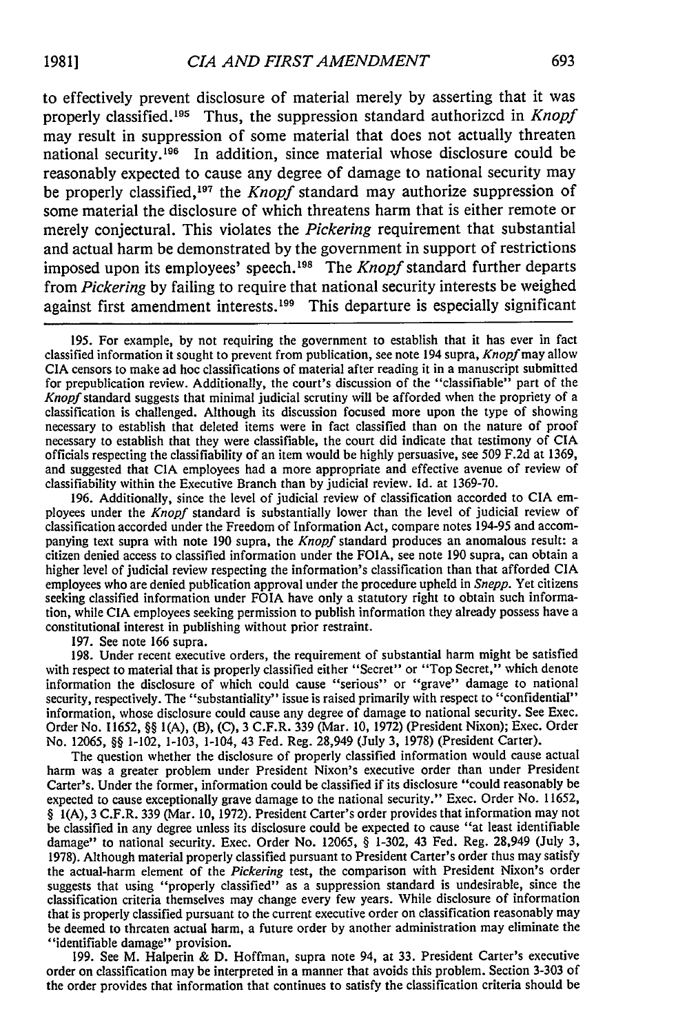to effectively prevent disclosure of material merely by asserting that it was properly classified.[195] Thus, the suppression standard authorized in *Knopf* may result in suppression of some material that does not actually threaten national security.[196] In addition, since material whose disclosure could be reasonably expected to cause any degree of damage to national security may be properly classified,[197] the *Knopf* standard may authorize suppression of some material the disclosure of which threatens harm that is either remote or merely conjectural. This violates the *Pickering* requirement that substantial and actual harm be demonstrated by the government in support of restrictions imposed upon its employees' speech.[198] The *Knopf* standard further departs from *Pickering* by failing to require that national security interests be weighed against first amendment interests.[199] This departure is especially significant

---

195. For example, by not requiring the government to establish that it has ever in fact classified information it sought to prevent from publication, see note 194 supra, *Knopf* may allow CIA censors to make ad hoc classifications of material after reading it in a manuscript submitted for prepublication review. Additionally, the court's discussion of the "classifiable" part of the *Knopf* standard suggests that minimal judicial scrutiny will be afforded when the propriety of a classification is challenged. Although its discussion focused more upon the type of showing necessary to establish that deleted items were in fact classified than on the nature of proof necessary to establish that they were classifiable, the court did indicate that testimony of CIA officials respecting the classifiability of an item would be highly persuasive, see 509 F.2d at 1369, and suggested that CIA employees had a more appropriate and effective avenue of review of classifiability within the Executive Branch than by judicial review. Id. at 1369-70.

196. Additionally, since the level of judicial review of classification accorded to CIA employees under the *Knopf* standard is substantially lower than the level of judicial review of classification accorded under the Freedom of Information Act, compare notes 194-95 and accompanying text supra with note 190 supra, the *Knopf* standard produces an anomalous result: a citizen denied access to classified information under the FOIA, see note 190 supra, can obtain a higher level of judicial review respecting the information's classification than that afforded CIA employees who are denied publication approval under the procedure upheld in *Snepp*. Yet citizens seeking classified information under FOIA have only a statutory right to obtain such information, while CIA employees seeking permission to publish information they already possess have a constitutional interest in publishing without prior restraint.

197. See note 166 supra.

198. Under recent executive orders, the requirement of substantial harm might be satisfied with respect to material that is properly classified either "Secret" or "Top Secret," which denote information the disclosure of which could cause "serious" or "grave" damage to national security, respectively. The "substantiality" issue is raised primarily with respect to "confidential" information, whose disclosure could cause any degree of damage to national security. See Exec. Order No. 11652, §§ 1(A), (B), (C), 3 C.F.R. 339 (Mar. 10, 1972) (President Nixon); Exec. Order No. 12065, §§ 1-102, 1-103, 1-104, 43 Fed. Reg. 28,949 (July 3, 1978) (President Carter).

The question whether the disclosure of properly classified information would cause actual harm was a greater problem under President Nixon's executive order than under President Carter's. Under the former, information could be classified if its disclosure "could reasonably be expected to cause exceptionally grave damage to the national security." Exec. Order No. 11652, § 1(A), 3 C.F.R. 339 (Mar. 10, 1972). President Carter's order provides that information may not be classified in any degree unless its disclosure could be expected to cause "at least identifiable damage" to national security. Exec. Order No. 12065, § 1-302, 43 Fed. Reg. 28,949 (July 3, 1978). Although material properly classified pursuant to President Carter's order thus may satisfy the actual-harm element of the *Pickering* test, the comparison with President Nixon's order suggests that using "properly classified" as a suppression standard is undesirable, since the classification criteria themselves may change every few years. While disclosure of information that is properly classified pursuant to the current executive order on classification reasonably may be deemed to threaten actual harm, a future order by another administration may eliminate the "identifiable damage" provision.

199. See M. Halperin & D. Hoffman, supra note 94, at 33. President Carter's executive order on classification may be interpreted in a manner that avoids this problem. Section 3-303 of the order provides that information that continues to satisfy the classification criteria should be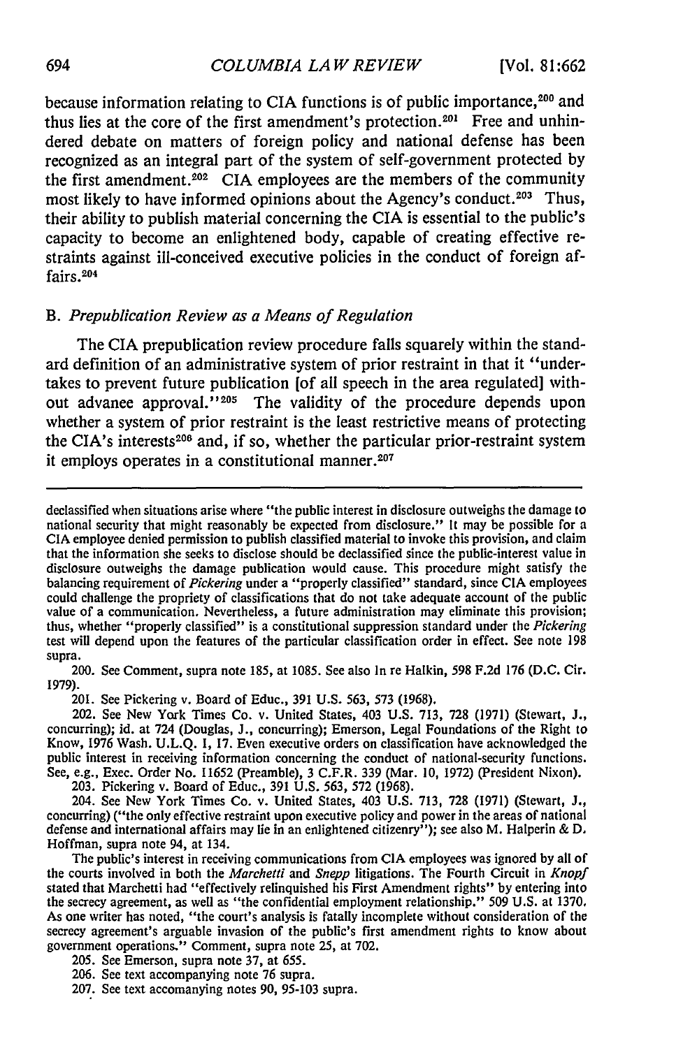because information relating to CIA functions is of public importance,[200] and thus lies at the core of the first amendment's protection.[201] Free and unhindered debate on matters of foreign policy and national defense has been recognized as an integral part of the system of self-government protected by the first amendment.[202] CIA employees are the members of the community most likely to have informed opinions about the Agency's conduct.[203] Thus, their ability to publish material concerning the CIA is essential to the public's capacity to become an enlightened body, capable of creating effective restraints against ill-conceived executive policies in the conduct of foreign affairs.[204]

### B. *Prepublication Review as a Means of Regulation*

The CIA prepublication review procedure falls squarely within the standard definition of an administrative system of prior restraint in that it "undertakes to prevent future publication [of all speech in the area regulated] without advanee approval."[205] The validity of the procedure depends upon whether a system of prior restraint is the least restrictive means of protecting the CIA's interests[206] and, if so, whether the particular prior-restraint system it employs operates in a constitutional manner.[207]

---

declassified when situations arise where "the public interest in disclosure outweighs the damage to national security that might reasonably be expected from disclosure." It may be possible for a CIA employee denied permission to publish classified material to invoke this provision, and claim that the information she seeks to disclose should be declassified since the public-interest value in disclosure outweighs the damage publication would cause. This procedure might satisfy the balancing requirement of *Pickering* under a "properly classified" standard, since CIA employees could challenge the propriety of classifications that do not take adequate account of the public value of a communication. Nevertheless, a future administration may eliminate this provision; thus, whether "properly classified" is a constitutional suppression standard under the *Pickering* test will depend upon the features of the particular classification order in effect. See note 198 supra.

200. See Comment, supra note 185, at 1085. See also In re Halkin, 598 F.2d 176 (D.C. Cir. 1979).

201. See Pickering v. Board of Educ., 391 U.S. 563, 573 (1968).

202. See New York Times Co. v. United States, 403 U.S. 713, 728 (1971) (Stewart, J., concurring); id. at 724 (Douglas, J., concurring); Emerson, Legal Foundations of the Right to Know, 1976 Wash. U.L.Q. 1, 17. Even executive orders on classification have acknowledged the public interest in receiving information concerning the conduct of national-security functions. See, e.g., Exec. Order No. 11652 (Preamble), 3 C.F.R. 339 (Mar. 10, 1972) (President Nixon).

203. Pickering v. Board of Educ., 391 U.S. 563, 572 (1968).

204. See New York Times Co. v. United States, 403 U.S. 713, 728 (1971) (Stewart, J., concurring) ("the only effective restraint upon executive policy and power in the areas of national defense and international affairs may lie in an enlightened citizenry"); see also M. Halperin & D. Hoffman, supra note 94, at 134.

The public's interest in receiving communications from CIA employees was ignored by all of the courts involved in both the *Marchetti* and *Snepp* litigations. The Fourth Circuit in *Knopf* stated that Marchetti had "effectively relinquished his First Amendment rights" by entering into the secrecy agreement, as well as "the confidential employment relationship." 509 U.S. at 1370. As one writer has noted, "the court's analysis is fatally incomplete without consideration of the secrecy agreement's arguable invasion of the public's first amendment rights to know about government operations." Comment, supra note 25, at 702.

205. See Emerson, supra note 37, at 655.

206. See text accompanying note 76 supra.

207. See text accomanying notes 90, 95-103 supra.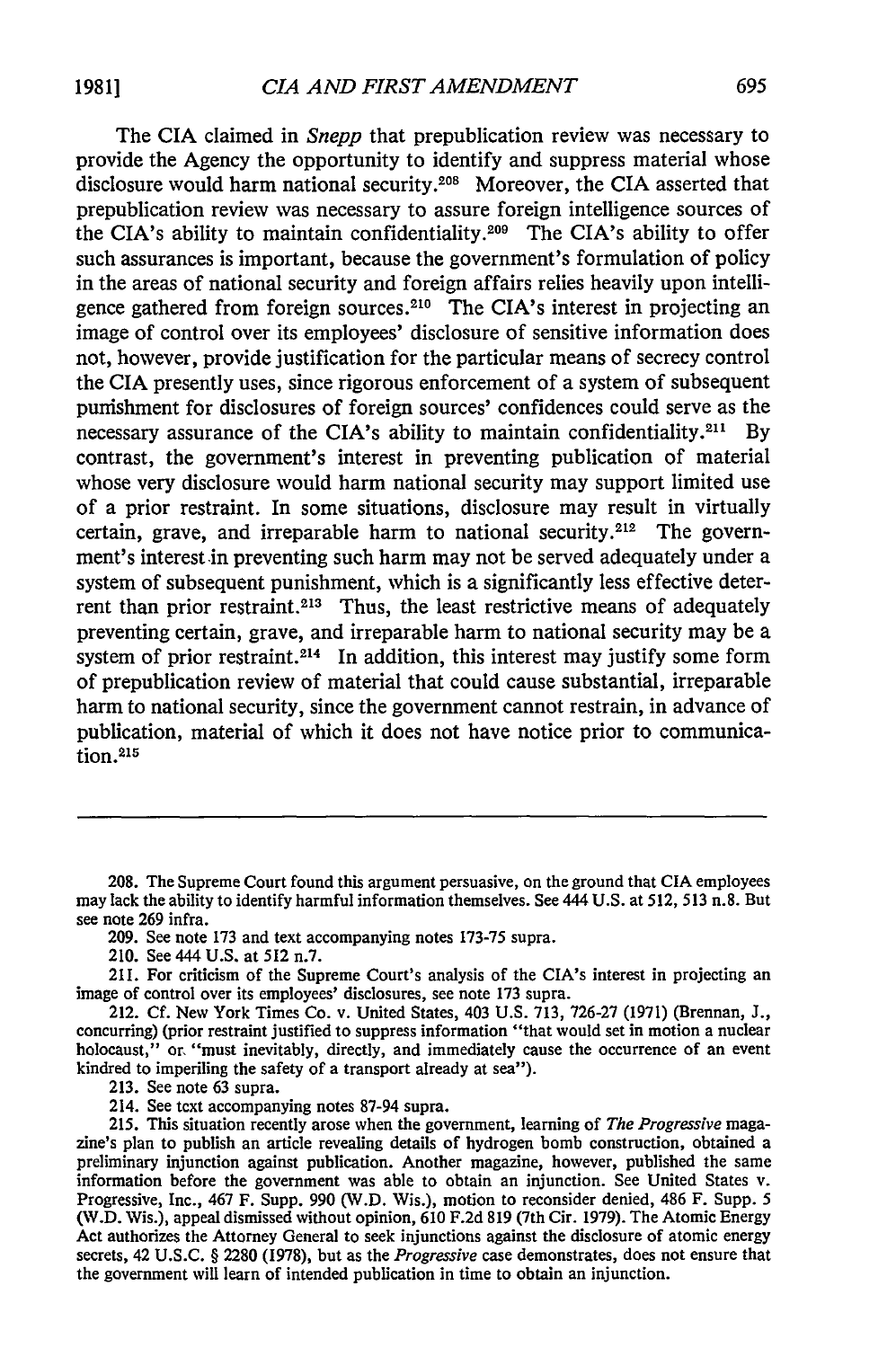The CIA claimed in *Snepp* that prepublication review was necessary to provide the Agency the opportunity to identify and suppress material whose disclosure would harm national security.[208] Moreover, the CIA asserted that prepublication review was necessary to assure foreign intelligence sources of the CIA's ability to maintain confidentiality.[209] The CIA's ability to offer such assurances is important, because the government's formulation of policy in the areas of national security and foreign affairs relies heavily upon intelligence gathered from foreign sources.[210] The CIA's interest in projecting an image of control over its employees' disclosure of sensitive information does not, however, provide justification for the particular means of secrecy control the CIA presently uses, since rigorous enforcement of a system of subsequent punishment for disclosures of foreign sources' confidences could serve as the necessary assurance of the CIA's ability to maintain confidentiality.[211] By contrast, the government's interest in preventing publication of material whose very disclosure would harm national security may support limited use of a prior restraint. In some situations, disclosure may result in virtually certain, grave, and irreparable harm to national security.[212] The government's interest in preventing such harm may not be served adequately under a system of subsequent punishment, which is a significantly less effective deterrent than prior restraint.[213] Thus, the least restrictive means of adequately preventing certain, grave, and irreparable harm to national security may be a system of prior restraint.[214] In addition, this interest may justify some form of prepublication review of material that could cause substantial, irreparable harm to national security, since the government cannot restrain, in advance of publication, material of which it does not have notice prior to communication.[215]

---

208. The Supreme Court found this argument persuasive, on the ground that CIA employees may lack the ability to identify harmful information themselves. See 444 U.S. at 512, 513 n.8. But see note 269 infra.

209. See note 173 and text accompanying notes 173-75 supra.

210. See 444 U.S. at 512 n.7.

211. For criticism of the Supreme Court's analysis of the CIA's interest in projecting an image of control over its employees' disclosures, see note 173 supra.

212. Cf. New York Times Co. v. United States, 403 U.S. 713, 726-27 (1971) (Brennan, J., concurring) (prior restraint justified to suppress information "that would set in motion a nuclear holocaust," or "must inevitably, directly, and immediately cause the occurrence of an event kindred to imperiling the safety of a transport already at sea").

213. See note 63 supra.

214. See text accompanying notes 87-94 supra.

215. This situation recently arose when the government, learning of *The Progressive* magazine's plan to publish an article revealing details of hydrogen bomb construction, obtained a preliminary injunction against publication. Another magazine, however, published the same information before the government was able to obtain an injunction. See United States v. Progressive, Inc., 467 F. Supp. 990 (W.D. Wis.), motion to reconsider denied, 486 F. Supp. 5 (W.D. Wis.), appeal dismissed without opinion, 610 F.2d 819 (7th Cir. 1979). The Atomic Energy Act authorizes the Attorney General to seek injunctions against the disclosure of atomic energy secrets, 42 U.S.C. § 2280 (1978), but as the *Progressive* case demonstrates, does not ensure that the government will learn of intended publication in time to obtain an injunction.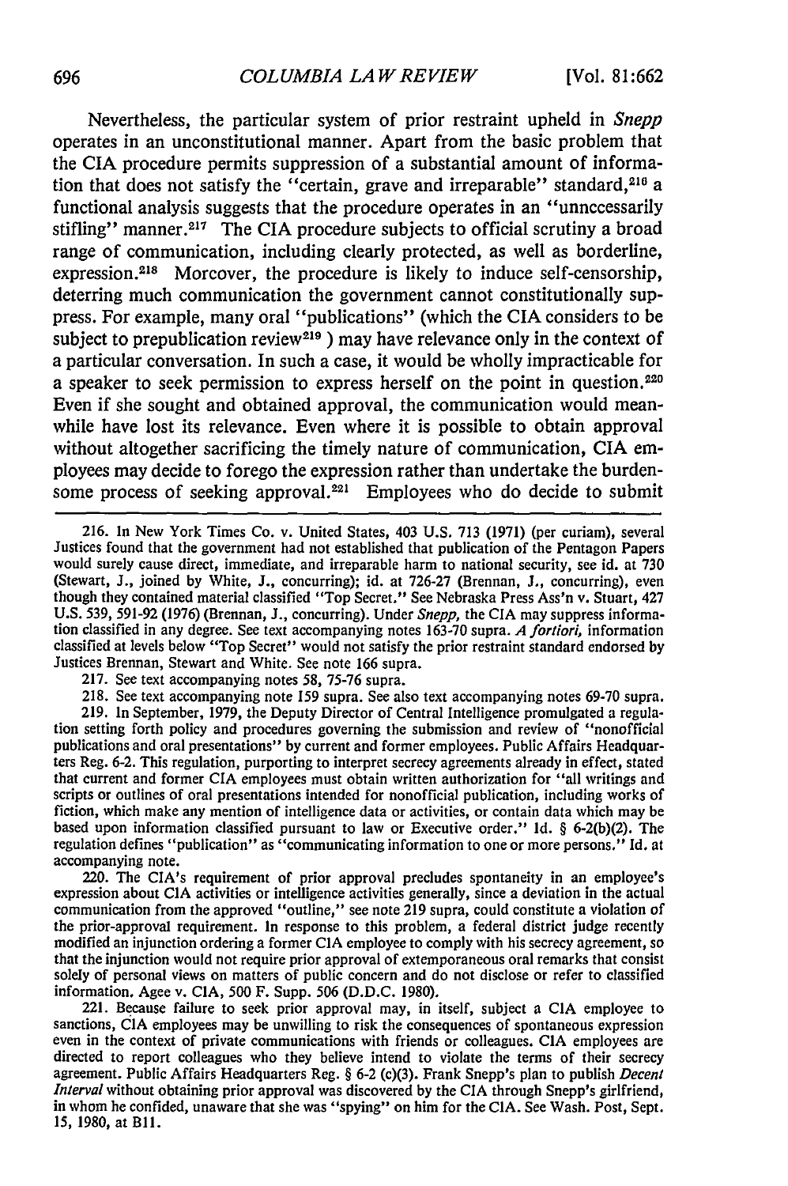Nevertheless, the particular system of prior restraint upheld in *Snepp* operates in an unconstitutional manner. Apart from the basic problem that the CIA procedure permits suppression of a substantial amount of information that does not satisfy the "certain, grave and irreparable" standard,[216] a functional analysis suggests that the procedure operates in an "unnccessarily stifling" manner.[217] The CIA procedure subjects to official scrutiny a broad range of communication, including clearly protected, as well as borderline, expression.[218] Morcover, the procedure is likely to induce self-censorship, deterring much communication the government cannot constitutionally suppress. For example, many oral "publications" (which the CIA considers to be subject to prepublication review[219] ) may have relevance only in the context of a particular conversation. In such a case, it would be wholly impracticable for a speaker to seek permission to express herself on the point in question.[220] Even if she sought and obtained approval, the communication would meanwhile have lost its relevance. Even where it is possible to obtain approval without altogether sacrificing the timely nature of communication, CIA employees may decide to forego the expression rather than undertake the burdensome process of seeking approval.[221] Employees who do decide to submit

---

216. In New York Times Co. v. United States, 403 U.S. 713 (1971) (per curiam), several Justices found that the government had not established that publication of the Pentagon Papers would surely cause direct, immediate, and irreparable harm to national security, see id. at 730 (Stewart, J., joined by White, J., concurring); id. at 726-27 (Brennan, J., concurring), even though they contained material classified "Top Secret." See Nebraska Press Ass'n v. Stuart, 427 U.S. 539, 591-92 (1976) (Brennan, J., concurring). Under *Snepp*, the CIA may suppress information classified in any degree. See text accompanying notes 163-70 supra. *A fortiori*, information classified at levels below "Top Secret" would not satisfy the prior restraint standard endorsed by Justices Brennan, Stewart and White. See note 166 supra.

217. See text accompanying notes 58, 75-76 supra.

218. See text accompanying note 159 supra. See also text accompanying notes 69-70 supra.

219. In September, 1979, the Deputy Director of Central Intelligence promulgated a regulation setting forth policy and procedures governing the submission and review of "nonofficial publications and oral presentations" by current and former employees. Public Affairs Headquarters Reg. 6-2. This regulation, purporting to interpret secrecy agreements already in effect, stated that current and former CIA employees must obtain written authorization for "all writings and scripts or outlines of oral presentations intended for nonofficial publication, including works of fiction, which make any mention of intelligence data or activities, or contain data which may be based upon information classified pursuant to law or Executive order." Id. § 6-2(b)(2). The regulation defines "publication" as "communicating information to one or more persons." Id. at accompanying note.

220. The CIA's requirement of prior approval precludes spontaneity in an employee's expression about CIA activities or intelligence activities generally, since a deviation in the actual communication from the approved "outline," see note 219 supra, could constitute a violation of the prior-approval requirement. In response to this problem, a federal district judge recently modified an injunction ordering a former CIA employee to comply with his secrecy agreement, so that the injunction would not require prior approval of extemporaneous oral remarks that consist solely of personal views on matters of public concern and do not disclose or refer to classified information. Agee v. CIA, 500 F. Supp. 506 (D.D.C. 1980).

221. Because failure to seek prior approval may, in itself, subject a CIA employee to sanctions, CIA employees may be unwilling to risk the consequences of spontaneous expression even in the context of private communications with friends or colleagues. CIA employees are directed to report colleagues who they believe intend to violate the terms of their secrecy agreement. Public Affairs Headquarters Reg. § 6-2 (c)(3). Frank Snepp's plan to publish *Decent Interval* without obtaining prior approval was discovered by the CIA through Snepp's girlfriend, in whom he confided, unaware that she was "spying" on him for the CIA. See Wash. Post, Sept. 15, 1980, at B11.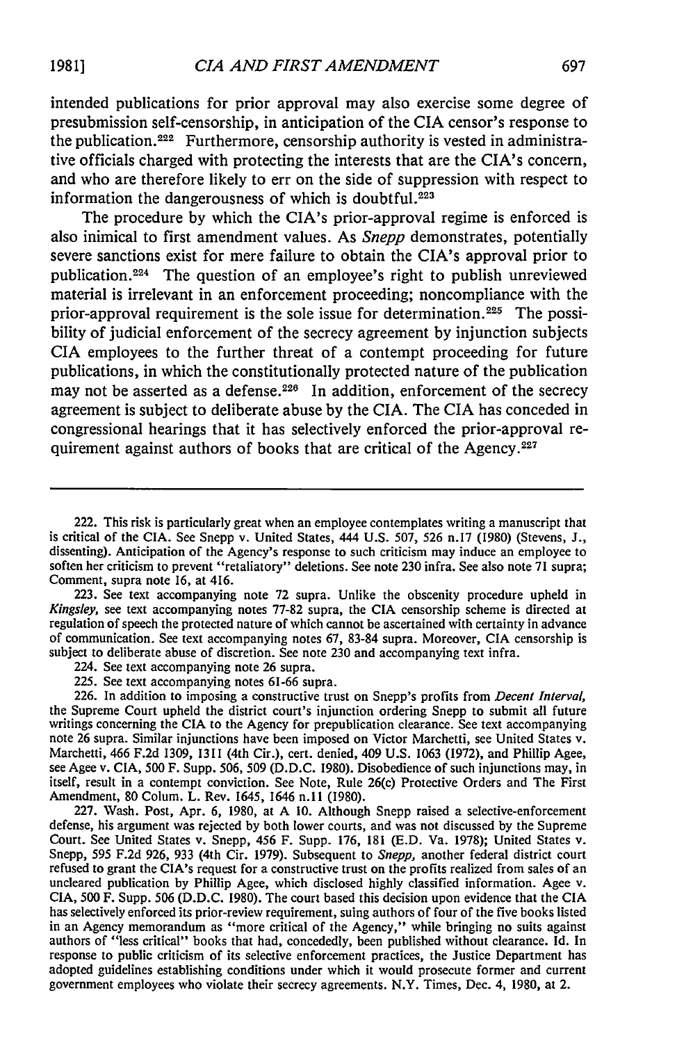intended publications for prior approval may also exercise some degree of presubmission self-censorship, in anticipation of the CIA censor's response to the publication.[222] Furthermore, censorship authority is vested in administrative officials charged with protecting the interests that are the CIA's concern, and who are therefore likely to err on the side of suppression with respect to information the dangerousness of which is doubtful.[223]

The procedure by which the CIA's prior-approval regime is enforced is also inimical to first amendment values. As *Snepp* demonstrates, potentially severe sanctions exist for mere failure to obtain the CIA's approval prior to publication.[224] The question of an employee's right to publish unreviewed material is irrelevant in an enforcement proceeding; noncompliance with the prior-approval requirement is the sole issue for determination.[225] The possibility of judicial enforcement of the secrecy agreement by injunction subjects CIA employees to the further threat of a contempt proceeding for future publications, in which the constitutionally protected nature of the publication may not be asserted as a defense.[226] In addition, enforcement of the secrecy agreement is subject to deliberate abuse by the CIA. The CIA has conceded in congressional hearings that it has selectively enforced the prior-approval requirement against authors of books that are critical of the Agency.[227]

---

222. This risk is particularly great when an employee contemplates writing a manuscript that is critical of the CIA. See Snepp v. United States, 444 U.S. 507, 526 n.17 (1980) (Stevens, J., dissenting). Anticipation of the Agency's response to such criticism may induce an employee to soften her criticism to prevent "retaliatory" deletions. See note 230 infra. See also note 71 supra; Comment, supra note 16, at 416.

223. See text accompanying note 72 supra. Unlike the obscenity procedure upheld in *Kingsley*, see text accompanying notes 77-82 supra, the CIA censorship scheme is directed at regulation of speech the protected nature of which cannot be ascertained with certainty in advance of communication. See text accompanying notes 67, 83-84 supra. Moreover, CIA censorship is subject to deliberate abuse of discretion. See note 230 and accompanying text infra.

224. See text accompanying note 26 supra.

225. See text accompanying notes 61-66 supra.

226. In addition to imposing a constructive trust on Snepp's profits from *Decent Interval*, the Supreme Court upheld the district court's injunction ordering Snepp to submit all future writings concerning the CIA to the Agency for prepublication clearance. See text accompanying note 26 supra. Similar injunctions have been imposed on Victor Marchetti, see United States v. Marchetti, 466 F.2d 1309, 1311 (4th Cir.), cert. denied, 409 U.S. 1063 (1972), and Phillip Agee, see Agee v. CIA, 500 F. Supp. 506, 509 (D.D.C. 1980). Disobedience of such injunctions may, in itself, result in a contempt conviction. See Note, Rule 26(c) Protective Orders and The First Amendment, 80 Colum. L. Rev. 1645, 1646 n.11 (1980).

227. Wash. Post, Apr. 6, 1980, at A 10. Although Snepp raised a selective-enforcement defense, his argument was rejected by both lower courts, and was not discussed by the Supreme Court. See United States v. Snepp, 456 F. Supp. 176, 181 (E.D. Va. 1978); United States v. Snepp, 595 F.2d 926, 933 (4th Cir. 1979). Subsequent to *Snepp*, another federal district court refused to grant the CIA's request for a constructive trust on the profits realized from sales of an uncleared publication by Phillip Agee, which disclosed highly classified information. Agee v. CIA, 500 F. Supp. 506 (D.D.C. 1980). The court based this decision upon evidence that the CIA has selectively enforced its prior-review requirement, suing authors of four of the five books listed in an Agency memorandum as "more critical of the Agency," while bringing no suits against authors of "less critical" books that had, concededly, been published without clearance. Id. In response to public criticism of its selective enforcement practices, the Justice Department has adopted guidelines establishing conditions under which it would prosecute former and current government employees who violate their secrecy agreements. N.Y. Times, Dec. 4, 1980, at 2.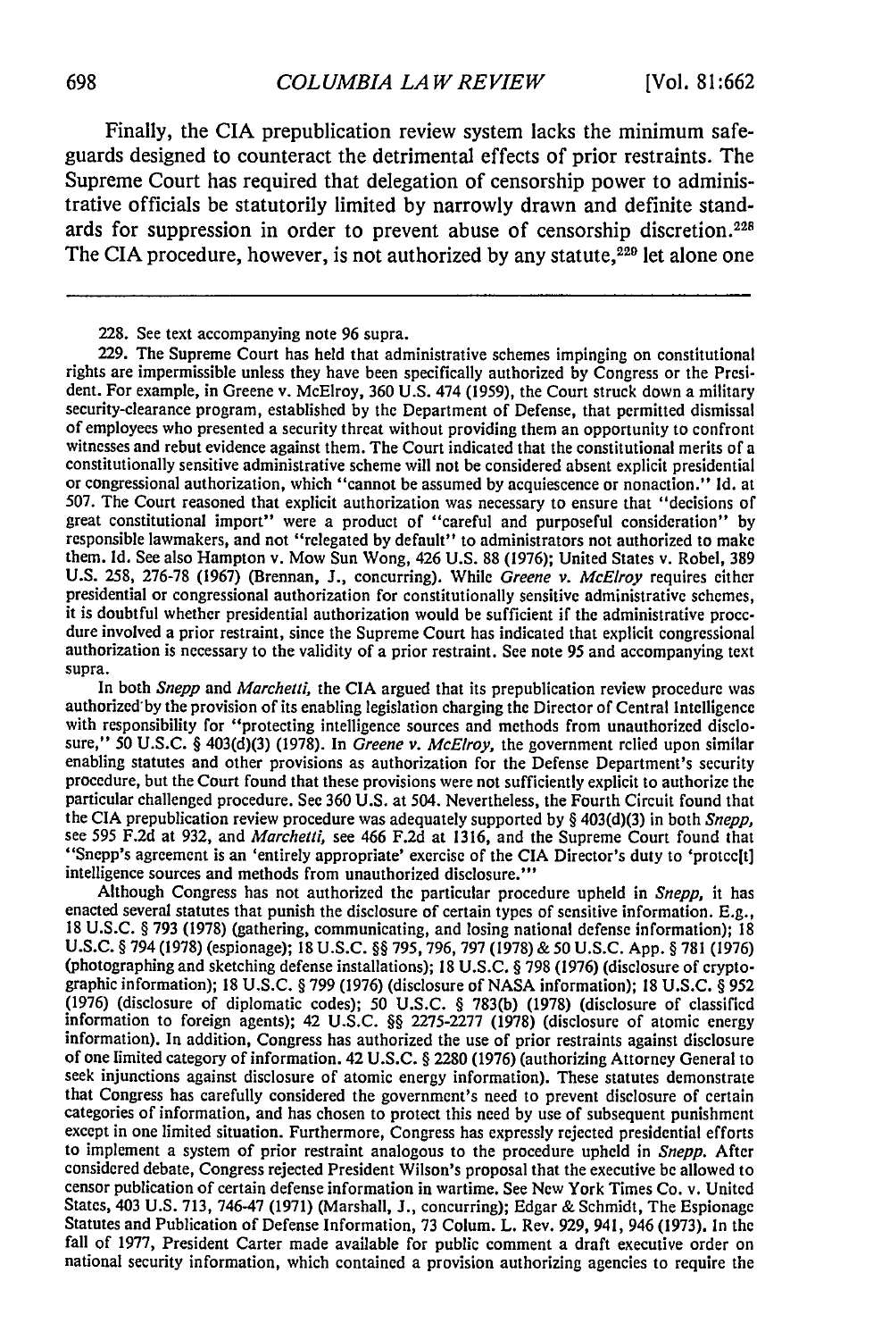Finally, the CIA prepublication review system lacks the minimum safeguards designed to counteract the detrimental effects of prior restraints. The Supreme Court has required that delegation of censorship power to administrative officials be statutorily limited by narrowly drawn and definite standards for suppression in order to prevent abuse of censorship discretion.[228] The CIA procedure, however, is not authorized by any statute,[229] let alone one

---

228. See text accompanying note 96 supra.

229. The Supreme Court has held that administrative schemes impinging on constitutional rights are impermissible unless they have been specifically authorized by Congress or the President. For example, in Greene v. McElroy, 360 U.S. 474 (1959), the Court struck down a military security-clearance program, established by the Department of Defense, that permitted dismissal of employees who presented a security threat without providing them an opportunity to confront witnesses and rebut evidence against them. The Court indicated that the constitutional merits of a constitutionally sensitive administrative scheme will not be considered absent explicit presidential or congressional authorization, which "cannot be assumed by acquiescence or nonaction." Id. at 507. The Court reasoned that explicit authorization was necessary to ensure that "decisions of great constitutional import" were a product of "careful and purposeful consideration" by responsible lawmakers, and not "relegated by default" to administrators not authorized to make them. Id. See also Hampton v. Mow Sun Wong, 426 U.S. 88 (1976); United States v. Robel, 389 U.S. 258, 276-78 (1967) (Brennan, J., concurring). While *Greene v. McElroy* requires either presidential or congressional authorization for constitutionally sensitive administrative schemes, it is doubtful whether presidential authorization would be sufficient if the administrative procedure involved a prior restraint, since the Supreme Court has indicated that explicit congressional authorization is necessary to the validity of a prior restraint. See note 95 and accompanying text supra.

In both *Snepp* and *Marchetti*, the CIA argued that its prepublication review procedure was authorized by the provision of its enabling legislation charging the Director of Central Intelligence with responsibility for "protecting intelligence sources and methods from unauthorized disclosure," 50 U.S.C. § 403(d)(3) (1978). In *Greene v. McElroy*, the government relied upon similar enabling statutes and other provisions as authorization for the Defense Department's security procedure, but the Court found that these provisions were not sufficiently explicit to authorize the particular challenged procedure. See 360 U.S. at 504. Nevertheless, the Fourth Circuit found that the CIA prepublication review procedure was adequately supported by § 403(d)(3) in both *Snepp*, see 595 F.2d at 932, and *Marchetti*, see 466 F.2d at 1316, and the Supreme Court found that "Snepp's agreement is an 'entirely appropriate' exercise of the CIA Director's duty to 'protec[t] intelligence sources and methods from unauthorized disclosure.'"

Although Congress has not authorized the particular procedure upheld in *Snepp*, it has enacted several statutes that punish the disclosure of certain types of sensitive information. E.g., 18 U.S.C. § 793 (1978) (gathering, communicating, and losing national defense information); 18 U.S.C. § 794 (1978) (espionage); 18 U.S.C. §§ 795, 796, 797 (1978) & 50 U.S.C. App. § 781 (1976) (photographing and sketching defense installations); 18 U.S.C. § 798 (1976) (disclosure of cryptographic information); 18 U.S.C. § 799 (1976) (disclosure of NASA information); 18 U.S.C. § 952 (1976) (disclosure of diplomatic codes); 50 U.S.C. § 783(b) (1978) (disclosure of classified information to foreign agents); 42 U.S.C. §§ 2275-2277 (1978) (disclosure of atomic energy information). In addition, Congress has authorized the use of prior restraints against disclosure of one limited category of information. 42 U.S.C. § 2280 (1976) (authorizing Attorney General to seek injunctions against disclosure of atomic energy information). These statutes demonstrate that Congress has carefully considered the government's need to prevent disclosure of certain categories of information, and has chosen to protect this need by use of subsequent punishment except in one limited situation. Furthermore, Congress has expressly rejected presidential efforts to implement a system of prior restraint analogous to the procedure upheld in *Snepp*. After considered debate, Congress rejected President Wilson's proposal that the executive be allowed to censor publication of certain defense information in wartime. See New York Times Co. v. United States, 403 U.S. 713, 746-47 (1971) (Marshall, J., concurring); Edgar & Schmidt, The Espionage Statutes and Publication of Defense Information, 73 Colum. L. Rev. 929, 941, 946 (1973). In the fall of 1977, President Carter made available for public comment a draft executive order on national security information, which contained a provision authorizing agencies to require the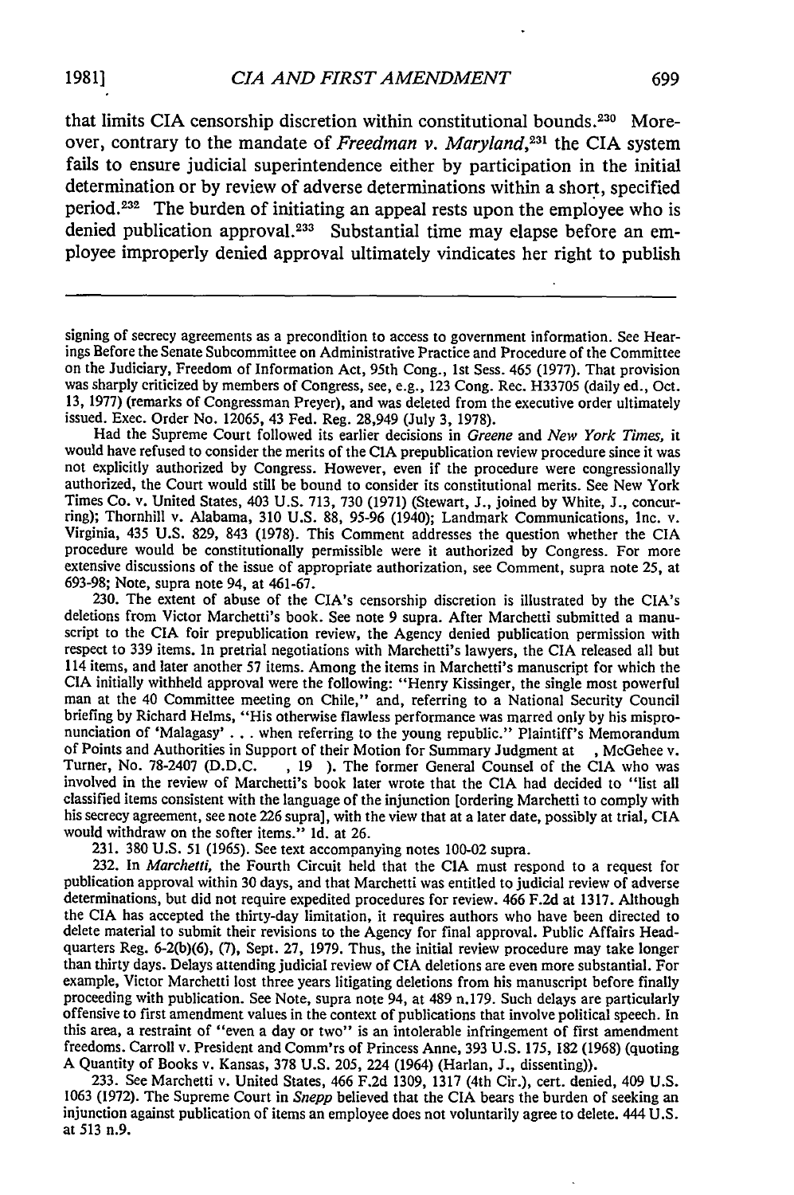that limits CIA censorship discretion within constitutional bounds.[230] Moreover, contrary to the mandate of *Freedman v. Maryland*,[231] the CIA system fails to ensure judicial superintendence either by participation in the initial determination or by review of adverse determinations within a short, specified period.[232] The burden of initiating an appeal rests upon the employee who is denied publication approval.[233] Substantial time may elapse before an employee improperly denied approval ultimately vindicates her right to publish

---

signing of secrecy agreements as a precondition to access to government information. See Hearings Before the Senate Subcommittee on Administrative Practice and Procedure of the Committee on the Judiciary, Freedom of Information Act, 95th Cong., 1st Sess. 465 (1977). That provision was sharply criticized by members of Congress, see, e.g., 123 Cong. Rec. H33705 (daily ed., Oct. 13, 1977) (remarks of Congressman Preyer), and was deleted from the executive order ultimately issued. Exec. Order No. 12065, 43 Fed. Reg. 28,949 (July 3, 1978).

Had the Supreme Court followed its earlier decisions in *Greene* and *New York Times*, it would have refused to consider the merits of the CIA prepublication review procedure since it was not explicitly authorized by Congress. However, even if the procedure were congressionally authorized, the Court would still be bound to consider its constitutional merits. See New York Times Co. v. United States, 403 U.S. 713, 730 (1971) (Stewart, J., joined by White, J., concurring); Thornhill v. Alabama, 310 U.S. 88, 95-96 (1940); Landmark Communications, Inc. v. Virginia, 435 U.S. 829, 843 (1978). This Comment addresses the question whether the CIA procedure would be constitutionally permissible were it authorized by Congress. For more extensive discussions of the issue of appropriate authorization, see Comment, supra note 25, at 693-98; Note, supra note 94, at 461-67.

230. The extent of abuse of the CIA's censorship discretion is illustrated by the CIA's deletions from Victor Marchetti's book. See note 9 supra. After Marchetti submitted a manuscript to the CIA foir prepublication review, the Agency denied publication permission with respect to 339 items. In pretrial negotiations with Marchetti's lawyers, the CIA released all but 114 items, and later another 57 items. Among the items in Marchetti's manuscript for which the CIA initially withheld approval were the following: "Henry Kissinger, the single most powerful man at the 40 Committee meeting on Chile," and, referring to a National Security Council briefing by Richard Helms, "His otherwise flawless performance was marred only by his mispronunciation of 'Malagasy' . . . when referring to the young republic." Plaintiff's Memorandum of Points and Authorities in Support of their Motion for Summary Judgment at , McGehee v. Turner, No. 78-2407 (D.D.C. , 19 ). The former General Counsel of the CIA who was involved in the review of Marchetti's book later wrote that the CIA had decided to "list all classified items consistent with the language of the injunction [ordering Marchetti to comply with his secrecy agreement, see note 226 supra], with the view that at a later date, possibly at trial, CIA would withdraw on the softer items." Id. at 26.

231. 380 U.S. 51 (1965). See text accompanying notes 100-02 supra.

232. In *Marchetti*, the Fourth Circuit held that the CIA must respond to a request for publication approval within 30 days, and that Marchetti was entitled to judicial review of adverse determinations, but did not require expedited procedures for review. 466 F.2d at 1317. Although the CIA has accepted the thirty-day limitation, it requires authors who have been directed to delete material to submit their revisions to the Agency for final approval. Public Affairs Headquarters Reg. 6-2(b)(6), (7), Sept. 27, 1979. Thus, the initial review procedure may take longer than thirty days. Delays attending judicial review of CIA deletions are even more substantial. For example, Victor Marchetti lost three years litigating deletions from his manuscript before finally proceeding with publication. See Note, supra note 94, at 489 n.179. Such delays are particularly offensive to first amendment values in the context of publications that involve political speech. In this area, a restraint of "even a day or two" is an intolerable infringement of first amendment freedoms. Carroll v. President and Comm'rs of Princess Anne, 393 U.S. 175, 182 (1968) (quoting A Quantity of Books v. Kansas, 378 U.S. 205, 224 (1964) (Harlan, J., dissenting)).

233. See Marchetti v. United States, 466 F.2d 1309, 1317 (4th Cir.), cert. denied, 409 U.S. 1063 (1972). The Supreme Court in *Snepp* believed that the CIA bears the burden of seeking an injunction against publication of items an employee does not voluntarily agree to delete. 444 U.S. at 513 n.9.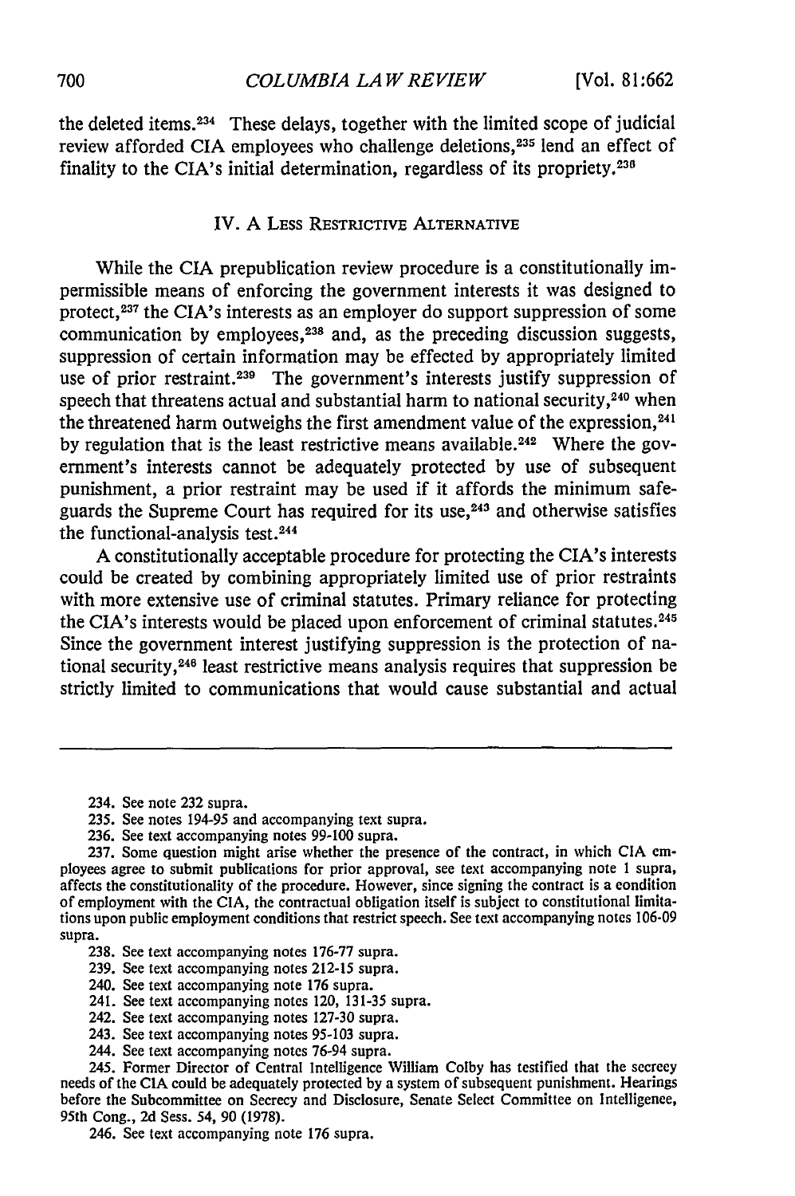the deleted items.[234] These delays, together with the limited scope of judicial review afforded CIA employees who challenge deletions,[235] lend an effect of finality to the CIA's initial determination, regardless of its propriety.[236]

## IV. A Less Restrictive Alternative

While the CIA prepublication review procedure is a constitutionally impermissible means of enforcing the government interests it was designed to protect,[237] the CIA's interests as an employer do support suppression of some communication by employees,[238] and, as the preceding discussion suggests, suppression of certain information may be effected by appropriately limited use of prior restraint.[239] The government's interests justify suppression of speech that threatens actual and substantial harm to national security,[240] when the threatened harm outweighs the first amendment value of the expression,[241] by regulation that is the least restrictive means available.[242] Where the government's interests cannot be adequately protected by use of subsequent punishment, a prior restraint may be used if it affords the minimum safeguards the Supreme Court has required for its use,[243] and otherwise satisfies the functional-analysis test.[244]

A constitutionally acceptable procedure for protecting the CIA's interests could be created by combining appropriately limited use of prior restraints with more extensive use of criminal statutes. Primary reliance for protecting the CIA's interests would be placed upon enforcement of criminal statutes.[245] Since the government interest justifying suppression is the protection of national security,[246] least restrictive means analysis requires that suppression be strictly limited to communications that would cause substantial and actual

---

234. See note 232 supra.

235. See notes 194-95 and accompanying text supra.

236. See text accompanying notes 99-100 supra.

237. Some question might arise whether the presence of the contract, in which CIA employees agree to submit publications for prior approval, see text accompanying note 1 supra, affects the constitutionality of the procedure. However, since signing the contract is a condition of employment with the CIA, the contractual obligation itself is subject to constitutional limitations upon public employment conditions that restrict speech. See text accompanying notes 106-09 supra.

238. See text accompanying notes 176-77 supra.

239. See text accompanying notes 212-15 supra.

240. See text accompanying note 176 supra.

241. See text accompanying notes 120, 131-35 supra.

242. See text accompanying notes 127-30 supra.

243. See text accompanying notes 95-103 supra.

244. See text accompanying notes 76-94 supra.

245. Former Director of Central Intelligence William Colby has testified that the secrecy needs of the CIA could be adequately protected by a system of subsequent punishment. Hearings before the Subcommittee on Secrecy and Disclosure, Senate Select Committee on Intelligence, 95th Cong., 2d Sess. 54, 90 (1978).

246. See text accompanying note 176 supra.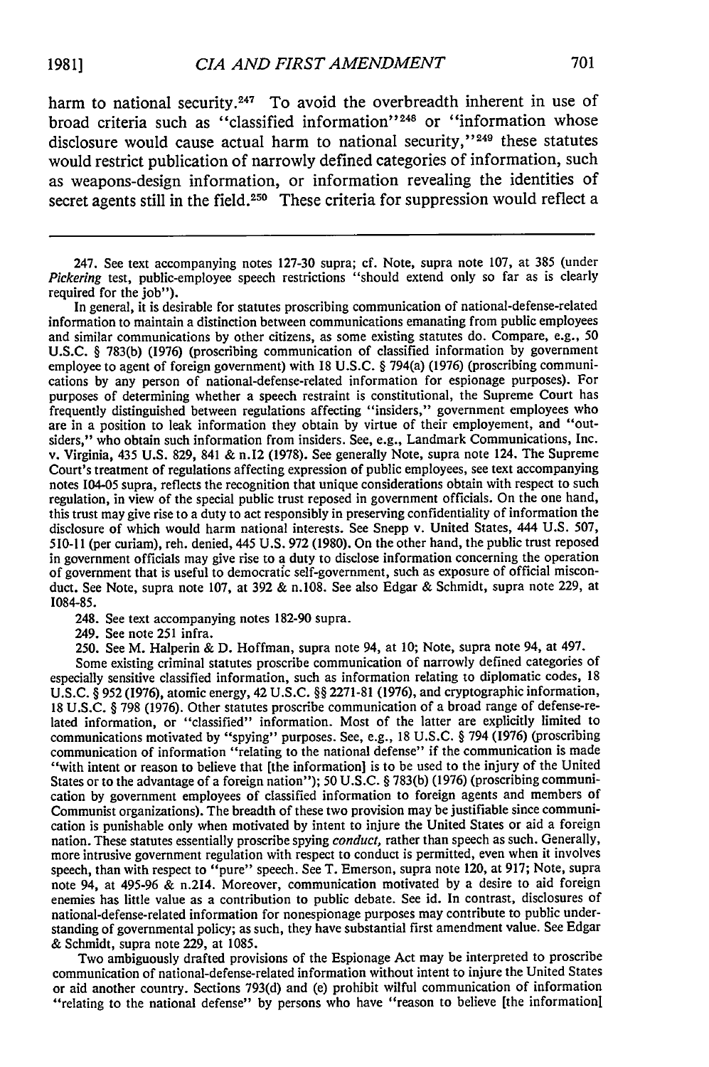harm to national security.[247] To avoid the overbreadth inherent in use of broad criteria such as "classified information"[248] or "information whose disclosure would cause actual harm to national security,"[249] these statutes would restrict publication of narrowly defined categories of information, such as weapons-design information, or information revealing the identities of secret agents still in the field.[250] These criteria for suppression would reflect a

---

247. See text accompanying notes 127-30 supra; cf. Note, supra note 107, at 385 (under *Pickering* test, public-employee speech restrictions "should extend only so far as is clearly required for the job").

In general, it is desirable for statutes proscribing communication of national-defense-related information to maintain a distinction between communications emanating from public employees and similar communications by other citizens, as some existing statutes do. Compare, e.g., 50 U.S.C. § 783(b) (1976) (proscribing communication of classified information by government employee to agent of foreign government) with 18 U.S.C. § 794(a) (1976) (proscribing communications by any person of national-defense-related information for espionage purposes). For purposes of determining whether a speech restraint is constitutional, the Supreme Court has frequently distinguished between regulations affecting "insiders," government employees who are in a position to leak information they obtain by virtue of their employement, and "outsiders," who obtain such information from insiders. See, e.g., Landmark Communications, Inc. v. Virginia, 435 U.S. 829, 841 & n.12 (1978). See generally Note, supra note 124. The Supreme Court's treatment of regulations affecting expression of public employees, see text accompanying notes 104-05 supra, reflects the recognition that unique considerations obtain with respect to such regulation, in view of the special public trust reposed in government officials. On the one hand, this trust may give rise to a duty to act responsibly in preserving confidentiality of information the disclosure of which would harm national interests. See Snepp v. United States, 444 U.S. 507, 510-11 (per curiam), reh. denied, 445 U.S. 972 (1980). On the other hand, the public trust reposed in government officials may give rise to a duty to disclose information concerning the operation of government that is useful to democratic self-government, such as exposure of official misconduct. See Note, supra note 107, at 392 & n.108. See also Edgar & Schmidt, supra note 229, at 1084-85.

248. See text accompanying notes 182-90 supra.

249. See note 251 infra.

250. See M. Halperin & D. Hoffman, supra note 94, at 10; Note, supra note 94, at 497.

Some existing criminal statutes proscribe communication of narrowly defined categories of especially sensitive classified information, such as information relating to diplomatic codes, 18 U.S.C. § 952 (1976), atomic energy, 42 U.S.C. §§ 2271-81 (1976), and cryptographic information, 18 U.S.C. § 798 (1976). Other statutes proscribe communication of a broad range of defense-related information, or "classified" information. Most of the latter are explicitly limited to communications motivated by "spying" purposes. See, e.g., 18 U.S.C. § 794 (1976) (proscribing communication of information "relating to the national defense" if the communication is made "with intent or reason to believe that [the information] is to be used to the injury of the United States or to the advantage of a foreign nation"); 50 U.S.C. § 783(b) (1976) (proscribing communication by government employees of classified information to foreign agents and members of Communist organizations). The breadth of these two provision may be justifiable since communication is punishable only when motivated by intent to injure the United States or aid a foreign nation. These statutes essentially proscribe spying *conduct,* rather than speech as such. Generally, more intrusive government regulation with respect to conduct is permitted, even when it involves speech, than with respect to "pure" speech. See T. Emerson, supra note 120, at 917; Note, supra note 94, at 495-96 & n.214. Moreover, communication motivated by a desire to aid foreign enemies has little value as a contribution to public debate. See id. In contrast, disclosures of national-defense-related information for nonespionage purposes may contribute to public understanding of governmental policy; as such, they have substantial first amendment value. See Edgar & Schmidt, supra note 229, at 1085.

Two ambiguously drafted provisions of the Espionage Act may be interpreted to proscribe communication of national-defense-related information without intent to injure the United States or aid another country. Sections 793(d) and (e) prohibit wilful communication of information "relating to the national defense" by persons who have "reason to believe [the information]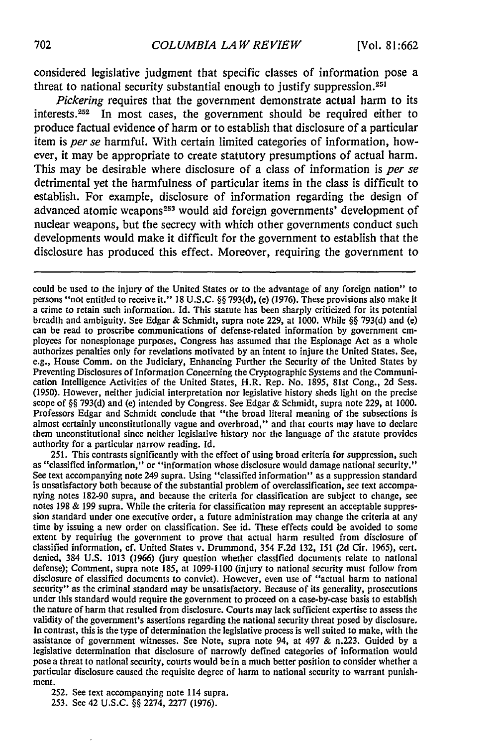considered legislative judgment that specific classes of information pose a threat to national security substantial enough to justify suppression.[251]

*Pickering* requires that the government demonstrate actual harm to its interests.[252] In most cases, the government should be required either to produce factual evidence of harm or to establish that disclosure of a particular item is *per se* harmful. With certain limited categories of information, however, it may be appropriate to create statutory presumptions of actual harm. This may be desirable where disclosure of a class of information is *per se* detrimental yet the harmfulness of particular items in the class is difficult to establish. For example, disclosure of information regarding the design of advanced atomic weapons[253] would aid foreign governments' development of nuclear weapons, but the secrecy with which other governments conduct such developments would make it difficult for the government to establish that the disclosure has produced this effect. Moreover, requiring the government to

---

could be used to the injury of the United States or to the advantage of any foreign nation" to persons "not entitled to receive it." 18 U.S.C. §§ 793(d), (e) (1976). These provisions also make it a crime to retain such information. Id. This statute has been sharply criticized for its potential breadth and ambiguity. See Edgar & Schmidt, supra note 229, at 1000. While §§ 793(d) and (e) can be read to proscribe communications of defense-related information by government employees for nonespionage purposes, Congress has assumed that the Espionage Act as a whole authorizes penalties only for revelations motivated by an intent to injure the United States. See, e.g., House Comm. on the Judiciary, Enhancing Further the Security of the United States by Preventing Disclosures of Information Concerning the Cryptographic Systems and the Communication Intelligence Activities of the United States, H.R. Rep. No. 1895, 81st Cong., 2d Sess. (1950). However, neither judicial interpretation nor legislative history sheds light on the precise scope of §§ 793(d) and (e) intended by Congress. See Edgar & Schmidt, supra note 229, at 1000. Professors Edgar and Schmidt conclude that "the broad literal meaning of the subsections is almost certainly unconstitutionally vague and overbroad," and that courts may have to declare them unconstitutional since neither legislative history nor the language of the statute provides authority for a particular narrow reading. Id.

251. This contrasts significantly with the effect of using broad criteria for suppression, such as "classified information," or "information whose disclosure would damage national security." See text accompanying note 249 supra. Using "classified information" as a suppression standard is unsatisfactory both because of the substantial problem of overclassification, see text accompanying notes 182-90 supra, and because the criteria for classification are subject to change, see notes 198 & 199 supra. While the criteria for classification may represent an acceptable suppression standard under one executive order, a future administration may change the criteria at any time by issuing a new order on classification. See id. These effects could be avoided to some extent by requiring the government to prove that actual harm resulted from disclosure of classified information, cf. United States v. Drummond, 354 F.2d 132, 151 (2d Cir. 1965), cert. denied, 384 U.S. 1013 (1966) (jury question whether classified documents relate to national defense); Comment, supra note 185, at 1099-1100 (injury to national security must follow from disclosure of classified documents to convict). However, even use of "actual harm to national security" as the criminal standard may be unsatisfactory. Because of its generality, prosecutions under this standard would require the government to proceed on a case-by-case basis to establish the nature of harm that resulted from disclosure. Courts may lack sufficient expertise to assess the validity of the government's assertions regarding the national security threat posed by disclosure. In contrast, this is the type of determination the legislative process is well suited to make, with the assistance of government witnesses. See Note, supra note 94, at 497 & n.223. Guided by a legislative determination that disclosure of narrowly defined categories of information would pose a threat to national security, courts would be in a much better position to consider whether a particular disclosure caused the requisite degree of harm to national security to warrant punishment.

252. See text accompanying note 114 supra.

253. See 42 U.S.C. §§ 2274, 2277 (1976).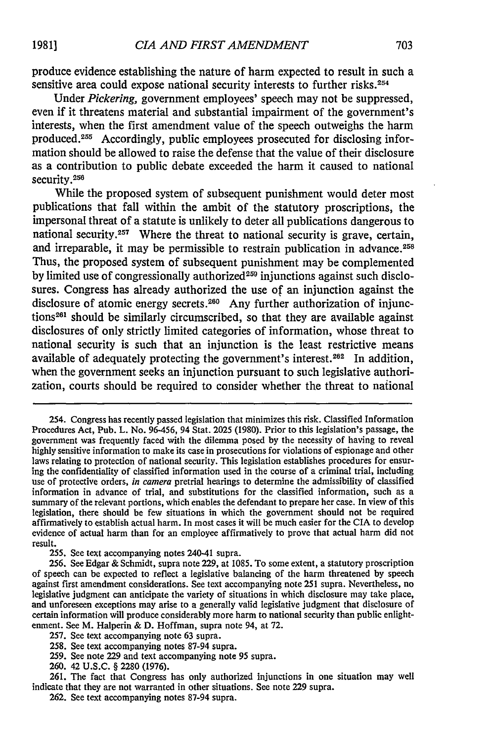produce evidence establishing the nature of harm expected to result in such a sensitive area could expose national security interests to further risks.[254]

Under *Pickering*, government employees' speech may not be suppressed, even if it threatens material and substantial impairment of the government's interests, when the first amendment value of the speech outweighs the harm produced.[255] Accordingly, public employees prosecuted for disclosing information should be allowed to raise the defense that the value of their disclosure as a contribution to public debate exceeded the harm it caused to national security.[256]

While the proposed system of subsequent punishment would deter most publications that fall within the ambit of the statutory proscriptions, the impersonal threat of a statute is unlikely to deter all publications dangerous to national security.[257] Where the threat to national security is grave, certain, and irreparable, it may be permissible to restrain publication in advance.[258] Thus, the proposed system of subsequent punishment may be complemented by limited use of congressionally authorized[259] injunctions against such disclosures. Congress has already authorized the use of an injunction against the disclosure of atomic energy secrets.[260] Any further authorization of injunctions[261] should be similarly circumscribed, so that they are available against disclosures of only strictly limited categories of information, whose threat to national security is such that an injunction is the least restrictive means available of adequately protecting the government's interest.[262] In addition, when the government seeks an injunction pursuant to such legislative authorization, courts should be required to consider whether the threat to national

---

254. Congress has recently passed legislation that minimizes this risk. Classified Information Procedures Act, Pub. L. No. 96-456, 94 Stat. 2025 (1980). Prior to this legislation's passage, the government was frequently faced with the dilemma posed by the necessity of having to reveal highly sensitive information to make its case in prosecutions for violations of espionage and other laws relating to protection of national security. This legislation establishes procedures for ensuring the confidentiality of classified information used in the course of a criminal trial, including use of protective orders, *in camera* pretrial hearings to determine the admissibility of classified information in advance of trial, and substitutions for the classified information, such as a summary of the relevant portions, which enables the defendant to prepare her case. In view of this legislation, there should be few situations in which the government should not be required affirmatively to establish actual harm. In most cases it will be much easier for the CIA to develop evidence of actual harm than for an employee affirmatively to prove that actual harm did not result.

255. See text accompanying notes 240-41 supra.

256. See Edgar & Schmidt, supra note 229, at 1085. To some extent, a statutory proscription of speech can be expected to reflect a legislative balancing of the harm threatened by speech against first amendment considerations. See text accompanying note 251 supra. Nevertheless, no legislative judgment can anticipate the variety of situations in which disclosure may take place, and unforeseen exceptions may arise to a generally valid legislative judgment that disclosure of certain information will produce considerably more harm to national security than public enlightenment. See M. Halperin & D. Hoffman, supra note 94, at 72.

257. See text accompanying note 63 supra.

258. See text accompanying notes 87-94 supra.

259. See note 229 and text accompanying note 95 supra.

260. 42 U.S.C. § 2280 (1976).

261. The fact that Congress has only authorized injunctions in one situation may well indicate that they are not warranted in other situations. See note 229 supra.

262. See text accompanying notes 87-94 supra.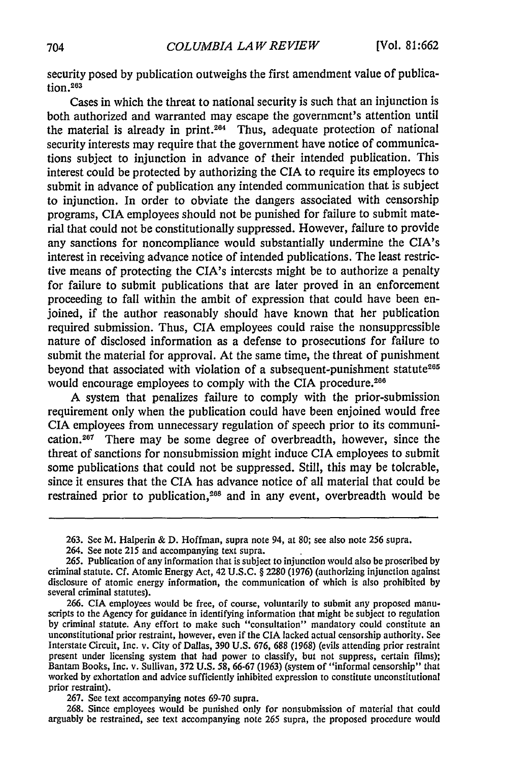security posed by publication outweighs the first amendment value of publication.[263]

Cases in which the threat to national security is such that an injunction is both authorized and warranted may escape the government's attention until the material is already in print.[264] Thus, adequate protection of national security interests may require that the government have notice of communications subject to injunction in advance of their intended publication. This interest could be protected by authorizing the CIA to require its employees to submit in advance of publication any intended communication that is subject to injunction. In order to obviate the dangers associated with censorship programs, CIA employees should not be punished for failure to submit material that could not be constitutionally suppressed. However, failure to provide any sanctions for noncompliance would substantially undermine the CIA's interest in receiving advance notice of intended publications. The least restrictive means of protecting the CIA's interests might be to authorize a penalty for failure to submit publications that are later proved in an enforcement proceeding to fall within the ambit of expression that could have been enjoined, if the author reasonably should have known that her publication required submission. Thus, CIA employees could raise the nonsuppressible nature of disclosed information as a defense to prosecutions for failure to submit the material for approval. At the same time, the threat of punishment beyond that associated with violation of a subsequent-punishment statute[265] would encourage employees to comply with the CIA procedure.[266]

A system that penalizes failure to comply with the prior-submission requirement only when the publication could have been enjoined would free CIA employees from unnecessary regulation of speech prior to its communication.[267] There may be some degree of overbreadth, however, since the threat of sanctions for nonsubmission might induce CIA employees to submit some publications that could not be suppressed. Still, this may be tolerable, since it ensures that the CIA has advance notice of all material that could be restrained prior to publication,[268] and in any event, overbreadth would be

---

263. See M. Halperin & D. Hoffman, supra note 94, at 80; see also note 256 supra.

264. See note 215 and accompanying text supra.

265. Publication of any information that is subject to injunction would also be proscribed by criminal statute. Cf. Atomic Energy Act, 42 U.S.C. § 2280 (1976) (authorizing injunction against disclosure of atomic energy information, the communication of which is also prohibited by several criminal statutes).

266. CIA employees would be free, of course, voluntarily to submit any proposed manuscripts to the Agency for guidance in identifying information that might be subject to regulation by criminal statute. Any effort to make such "consultation" mandatory could constitute an unconstitutional prior restraint, however, even if the CIA lacked actual censorship authority. See Interstate Circuit, Inc. v. City of Dallas, 390 U.S. 676, 688 (1968) (evils attending prior restraint present under licensing system that had power to classify, but not suppress, certain films); Bantam Books, Inc. v. Sullivan, 372 U.S. 58, 66-67 (1963) (system of "informal censorship" that worked by exhortation and advice sufficiently inhibited expression to constitute unconstitutional prior restraint).

267. See text accompanying notes 69-70 supra.

268. Since employees would be punished only for nonsubmission of material that could arguably be restrained, see text accompanying note 265 supra, the proposed procedure would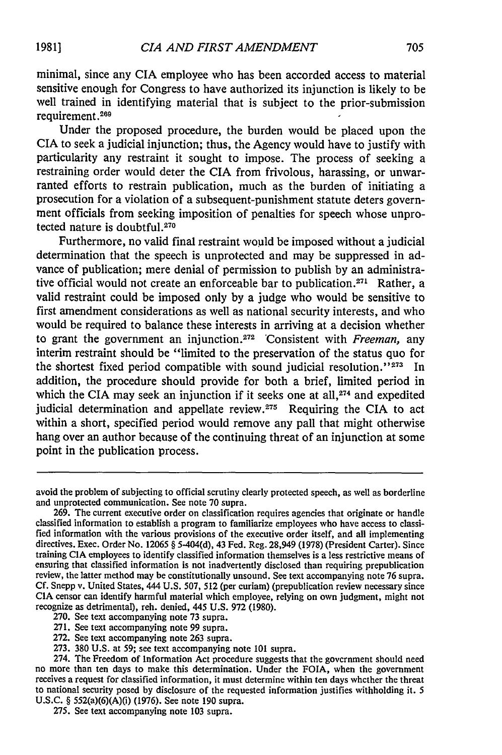minimal, since any CIA employee who has been accorded access to material sensitive enough for Congress to have authorized its injunction is likely to be well trained in identifying material that is subject to the prior-submission requirement.[269]

Under the proposed procedure, the burden would be placed upon the CIA to seek a judicial injunction; thus, the Agency would have to justify with particularity any restraint it sought to impose. The process of seeking a restraining order would deter the CIA from frivolous, harassing, or unwarranted efforts to restrain publication, much as the burden of initiating a prosecution for a violation of a subsequent-punishment statute deters government officials from seeking imposition of penalties for speech whose unprotected nature is doubtful.[270]

Furthermore, no valid final restraint would be imposed without a judicial determination that the speech is unprotected and may be suppressed in advance of publication; mere denial of permission to publish by an administrative official would not create an enforceable bar to publication.[271] Rather, a valid restraint could be imposed only by a judge who would be sensitive to first amendment considerations as well as national security interests, and who would be required to balance these interests in arriving at a decision whether to grant the government an injunction.[272] Consistent with *Freeman,* any interim restraint should be "limited to the preservation of the status quo for the shortest fixed period compatible with sound judicial resolution."[273] In addition, the procedure should provide for both a brief, limited period in which the CIA may seek an injunction if it seeks one at all,[274] and expedited judicial determination and appellate review.[275] Requiring the CIA to act within a short, specified period would remove any pall that might otherwise hang over an author because of the continuing threat of an injunction at some point in the publication process.

---

avoid the problem of subjecting to official scrutiny clearly protected speech, as well as borderline and unprotected communication. See note 70 supra.

269. The current executive order on classification requires agencies that originate or handle classified information to establish a program to familiarize employees who have access to classified information with the various provisions of the executive order itself, and all implementing directives. Exec. Order No. 12065 § 5-404(d), 43 Fed. Reg. 28,949 (1978) (President Carter). Since training CIA employees to identify classified information themselves is a less restrictive means of ensuring that classified information is not inadvertently disclosed than requiring prepublication review, the latter method may be constitutionally unsound. See text accompanying note 76 supra. Cf. Snepp v. United States, 444 U.S. 507, 512 (per curiam) (prepublication review necessary since CIA censor can identify harmful material which employee, relying on own judgment, might not recognize as detrimental), reh. denied, 445 U.S. 972 (1980).

270. See text accompanying note 73 supra.

271. See text accompanying note 99 supra.

272. See text accompanying note 263 supra.

273. 380 U.S. at 59; see text accompanying note 101 supra.

274. The Freedom of Information Act procedure suggests that the government should need no more than ten days to make this determination. Under the FOIA, when the government receives a request for classified information, it must determine within ten days whether the threat to national security posed by disclosure of the requested information justifies withholding it. 5 U.S.C. § 552(a)(6)(A)(i) (1976). See note 190 supra.

275. See text accompanying note 103 supra.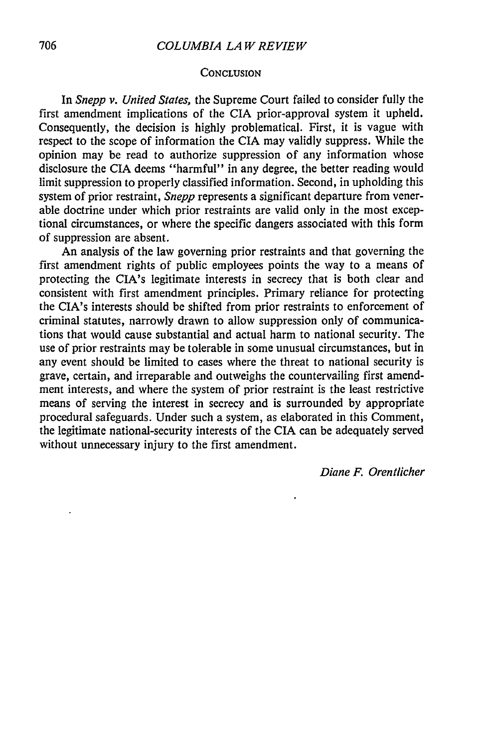## CONCLUSION

In *Snepp v. United States*, the Supreme Court failed to consider fully the first amendment implications of the CIA prior-approval system it upheld. Consequently, the decision is highly problematical. First, it is vague with respect to the scope of information the CIA may validly suppress. While the opinion may be read to authorize suppression of any information whose disclosure the CIA deems "harmful" in any degree, the better reading would limit suppression to properly classified information. Second, in upholding this system of prior restraint, *Snepp* represents a significant departure from venerable doctrine under which prior restraints are valid only in the most exceptional circumstances, or where the specific dangers associated with this form of suppression are absent.

An analysis of the law governing prior restraints and that governing the first amendment rights of public employees points the way to a means of protecting the CIA's legitimate interests in secrecy that is both clear and consistent with first amendment principles. Primary reliance for protecting the CIA's interests should be shifted from prior restraints to enforcement of criminal statutes, narrowly drawn to allow suppression only of communications that would cause substantial and actual harm to national security. The use of prior restraints may be tolerable in some unusual circumstances, but in any event should be limited to cases where the threat to national security is grave, certain, and irreparable and outweighs the countervailing first amendment interests, and where the system of prior restraint is the least restrictive means of serving the interest in secrecy and is surrounded by appropriate procedural safeguards. Under such a system, as elaborated in this Comment, the legitimate national-security interests of the CIA can be adequately served without unnecessary injury to the first amendment.

*Diane F. Orentlicher*